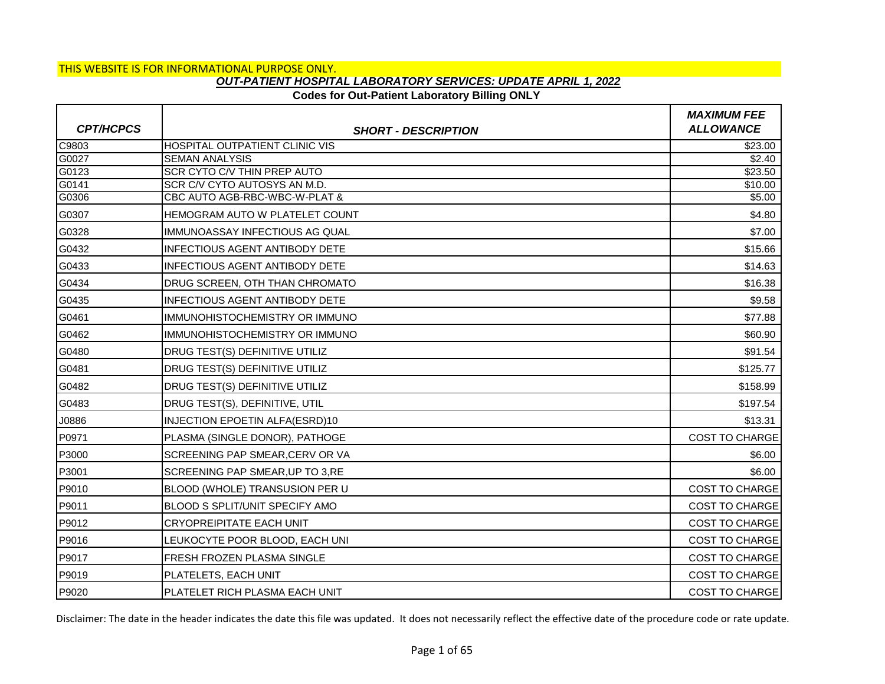THIS WEBSITE IS FOR INFORMATIONAL PURPOSE ONLY.

## *OUT-PATIENT HOSPITAL LABORATORY SERVICES: UPDATE APRIL 1, 2022*

### Codes for Out-Patient Laboratory Billing ONLY

| *CPT/HCPCS* | *SHORT - DESCRIPTION* | *MAXIMUM FEE ALLOWANCE* |
|---|---|---|
| C9803 | HOSPITAL OUTPATIENT CLINIC VIS | $23.00 |
| G0027 | SEMAN ANALYSIS | $2.40 |
| G0123 | SCR CYTO C/V THIN PREP AUTO | $23.50 |
| G0141 | SCR C/V CYTO AUTOSYS AN M.D. | $10.00 |
| G0306 | CBC AUTO AGB-RBC-WBC-W-PLAT & | $5.00 |
| G0307 | HEMOGRAM AUTO W PLATELET COUNT | $4.80 |
| G0328 | IMMUNOASSAY INFECTIOUS AG QUAL | $7.00 |
| G0432 | INFECTIOUS AGENT ANTIBODY DETE | $15.66 |
| G0433 | INFECTIOUS AGENT ANTIBODY DETE | $14.63 |
| G0434 | DRUG SCREEN, OTH THAN CHROMATO | $16.38 |
| G0435 | INFECTIOUS AGENT ANTIBODY DETE | $9.58 |
| G0461 | IMMUNOHISTOCHEMISTRY OR IMMUNO | $77.88 |
| G0462 | IMMUNOHISTOCHEMISTRY OR IMMUNO | $60.90 |
| G0480 | DRUG TEST(S) DEFINITIVE UTILIZ | $91.54 |
| G0481 | DRUG TEST(S) DEFINITIVE UTILIZ | $125.77 |
| G0482 | DRUG TEST(S) DEFINITIVE UTILIZ | $158.99 |
| G0483 | DRUG TEST(S), DEFINITIVE, UTIL | $197.54 |
| J0886 | INJECTION EPOETIN ALFA(ESRD)10 | $13.31 |
| P0971 | PLASMA (SINGLE DONOR), PATHOGE | COST TO CHARGE |
| P3000 | SCREENING PAP SMEAR,CERV OR VA | $6.00 |
| P3001 | SCREENING PAP SMEAR,UP TO 3,RE | $6.00 |
| P9010 | BLOOD (WHOLE) TRANSUSION PER U | COST TO CHARGE |
| P9011 | BLOOD S SPLIT/UNIT SPECIFY AMO | COST TO CHARGE |
| P9012 | CRYOPREIPITATE EACH UNIT | COST TO CHARGE |
| P9016 | LEUKOCYTE POOR BLOOD, EACH UNI | COST TO CHARGE |
| P9017 | FRESH FROZEN PLASMA SINGLE | COST TO CHARGE |
| P9019 | PLATELETS, EACH UNIT | COST TO CHARGE |
| P9020 | PLATELET RICH PLASMA EACH UNIT | COST TO CHARGE |

Disclaimer: The date in the header indicates the date this file was updated. It does not necessarily reflect the effective date of the procedure code or rate update.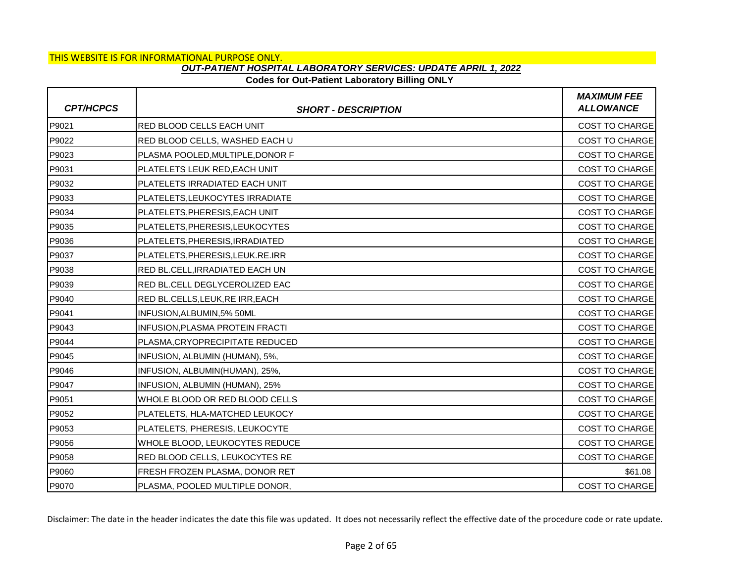THIS WEBSITE IS FOR INFORMATIONAL PURPOSE ONLY.

***OUT-PATIENT HOSPITAL LABORATORY SERVICES: UPDATE APRIL 1, 2022***

**Codes for Out-Patient Laboratory Billing ONLY**

| *CPT/HCPCS* | *SHORT - DESCRIPTION* | *MAXIMUM FEE ALLOWANCE* |
|---|---|---|
| P9021 | RED BLOOD CELLS EACH UNIT | COST TO CHARGE |
| P9022 | RED BLOOD CELLS, WASHED EACH U | COST TO CHARGE |
| P9023 | PLASMA POOLED,MULTIPLE,DONOR F | COST TO CHARGE |
| P9031 | PLATELETS LEUK RED,EACH UNIT | COST TO CHARGE |
| P9032 | PLATELETS IRRADIATED EACH UNIT | COST TO CHARGE |
| P9033 | PLATELETS,LEUKOCYTES IRRADIATE | COST TO CHARGE |
| P9034 | PLATELETS,PHERESIS,EACH UNIT | COST TO CHARGE |
| P9035 | PLATELETS,PHERESIS,LEUKOCYTES | COST TO CHARGE |
| P9036 | PLATELETS,PHERESIS,IRRADIATED | COST TO CHARGE |
| P9037 | PLATELETS,PHERESIS,LEUK.RE.IRR | COST TO CHARGE |
| P9038 | RED BL.CELL,IRRADIATED EACH UN | COST TO CHARGE |
| P9039 | RED BL.CELL DEGLYCEROLIZED EAC | COST TO CHARGE |
| P9040 | RED BL.CELLS,LEUK,RE IRR,EACH | COST TO CHARGE |
| P9041 | INFUSION,ALBUMIN,5% 50ML | COST TO CHARGE |
| P9043 | INFUSION,PLASMA PROTEIN FRACTI | COST TO CHARGE |
| P9044 | PLASMA,CRYOPRECIPITATE REDUCED | COST TO CHARGE |
| P9045 | INFUSION, ALBUMIN (HUMAN), 5%, | COST TO CHARGE |
| P9046 | INFUSION, ALBUMIN(HUMAN), 25%, | COST TO CHARGE |
| P9047 | INFUSION, ALBUMIN (HUMAN), 25% | COST TO CHARGE |
| P9051 | WHOLE BLOOD OR RED BLOOD CELLS | COST TO CHARGE |
| P9052 | PLATELETS, HLA-MATCHED LEUKOCY | COST TO CHARGE |
| P9053 | PLATELETS, PHERESIS, LEUKOCYTE | COST TO CHARGE |
| P9056 | WHOLE BLOOD, LEUKOCYTES REDUCE | COST TO CHARGE |
| P9058 | RED BLOOD CELLS, LEUKOCYTES RE | COST TO CHARGE |
| P9060 | FRESH FROZEN PLASMA, DONOR RET | $61.08 |
| P9070 | PLASMA, POOLED MULTIPLE DONOR, | COST TO CHARGE |

Disclaimer: The date in the header indicates the date this file was updated. It does not necessarily reflect the effective date of the procedure code or rate update.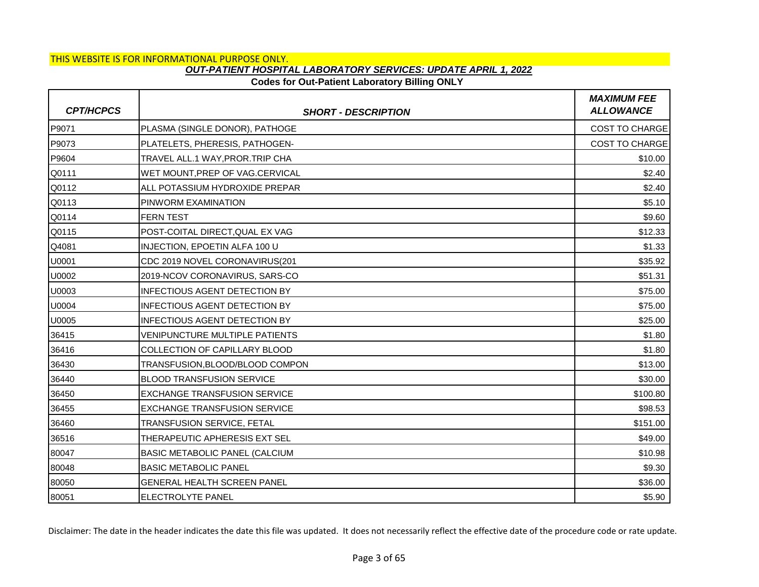THIS WEBSITE IS FOR INFORMATIONAL PURPOSE ONLY.

***OUT-PATIENT HOSPITAL LABORATORY SERVICES: UPDATE APRIL 1, 2022***

**Codes for Out-Patient Laboratory Billing ONLY**

| *CPT/HCPCS* | *SHORT - DESCRIPTION* | *MAXIMUM FEE ALLOWANCE* |
|---|---|---|
| P9071 | PLASMA (SINGLE DONOR), PATHOGE | COST TO CHARGE |
| P9073 | PLATELETS, PHERESIS, PATHOGEN- | COST TO CHARGE |
| P9604 | TRAVEL ALL.1 WAY,PROR.TRIP CHA | $10.00 |
| Q0111 | WET MOUNT,PREP OF VAG.CERVICAL | $2.40 |
| Q0112 | ALL POTASSIUM HYDROXIDE PREPAR | $2.40 |
| Q0113 | PINWORM EXAMINATION | $5.10 |
| Q0114 | FERN TEST | $9.60 |
| Q0115 | POST-COITAL DIRECT,QUAL EX VAG | $12.33 |
| Q4081 | INJECTION, EPOETIN ALFA 100 U | $1.33 |
| U0001 | CDC 2019 NOVEL CORONAVIRUS(201 | $35.92 |
| U0002 | 2019-NCOV CORONAVIRUS, SARS-CO | $51.31 |
| U0003 | INFECTIOUS AGENT DETECTION BY | $75.00 |
| U0004 | INFECTIOUS AGENT DETECTION BY | $75.00 |
| U0005 | INFECTIOUS AGENT DETECTION BY | $25.00 |
| 36415 | VENIPUNCTURE MULTIPLE PATIENTS | $1.80 |
| 36416 | COLLECTION OF CAPILLARY BLOOD | $1.80 |
| 36430 | TRANSFUSION,BLOOD/BLOOD COMPON | $13.00 |
| 36440 | BLOOD TRANSFUSION SERVICE | $30.00 |
| 36450 | EXCHANGE TRANSFUSION SERVICE | $100.80 |
| 36455 | EXCHANGE TRANSFUSION SERVICE | $98.53 |
| 36460 | TRANSFUSION SERVICE, FETAL | $151.00 |
| 36516 | THERAPEUTIC APHERESIS EXT SEL | $49.00 |
| 80047 | BASIC METABOLIC PANEL (CALCIUM | $10.98 |
| 80048 | BASIC METABOLIC PANEL | $9.30 |
| 80050 | GENERAL HEALTH SCREEN PANEL | $36.00 |
| 80051 | ELECTROLYTE PANEL | $5.90 |

Disclaimer: The date in the header indicates the date this file was updated. It does not necessarily reflect the effective date of the procedure code or rate update.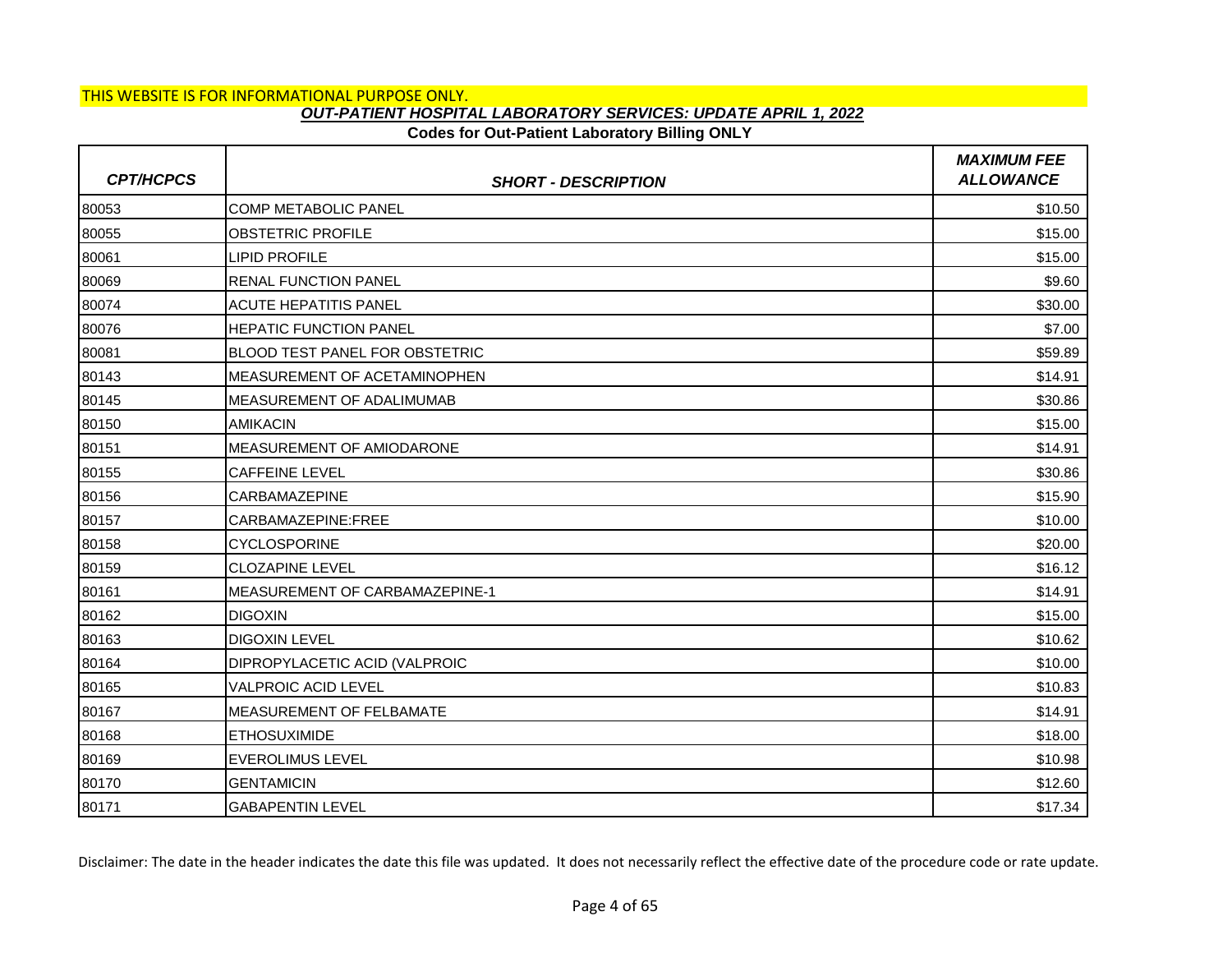THIS WEBSITE IS FOR INFORMATIONAL PURPOSE ONLY.

***OUT-PATIENT HOSPITAL LABORATORY SERVICES: UPDATE APRIL 1, 2022***

**Codes for Out-Patient Laboratory Billing ONLY**

| *CPT/HCPCS* | *SHORT - DESCRIPTION* | *MAXIMUM FEE ALLOWANCE* |
|---|---|---|
| 80053 | COMP METABOLIC PANEL | $10.50 |
| 80055 | OBSTETRIC PROFILE | $15.00 |
| 80061 | LIPID PROFILE | $15.00 |
| 80069 | RENAL FUNCTION PANEL | $9.60 |
| 80074 | ACUTE HEPATITIS PANEL | $30.00 |
| 80076 | HEPATIC FUNCTION PANEL | $7.00 |
| 80081 | BLOOD TEST PANEL FOR OBSTETRIC | $59.89 |
| 80143 | MEASUREMENT OF ACETAMINOPHEN | $14.91 |
| 80145 | MEASUREMENT OF ADALIMUMAB | $30.86 |
| 80150 | AMIKACIN | $15.00 |
| 80151 | MEASUREMENT OF AMIODARONE | $14.91 |
| 80155 | CAFFEINE LEVEL | $30.86 |
| 80156 | CARBAMAZEPINE | $15.90 |
| 80157 | CARBAMAZEPINE:FREE | $10.00 |
| 80158 | CYCLOSPORINE | $20.00 |
| 80159 | CLOZAPINE LEVEL | $16.12 |
| 80161 | MEASUREMENT OF CARBAMAZEPINE-1 | $14.91 |
| 80162 | DIGOXIN | $15.00 |
| 80163 | DIGOXIN LEVEL | $10.62 |
| 80164 | DIPROPYLACETIC ACID (VALPROIC | $10.00 |
| 80165 | VALPROIC ACID LEVEL | $10.83 |
| 80167 | MEASUREMENT OF FELBAMATE | $14.91 |
| 80168 | ETHOSUXIMIDE | $18.00 |
| 80169 | EVEROLIMUS LEVEL | $10.98 |
| 80170 | GENTAMICIN | $12.60 |
| 80171 | GABAPENTIN LEVEL | $17.34 |

Disclaimer: The date in the header indicates the date this file was updated. It does not necessarily reflect the effective date of the procedure code or rate update.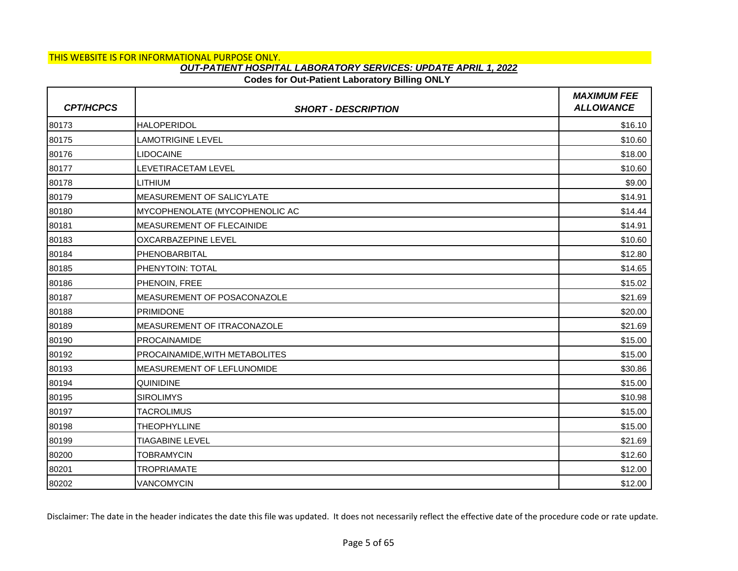THIS WEBSITE IS FOR INFORMATIONAL PURPOSE ONLY.

***OUT-PATIENT HOSPITAL LABORATORY SERVICES: UPDATE APRIL 1, 2022***

**Codes for Out-Patient Laboratory Billing ONLY**

| *CPT/HCPCS* | *SHORT - DESCRIPTION* | *MAXIMUM FEE ALLOWANCE* |
|---|---|---|
| 80173 | HALOPERIDOL | $16.10 |
| 80175 | LAMOTRIGINE LEVEL | $10.60 |
| 80176 | LIDOCAINE | $18.00 |
| 80177 | LEVETIRACETAM LEVEL | $10.60 |
| 80178 | LITHIUM | $9.00 |
| 80179 | MEASUREMENT OF SALICYLATE | $14.91 |
| 80180 | MYCOPHENOLATE (MYCOPHENOLIC AC | $14.44 |
| 80181 | MEASUREMENT OF FLECAINIDE | $14.91 |
| 80183 | OXCARBAZEPINE LEVEL | $10.60 |
| 80184 | PHENOBARBITAL | $12.80 |
| 80185 | PHENYTOIN: TOTAL | $14.65 |
| 80186 | PHENOIN, FREE | $15.02 |
| 80187 | MEASUREMENT OF POSACONAZOLE | $21.69 |
| 80188 | PRIMIDONE | $20.00 |
| 80189 | MEASUREMENT OF ITRACONAZOLE | $21.69 |
| 80190 | PROCAINAMIDE | $15.00 |
| 80192 | PROCAINAMIDE,WITH METABOLITES | $15.00 |
| 80193 | MEASUREMENT OF LEFLUNOMIDE | $30.86 |
| 80194 | QUINIDINE | $15.00 |
| 80195 | SIROLIMYS | $10.98 |
| 80197 | TACROLIMUS | $15.00 |
| 80198 | THEOPHYLLINE | $15.00 |
| 80199 | TIAGABINE LEVEL | $21.69 |
| 80200 | TOBRAMYCIN | $12.60 |
| 80201 | TROPRIAMATE | $12.00 |
| 80202 | VANCOMYCIN | $12.00 |

Disclaimer: The date in the header indicates the date this file was updated. It does not necessarily reflect the effective date of the procedure code or rate update.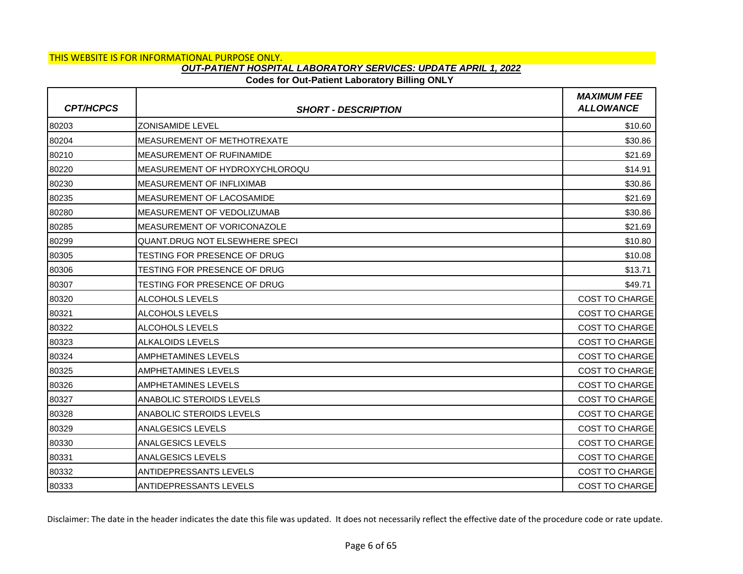THIS WEBSITE IS FOR INFORMATIONAL PURPOSE ONLY.

***OUT-PATIENT HOSPITAL LABORATORY SERVICES: UPDATE APRIL 1, 2022***

**Codes for Out-Patient Laboratory Billing ONLY**

| *CPT/HCPCS* | *SHORT - DESCRIPTION* | *MAXIMUM FEE ALLOWANCE* |
|---|---|---|
| 80203 | ZONISAMIDE LEVEL | $10.60 |
| 80204 | MEASUREMENT OF METHOTREXATE | $30.86 |
| 80210 | MEASUREMENT OF RUFINAMIDE | $21.69 |
| 80220 | MEASUREMENT OF HYDROXYCHLOROQU | $14.91 |
| 80230 | MEASUREMENT OF INFLIXIMAB | $30.86 |
| 80235 | MEASUREMENT OF LACOSAMIDE | $21.69 |
| 80280 | MEASUREMENT OF VEDOLIZUMAB | $30.86 |
| 80285 | MEASUREMENT OF VORICONAZOLE | $21.69 |
| 80299 | QUANT.DRUG NOT ELSEWHERE SPECI | $10.80 |
| 80305 | TESTING FOR PRESENCE OF DRUG | $10.08 |
| 80306 | TESTING FOR PRESENCE OF DRUG | $13.71 |
| 80307 | TESTING FOR PRESENCE OF DRUG | $49.71 |
| 80320 | ALCOHOLS LEVELS | COST TO CHARGE |
| 80321 | ALCOHOLS LEVELS | COST TO CHARGE |
| 80322 | ALCOHOLS LEVELS | COST TO CHARGE |
| 80323 | ALKALOIDS LEVELS | COST TO CHARGE |
| 80324 | AMPHETAMINES LEVELS | COST TO CHARGE |
| 80325 | AMPHETAMINES LEVELS | COST TO CHARGE |
| 80326 | AMPHETAMINES LEVELS | COST TO CHARGE |
| 80327 | ANABOLIC STEROIDS LEVELS | COST TO CHARGE |
| 80328 | ANABOLIC STEROIDS LEVELS | COST TO CHARGE |
| 80329 | ANALGESICS LEVELS | COST TO CHARGE |
| 80330 | ANALGESICS LEVELS | COST TO CHARGE |
| 80331 | ANALGESICS LEVELS | COST TO CHARGE |
| 80332 | ANTIDEPRESSANTS LEVELS | COST TO CHARGE |
| 80333 | ANTIDEPRESSANTS LEVELS | COST TO CHARGE |

Disclaimer: The date in the header indicates the date this file was updated. It does not necessarily reflect the effective date of the procedure code or rate update.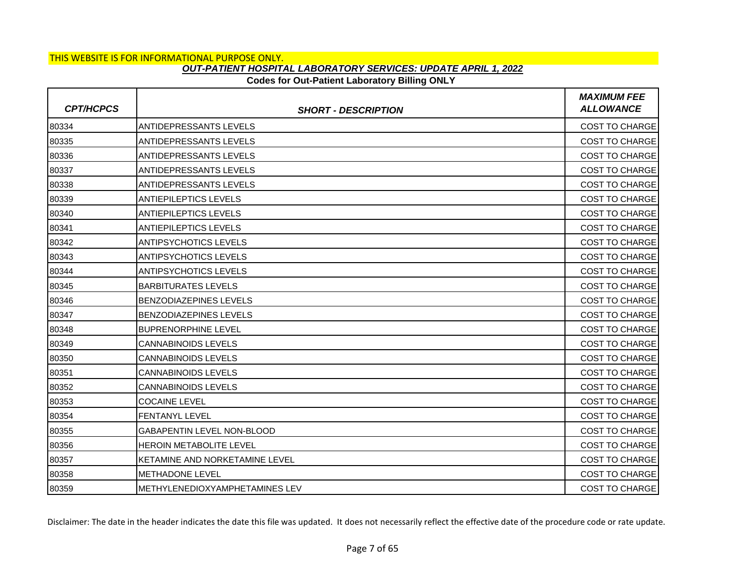THIS WEBSITE IS FOR INFORMATIONAL PURPOSE ONLY.

***OUT-PATIENT HOSPITAL LABORATORY SERVICES: UPDATE APRIL 1, 2022***

**Codes for Out-Patient Laboratory Billing ONLY**

| *CPT/HCPCS* | *SHORT - DESCRIPTION* | *MAXIMUM FEE ALLOWANCE* |
|---|---|---|
| 80334 | ANTIDEPRESSANTS LEVELS | COST TO CHARGE |
| 80335 | ANTIDEPRESSANTS LEVELS | COST TO CHARGE |
| 80336 | ANTIDEPRESSANTS LEVELS | COST TO CHARGE |
| 80337 | ANTIDEPRESSANTS LEVELS | COST TO CHARGE |
| 80338 | ANTIDEPRESSANTS LEVELS | COST TO CHARGE |
| 80339 | ANTIEPILEPTICS LEVELS | COST TO CHARGE |
| 80340 | ANTIEPILEPTICS LEVELS | COST TO CHARGE |
| 80341 | ANTIEPILEPTICS LEVELS | COST TO CHARGE |
| 80342 | ANTIPSYCHOTICS LEVELS | COST TO CHARGE |
| 80343 | ANTIPSYCHOTICS LEVELS | COST TO CHARGE |
| 80344 | ANTIPSYCHOTICS LEVELS | COST TO CHARGE |
| 80345 | BARBITURATES LEVELS | COST TO CHARGE |
| 80346 | BENZODIAZEPINES LEVELS | COST TO CHARGE |
| 80347 | BENZODIAZEPINES LEVELS | COST TO CHARGE |
| 80348 | BUPRENORPHINE LEVEL | COST TO CHARGE |
| 80349 | CANNABINOIDS LEVELS | COST TO CHARGE |
| 80350 | CANNABINOIDS LEVELS | COST TO CHARGE |
| 80351 | CANNABINOIDS LEVELS | COST TO CHARGE |
| 80352 | CANNABINOIDS LEVELS | COST TO CHARGE |
| 80353 | COCAINE LEVEL | COST TO CHARGE |
| 80354 | FENTANYL LEVEL | COST TO CHARGE |
| 80355 | GABAPENTIN LEVEL NON-BLOOD | COST TO CHARGE |
| 80356 | HEROIN METABOLITE LEVEL | COST TO CHARGE |
| 80357 | KETAMINE AND NORKETAMINE LEVEL | COST TO CHARGE |
| 80358 | METHADONE LEVEL | COST TO CHARGE |
| 80359 | METHYLENEDIOXYAMPHETAMINES LEV | COST TO CHARGE |

Disclaimer: The date in the header indicates the date this file was updated. It does not necessarily reflect the effective date of the procedure code or rate update.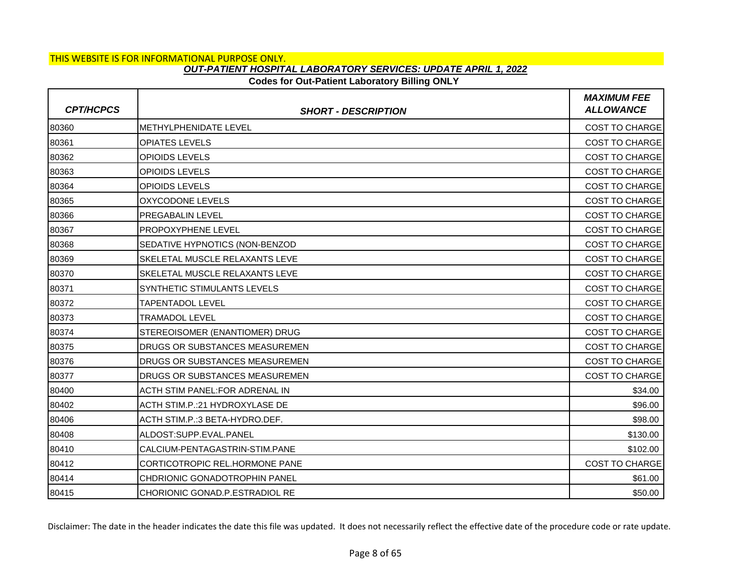THIS WEBSITE IS FOR INFORMATIONAL PURPOSE ONLY.

***OUT-PATIENT HOSPITAL LABORATORY SERVICES: UPDATE APRIL 1, 2022***

**Codes for Out-Patient Laboratory Billing ONLY**

| *CPT/HCPCS* | *SHORT - DESCRIPTION* | *MAXIMUM FEE ALLOWANCE* |
|---|---|---|
| 80360 | METHYLPHENIDATE LEVEL | COST TO CHARGE |
| 80361 | OPIATES LEVELS | COST TO CHARGE |
| 80362 | OPIOIDS LEVELS | COST TO CHARGE |
| 80363 | OPIOIDS LEVELS | COST TO CHARGE |
| 80364 | OPIOIDS LEVELS | COST TO CHARGE |
| 80365 | OXYCODONE LEVELS | COST TO CHARGE |
| 80366 | PREGABALIN LEVEL | COST TO CHARGE |
| 80367 | PROPOXYPHENE LEVEL | COST TO CHARGE |
| 80368 | SEDATIVE HYPNOTICS (NON-BENZOD | COST TO CHARGE |
| 80369 | SKELETAL MUSCLE RELAXANTS LEVE | COST TO CHARGE |
| 80370 | SKELETAL MUSCLE RELAXANTS LEVE | COST TO CHARGE |
| 80371 | SYNTHETIC STIMULANTS LEVELS | COST TO CHARGE |
| 80372 | TAPENTADOL LEVEL | COST TO CHARGE |
| 80373 | TRAMADOL LEVEL | COST TO CHARGE |
| 80374 | STEREOISOMER (ENANTIOMER) DRUG | COST TO CHARGE |
| 80375 | DRUGS OR SUBSTANCES MEASUREMEN | COST TO CHARGE |
| 80376 | DRUGS OR SUBSTANCES MEASUREMEN | COST TO CHARGE |
| 80377 | DRUGS OR SUBSTANCES MEASUREMEN | COST TO CHARGE |
| 80400 | ACTH STIM PANEL:FOR ADRENAL IN | $34.00 |
| 80402 | ACTH STIM.P.:21 HYDROXYLASE DE | $96.00 |
| 80406 | ACTH STIM.P.:3 BETA-HYDRO.DEF. | $98.00 |
| 80408 | ALDOST:SUPP.EVAL.PANEL | $130.00 |
| 80410 | CALCIUM-PENTAGASTRIN-STIM.PANE | $102.00 |
| 80412 | CORTICOTROPIC REL.HORMONE PANE | COST TO CHARGE |
| 80414 | CHDRIONIC GONADOTROPHIN PANEL | $61.00 |
| 80415 | CHORIONIC GONAD.P.ESTRADIOL RE | $50.00 |

Disclaimer: The date in the header indicates the date this file was updated. It does not necessarily reflect the effective date of the procedure code or rate update.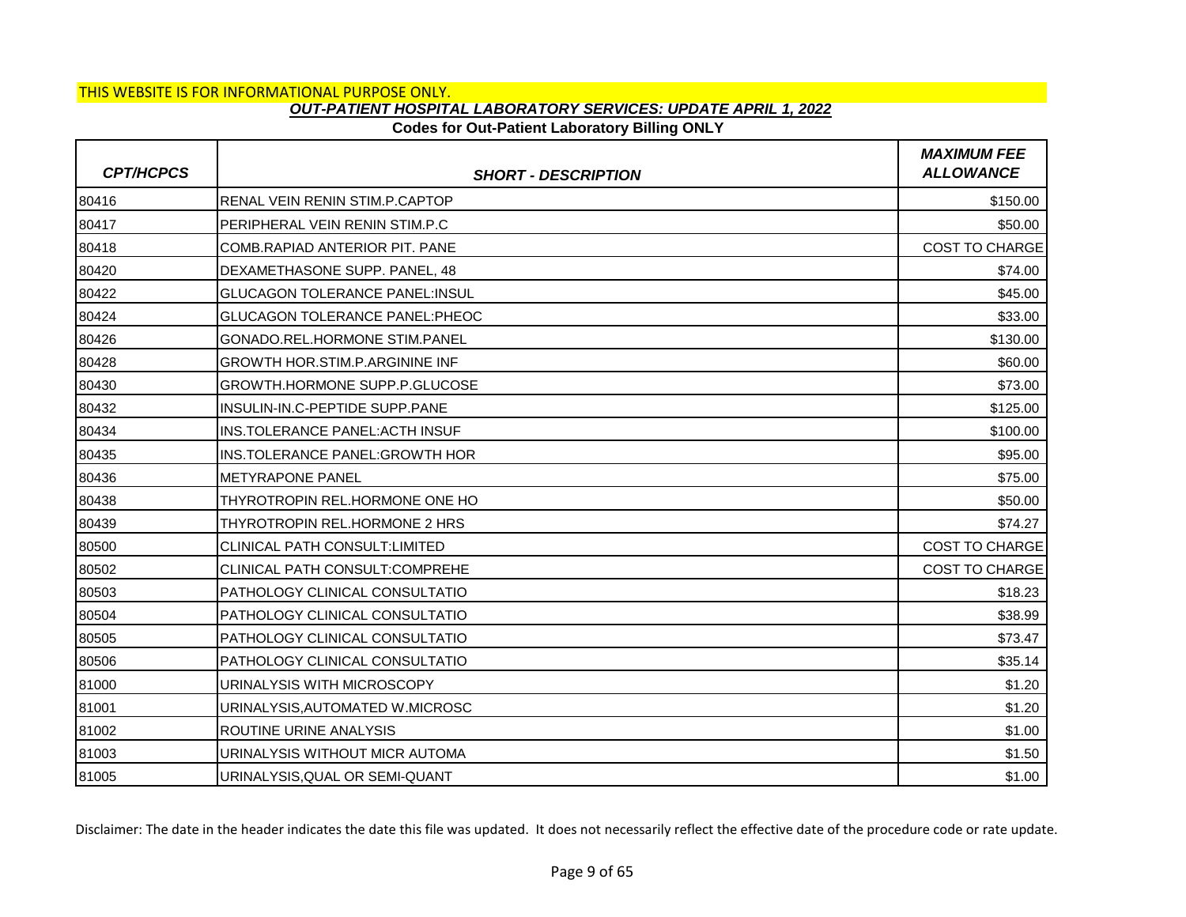THIS WEBSITE IS FOR INFORMATIONAL PURPOSE ONLY.

## *OUT-PATIENT HOSPITAL LABORATORY SERVICES: UPDATE APRIL 1, 2022*

### Codes for Out-Patient Laboratory Billing ONLY

| *CPT/HCPCS* | *SHORT - DESCRIPTION* | *MAXIMUM FEE ALLOWANCE* |
|---|---|---|
| 80416 | RENAL VEIN RENIN STIM.P.CAPTOP | $150.00 |
| 80417 | PERIPHERAL VEIN RENIN STIM.P.C | $50.00 |
| 80418 | COMB.RAPIAD ANTERIOR PIT. PANE | COST TO CHARGE |
| 80420 | DEXAMETHASONE SUPP. PANEL, 48 | $74.00 |
| 80422 | GLUCAGON TOLERANCE PANEL:INSUL | $45.00 |
| 80424 | GLUCAGON TOLERANCE PANEL:PHEOC | $33.00 |
| 80426 | GONADO.REL.HORMONE STIM.PANEL | $130.00 |
| 80428 | GROWTH HOR.STIM.P.ARGININE INF | $60.00 |
| 80430 | GROWTH.HORMONE SUPP.P.GLUCOSE | $73.00 |
| 80432 | INSULIN-IN.C-PEPTIDE SUPP.PANE | $125.00 |
| 80434 | INS.TOLERANCE PANEL:ACTH INSUF | $100.00 |
| 80435 | INS.TOLERANCE PANEL:GROWTH HOR | $95.00 |
| 80436 | METYRAPONE PANEL | $75.00 |
| 80438 | THYROTROPIN REL.HORMONE ONE HO | $50.00 |
| 80439 | THYROTROPIN REL.HORMONE 2 HRS | $74.27 |
| 80500 | CLINICAL PATH CONSULT:LIMITED | COST TO CHARGE |
| 80502 | CLINICAL PATH CONSULT:COMPREHE | COST TO CHARGE |
| 80503 | PATHOLOGY CLINICAL CONSULTATIO | $18.23 |
| 80504 | PATHOLOGY CLINICAL CONSULTATIO | $38.99 |
| 80505 | PATHOLOGY CLINICAL CONSULTATIO | $73.47 |
| 80506 | PATHOLOGY CLINICAL CONSULTATIO | $35.14 |
| 81000 | URINALYSIS WITH MICROSCOPY | $1.20 |
| 81001 | URINALYSIS,AUTOMATED W.MICROSC | $1.20 |
| 81002 | ROUTINE URINE ANALYSIS | $1.00 |
| 81003 | URINALYSIS WITHOUT MICR AUTOMA | $1.50 |
| 81005 | URINALYSIS,QUAL OR SEMI-QUANT | $1.00 |

Disclaimer: The date in the header indicates the date this file was updated. It does not necessarily reflect the effective date of the procedure code or rate update.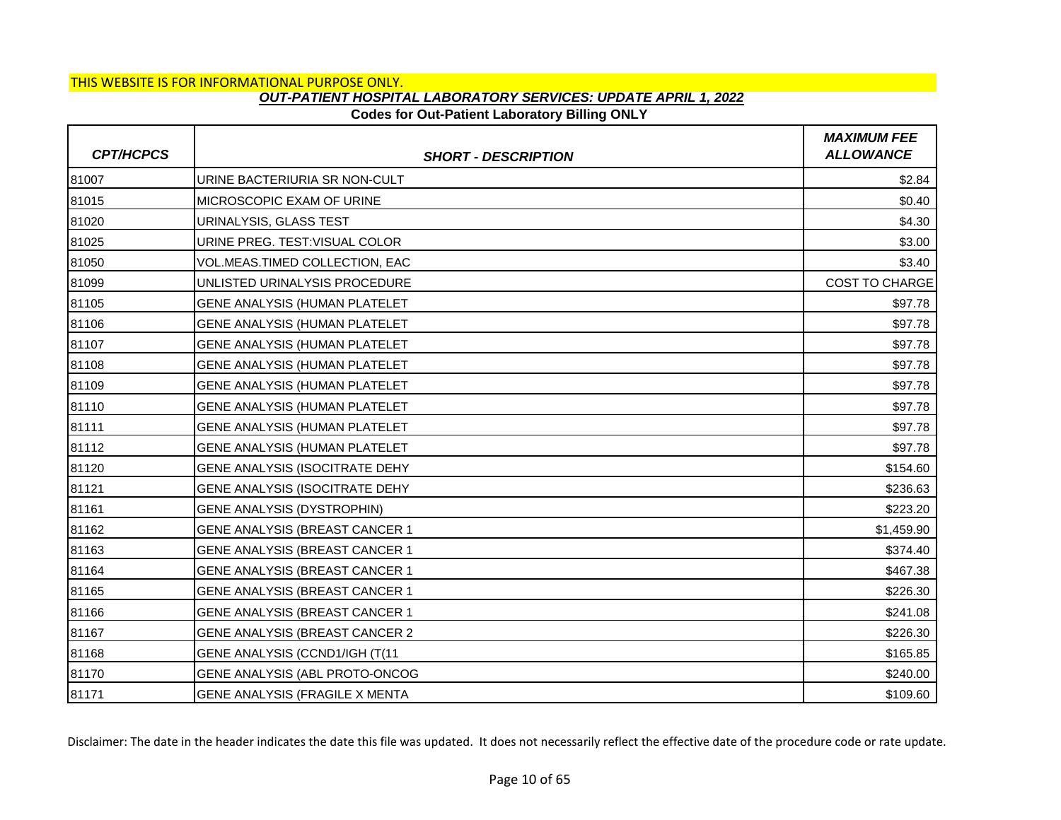THIS WEBSITE IS FOR INFORMATIONAL PURPOSE ONLY.

## *OUT-PATIENT HOSPITAL LABORATORY SERVICES: UPDATE APRIL 1, 2022*

**Codes for Out-Patient Laboratory Billing ONLY**

| *CPT/HCPCS* | *SHORT - DESCRIPTION* | *MAXIMUM FEE ALLOWANCE* |
|---|---|---|
| 81007 | URINE BACTERIURIA SR NON-CULT | $2.84 |
| 81015 | MICROSCOPIC EXAM OF URINE | $0.40 |
| 81020 | URINALYSIS, GLASS TEST | $4.30 |
| 81025 | URINE PREG. TEST:VISUAL COLOR | $3.00 |
| 81050 | VOL.MEAS.TIMED COLLECTION, EAC | $3.40 |
| 81099 | UNLISTED URINALYSIS PROCEDURE | COST TO CHARGE |
| 81105 | GENE ANALYSIS (HUMAN PLATELET | $97.78 |
| 81106 | GENE ANALYSIS (HUMAN PLATELET | $97.78 |
| 81107 | GENE ANALYSIS (HUMAN PLATELET | $97.78 |
| 81108 | GENE ANALYSIS (HUMAN PLATELET | $97.78 |
| 81109 | GENE ANALYSIS (HUMAN PLATELET | $97.78 |
| 81110 | GENE ANALYSIS (HUMAN PLATELET | $97.78 |
| 81111 | GENE ANALYSIS (HUMAN PLATELET | $97.78 |
| 81112 | GENE ANALYSIS (HUMAN PLATELET | $97.78 |
| 81120 | GENE ANALYSIS (ISOCITRATE DEHY | $154.60 |
| 81121 | GENE ANALYSIS (ISOCITRATE DEHY | $236.63 |
| 81161 | GENE ANALYSIS (DYSTROPHIN) | $223.20 |
| 81162 | GENE ANALYSIS (BREAST CANCER 1 | $1,459.90 |
| 81163 | GENE ANALYSIS (BREAST CANCER 1 | $374.40 |
| 81164 | GENE ANALYSIS (BREAST CANCER 1 | $467.38 |
| 81165 | GENE ANALYSIS (BREAST CANCER 1 | $226.30 |
| 81166 | GENE ANALYSIS (BREAST CANCER 1 | $241.08 |
| 81167 | GENE ANALYSIS (BREAST CANCER 2 | $226.30 |
| 81168 | GENE ANALYSIS (CCND1/IGH (T(11 | $165.85 |
| 81170 | GENE ANALYSIS (ABL PROTO-ONCOG | $240.00 |
| 81171 | GENE ANALYSIS (FRAGILE X MENTA | $109.60 |

Disclaimer: The date in the header indicates the date this file was updated. It does not necessarily reflect the effective date of the procedure code or rate update.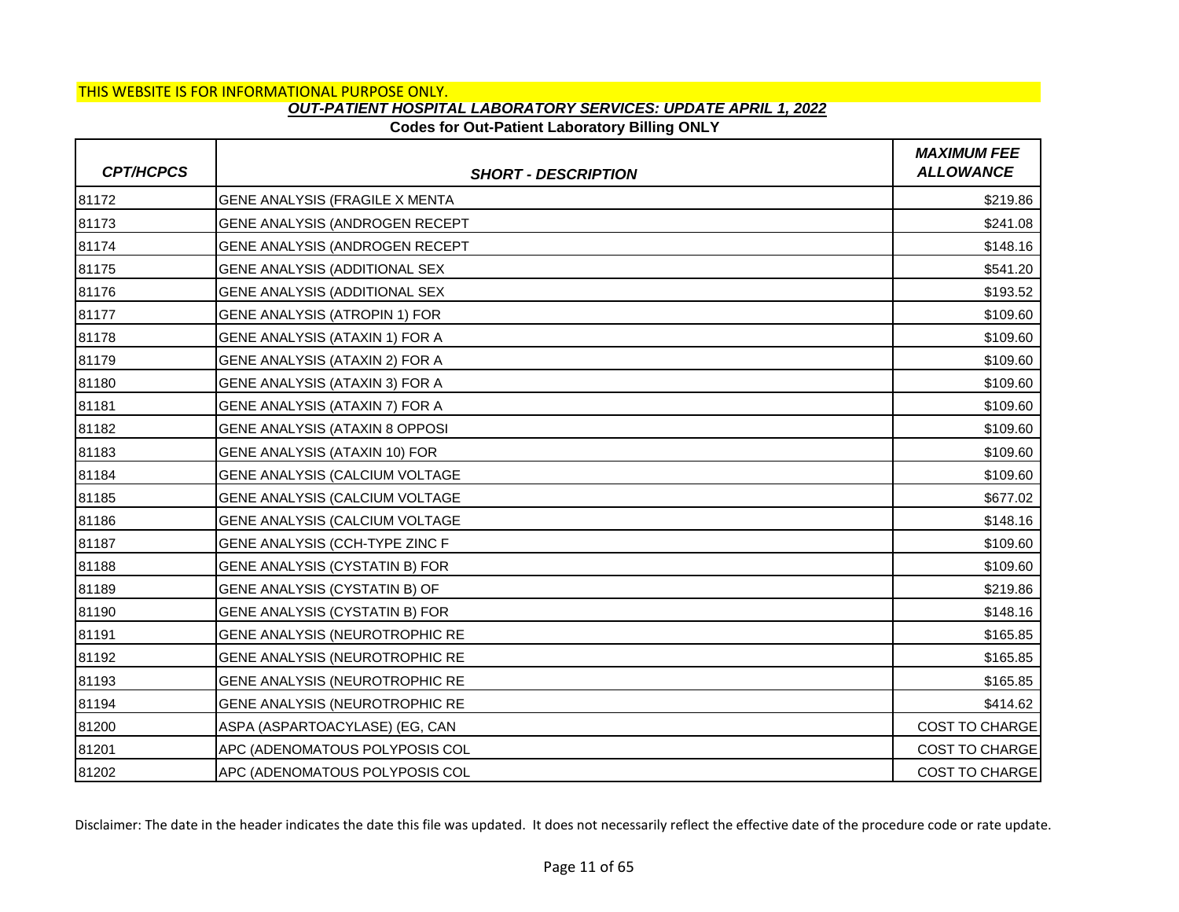THIS WEBSITE IS FOR INFORMATIONAL PURPOSE ONLY.

***OUT-PATIENT HOSPITAL LABORATORY SERVICES: UPDATE APRIL 1, 2022***

**Codes for Out-Patient Laboratory Billing ONLY**

| *CPT/HCPCS* | *SHORT - DESCRIPTION* | *MAXIMUM FEE ALLOWANCE* |
|---|---|---|
| 81172 | GENE ANALYSIS (FRAGILE X MENTA | $219.86 |
| 81173 | GENE ANALYSIS (ANDROGEN RECEPT | $241.08 |
| 81174 | GENE ANALYSIS (ANDROGEN RECEPT | $148.16 |
| 81175 | GENE ANALYSIS (ADDITIONAL SEX | $541.20 |
| 81176 | GENE ANALYSIS (ADDITIONAL SEX | $193.52 |
| 81177 | GENE ANALYSIS (ATROPIN 1) FOR | $109.60 |
| 81178 | GENE ANALYSIS (ATAXIN 1) FOR A | $109.60 |
| 81179 | GENE ANALYSIS (ATAXIN 2) FOR A | $109.60 |
| 81180 | GENE ANALYSIS (ATAXIN 3) FOR A | $109.60 |
| 81181 | GENE ANALYSIS (ATAXIN 7) FOR A | $109.60 |
| 81182 | GENE ANALYSIS (ATAXIN 8 OPPOSI | $109.60 |
| 81183 | GENE ANALYSIS (ATAXIN 10) FOR | $109.60 |
| 81184 | GENE ANALYSIS (CALCIUM VOLTAGE | $109.60 |
| 81185 | GENE ANALYSIS (CALCIUM VOLTAGE | $677.02 |
| 81186 | GENE ANALYSIS (CALCIUM VOLTAGE | $148.16 |
| 81187 | GENE ANALYSIS (CCH-TYPE ZINC F | $109.60 |
| 81188 | GENE ANALYSIS (CYSTATIN B) FOR | $109.60 |
| 81189 | GENE ANALYSIS (CYSTATIN B) OF | $219.86 |
| 81190 | GENE ANALYSIS (CYSTATIN B) FOR | $148.16 |
| 81191 | GENE ANALYSIS (NEUROTROPHIC RE | $165.85 |
| 81192 | GENE ANALYSIS (NEUROTROPHIC RE | $165.85 |
| 81193 | GENE ANALYSIS (NEUROTROPHIC RE | $165.85 |
| 81194 | GENE ANALYSIS (NEUROTROPHIC RE | $414.62 |
| 81200 | ASPA (ASPARTOACYLASE) (EG, CAN | COST TO CHARGE |
| 81201 | APC (ADENOMATOUS POLYPOSIS COL | COST TO CHARGE |
| 81202 | APC (ADENOMATOUS POLYPOSIS COL | COST TO CHARGE |

Disclaimer: The date in the header indicates the date this file was updated. It does not necessarily reflect the effective date of the procedure code or rate update.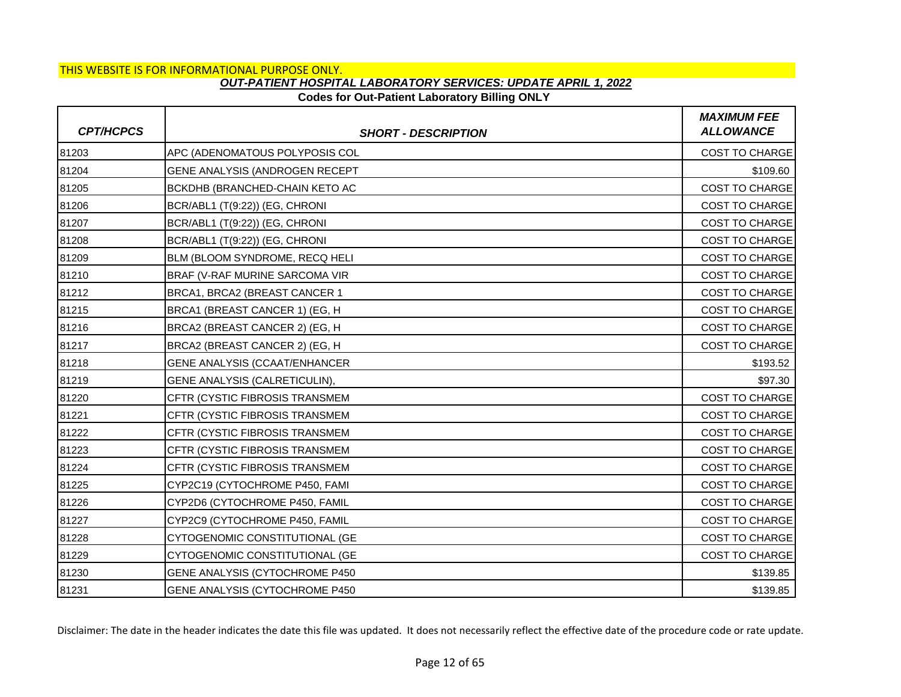THIS WEBSITE IS FOR INFORMATIONAL PURPOSE ONLY.

***OUT-PATIENT HOSPITAL LABORATORY SERVICES: UPDATE APRIL 1, 2022***

**Codes for Out-Patient Laboratory Billing ONLY**

| CPT/HCPCS | SHORT - DESCRIPTION | MAXIMUM FEE ALLOWANCE |
|---|---|---|
| 81203 | APC (ADENOMATOUS POLYPOSIS COL | COST TO CHARGE |
| 81204 | GENE ANALYSIS (ANDROGEN RECEPT | $109.60 |
| 81205 | BCKDHB (BRANCHED-CHAIN KETO AC | COST TO CHARGE |
| 81206 | BCR/ABL1 (T(9:22)) (EG, CHRONI | COST TO CHARGE |
| 81207 | BCR/ABL1 (T(9:22)) (EG, CHRONI | COST TO CHARGE |
| 81208 | BCR/ABL1 (T(9:22)) (EG, CHRONI | COST TO CHARGE |
| 81209 | BLM (BLOOM SYNDROME, RECQ HELI | COST TO CHARGE |
| 81210 | BRAF (V-RAF MURINE SARCOMA VIR | COST TO CHARGE |
| 81212 | BRCA1, BRCA2 (BREAST CANCER 1 | COST TO CHARGE |
| 81215 | BRCA1 (BREAST CANCER 1) (EG, H | COST TO CHARGE |
| 81216 | BRCA2 (BREAST CANCER 2) (EG, H | COST TO CHARGE |
| 81217 | BRCA2 (BREAST CANCER 2) (EG, H | COST TO CHARGE |
| 81218 | GENE ANALYSIS (CCAAT/ENHANCER | $193.52 |
| 81219 | GENE ANALYSIS (CALRETICULIN), | $97.30 |
| 81220 | CFTR (CYSTIC FIBROSIS TRANSMEM | COST TO CHARGE |
| 81221 | CFTR (CYSTIC FIBROSIS TRANSMEM | COST TO CHARGE |
| 81222 | CFTR (CYSTIC FIBROSIS TRANSMEM | COST TO CHARGE |
| 81223 | CFTR (CYSTIC FIBROSIS TRANSMEM | COST TO CHARGE |
| 81224 | CFTR (CYSTIC FIBROSIS TRANSMEM | COST TO CHARGE |
| 81225 | CYP2C19 (CYTOCHROME P450, FAMI | COST TO CHARGE |
| 81226 | CYP2D6 (CYTOCHROME P450, FAMIL | COST TO CHARGE |
| 81227 | CYP2C9 (CYTOCHROME P450, FAMIL | COST TO CHARGE |
| 81228 | CYTOGENOMIC CONSTITUTIONAL (GE | COST TO CHARGE |
| 81229 | CYTOGENOMIC CONSTITUTIONAL (GE | COST TO CHARGE |
| 81230 | GENE ANALYSIS (CYTOCHROME P450 | $139.85 |
| 81231 | GENE ANALYSIS (CYTOCHROME P450 | $139.85 |

Disclaimer: The date in the header indicates the date this file was updated. It does not necessarily reflect the effective date of the procedure code or rate update.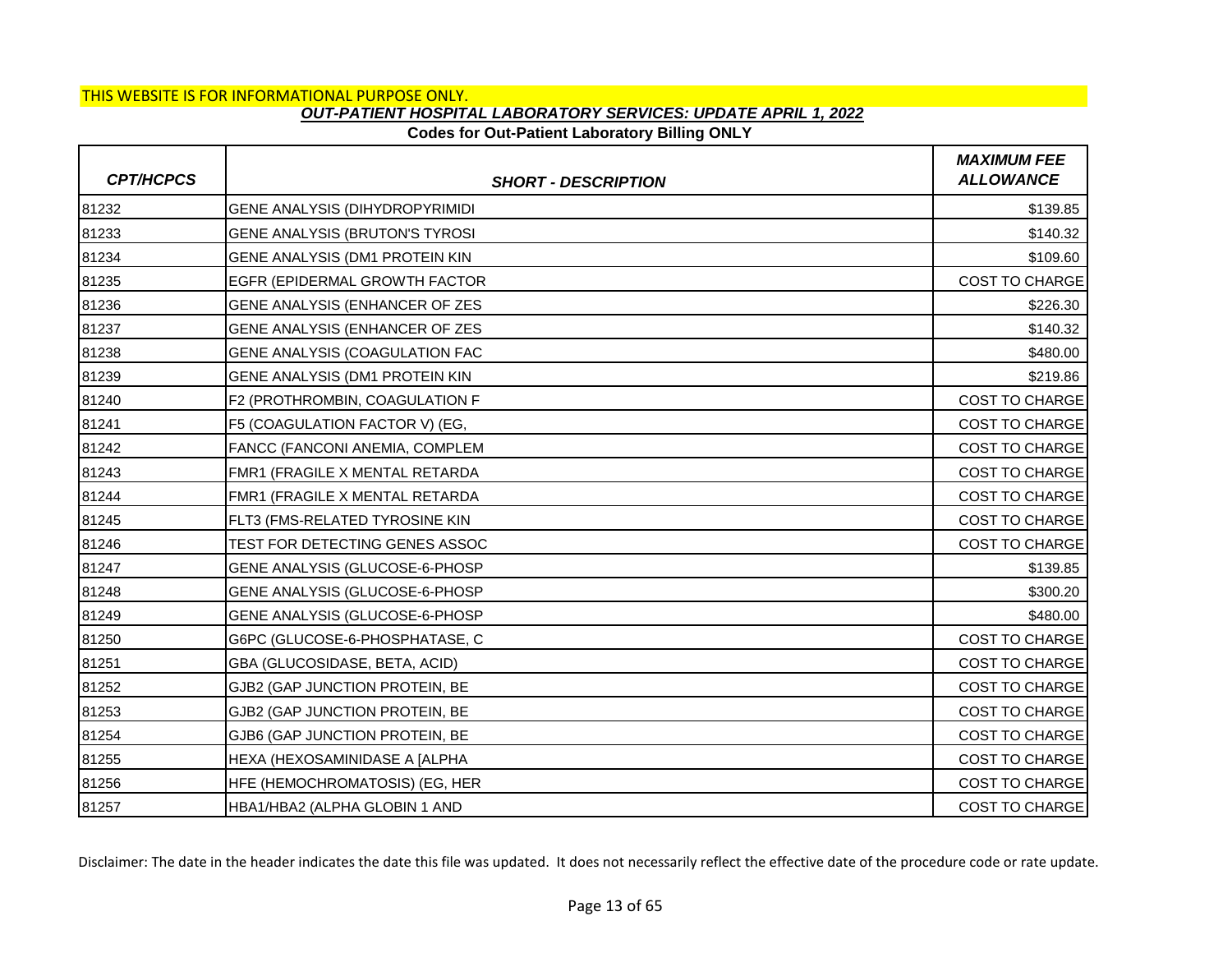THIS WEBSITE IS FOR INFORMATIONAL PURPOSE ONLY.

***OUT-PATIENT HOSPITAL LABORATORY SERVICES: UPDATE APRIL 1, 2022***

**Codes for Out-Patient Laboratory Billing ONLY**

| *CPT/HCPCS* | *SHORT - DESCRIPTION* | *MAXIMUM FEE ALLOWANCE* |
|---|---|---|
| 81232 | GENE ANALYSIS (DIHYDROPYRIMIDI | $139.85 |
| 81233 | GENE ANALYSIS (BRUTON'S TYROSI | $140.32 |
| 81234 | GENE ANALYSIS (DM1 PROTEIN KIN | $109.60 |
| 81235 | EGFR (EPIDERMAL GROWTH FACTOR | COST TO CHARGE |
| 81236 | GENE ANALYSIS (ENHANCER OF ZES | $226.30 |
| 81237 | GENE ANALYSIS (ENHANCER OF ZES | $140.32 |
| 81238 | GENE ANALYSIS (COAGULATION FAC | $480.00 |
| 81239 | GENE ANALYSIS (DM1 PROTEIN KIN | $219.86 |
| 81240 | F2 (PROTHROMBIN, COAGULATION F | COST TO CHARGE |
| 81241 | F5 (COAGULATION FACTOR V) (EG, | COST TO CHARGE |
| 81242 | FANCC (FANCONI ANEMIA, COMPLEM | COST TO CHARGE |
| 81243 | FMR1 (FRAGILE X MENTAL RETARDA | COST TO CHARGE |
| 81244 | FMR1 (FRAGILE X MENTAL RETARDA | COST TO CHARGE |
| 81245 | FLT3 (FMS-RELATED TYROSINE KIN | COST TO CHARGE |
| 81246 | TEST FOR DETECTING GENES ASSOC | COST TO CHARGE |
| 81247 | GENE ANALYSIS (GLUCOSE-6-PHOSP | $139.85 |
| 81248 | GENE ANALYSIS (GLUCOSE-6-PHOSP | $300.20 |
| 81249 | GENE ANALYSIS (GLUCOSE-6-PHOSP | $480.00 |
| 81250 | G6PC (GLUCOSE-6-PHOSPHATASE, C | COST TO CHARGE |
| 81251 | GBA (GLUCOSIDASE, BETA, ACID) | COST TO CHARGE |
| 81252 | GJB2 (GAP JUNCTION PROTEIN, BE | COST TO CHARGE |
| 81253 | GJB2 (GAP JUNCTION PROTEIN, BE | COST TO CHARGE |
| 81254 | GJB6 (GAP JUNCTION PROTEIN, BE | COST TO CHARGE |
| 81255 | HEXA (HEXOSAMINIDASE A [ALPHA | COST TO CHARGE |
| 81256 | HFE (HEMOCHROMATOSIS) (EG, HER | COST TO CHARGE |
| 81257 | HBA1/HBA2 (ALPHA GLOBIN 1 AND | COST TO CHARGE |

Disclaimer: The date in the header indicates the date this file was updated. It does not necessarily reflect the effective date of the procedure code or rate update.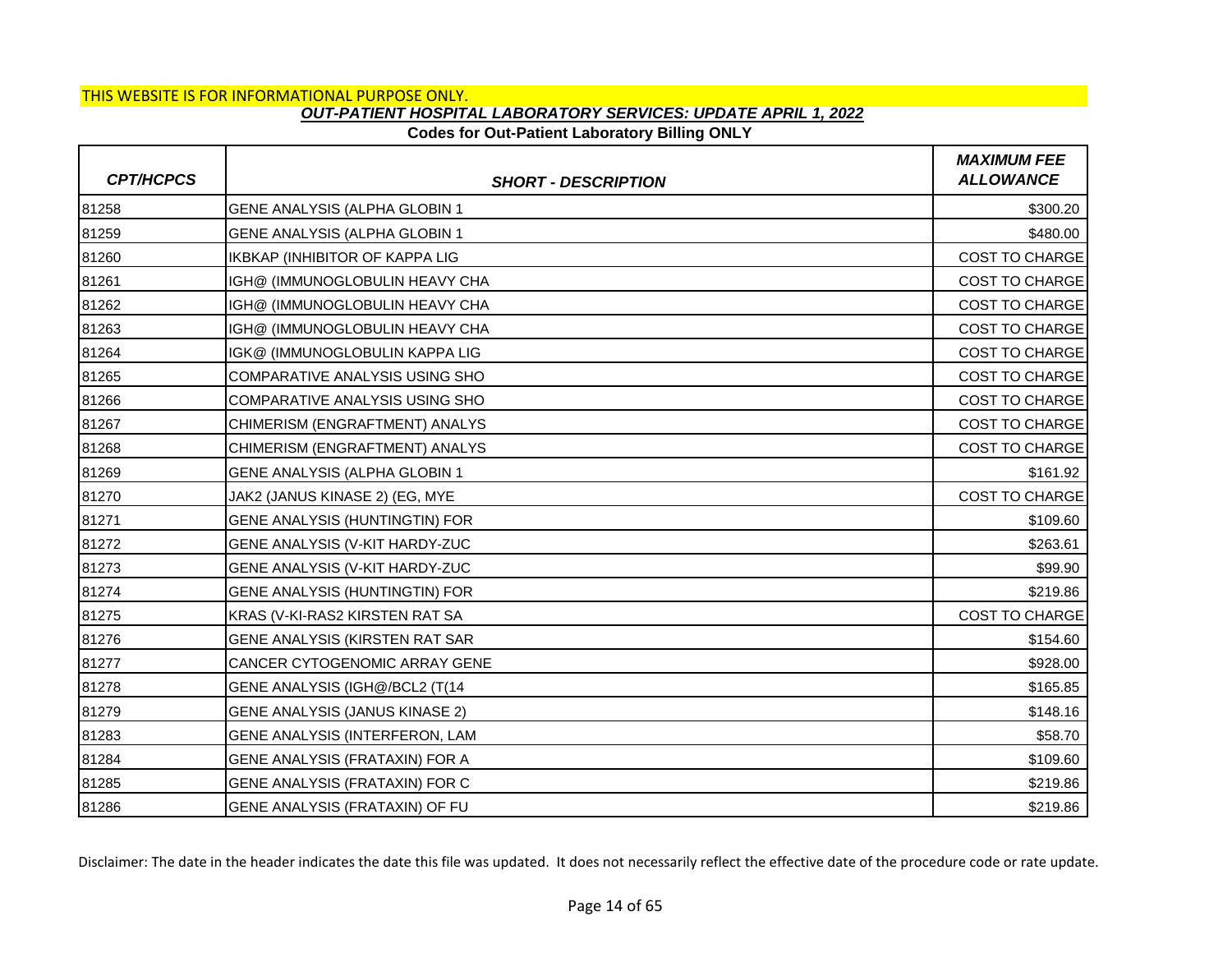THIS WEBSITE IS FOR INFORMATIONAL PURPOSE ONLY.

***OUT-PATIENT HOSPITAL LABORATORY SERVICES: UPDATE APRIL 1, 2022***

**Codes for Out-Patient Laboratory Billing ONLY**

| *CPT/HCPCS* | *SHORT - DESCRIPTION* | *MAXIMUM FEE ALLOWANCE* |
|---|---|---|
| 81258 | GENE ANALYSIS (ALPHA GLOBIN 1 | $300.20 |
| 81259 | GENE ANALYSIS (ALPHA GLOBIN 1 | $480.00 |
| 81260 | IKBKAP (INHIBITOR OF KAPPA LIG | COST TO CHARGE |
| 81261 | IGH@ (IMMUNOGLOBULIN HEAVY CHA | COST TO CHARGE |
| 81262 | IGH@ (IMMUNOGLOBULIN HEAVY CHA | COST TO CHARGE |
| 81263 | IGH@ (IMMUNOGLOBULIN HEAVY CHA | COST TO CHARGE |
| 81264 | IGK@ (IMMUNOGLOBULIN KAPPA LIG | COST TO CHARGE |
| 81265 | COMPARATIVE ANALYSIS USING SHO | COST TO CHARGE |
| 81266 | COMPARATIVE ANALYSIS USING SHO | COST TO CHARGE |
| 81267 | CHIMERISM (ENGRAFTMENT) ANALYS | COST TO CHARGE |
| 81268 | CHIMERISM (ENGRAFTMENT) ANALYS | COST TO CHARGE |
| 81269 | GENE ANALYSIS (ALPHA GLOBIN 1 | $161.92 |
| 81270 | JAK2 (JANUS KINASE 2) (EG, MYE | COST TO CHARGE |
| 81271 | GENE ANALYSIS (HUNTINGTIN) FOR | $109.60 |
| 81272 | GENE ANALYSIS (V-KIT HARDY-ZUC | $263.61 |
| 81273 | GENE ANALYSIS (V-KIT HARDY-ZUC | $99.90 |
| 81274 | GENE ANALYSIS (HUNTINGTIN) FOR | $219.86 |
| 81275 | KRAS (V-KI-RAS2 KIRSTEN RAT SA | COST TO CHARGE |
| 81276 | GENE ANALYSIS (KIRSTEN RAT SAR | $154.60 |
| 81277 | CANCER CYTOGENOMIC ARRAY GENE | $928.00 |
| 81278 | GENE ANALYSIS (IGH@/BCL2 (T(14 | $165.85 |
| 81279 | GENE ANALYSIS (JANUS KINASE 2) | $148.16 |
| 81283 | GENE ANALYSIS (INTERFERON, LAM | $58.70 |
| 81284 | GENE ANALYSIS (FRATAXIN) FOR A | $109.60 |
| 81285 | GENE ANALYSIS (FRATAXIN) FOR C | $219.86 |
| 81286 | GENE ANALYSIS (FRATAXIN) OF FU | $219.86 |

Disclaimer: The date in the header indicates the date this file was updated. It does not necessarily reflect the effective date of the procedure code or rate update.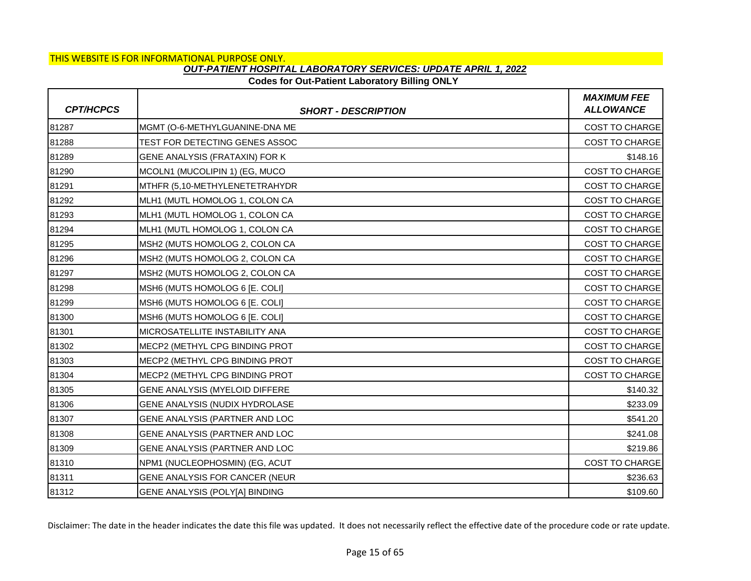THIS WEBSITE IS FOR INFORMATIONAL PURPOSE ONLY.

***OUT-PATIENT HOSPITAL LABORATORY SERVICES: UPDATE APRIL 1, 2022***

**Codes for Out-Patient Laboratory Billing ONLY**

| *CPT/HCPCS* | *SHORT - DESCRIPTION* | *MAXIMUM FEE ALLOWANCE* |
|---|---|---|
| 81287 | MGMT (O-6-METHYLGUANINE-DNA ME | COST TO CHARGE |
| 81288 | TEST FOR DETECTING GENES ASSOC | COST TO CHARGE |
| 81289 | GENE ANALYSIS (FRATAXIN) FOR K | $148.16 |
| 81290 | MCOLN1 (MUCOLIPIN 1) (EG, MUCO | COST TO CHARGE |
| 81291 | MTHFR (5,10-METHYLENETETRAHYDR | COST TO CHARGE |
| 81292 | MLH1 (MUTL HOMOLOG 1, COLON CA | COST TO CHARGE |
| 81293 | MLH1 (MUTL HOMOLOG 1, COLON CA | COST TO CHARGE |
| 81294 | MLH1 (MUTL HOMOLOG 1, COLON CA | COST TO CHARGE |
| 81295 | MSH2 (MUTS HOMOLOG 2, COLON CA | COST TO CHARGE |
| 81296 | MSH2 (MUTS HOMOLOG 2, COLON CA | COST TO CHARGE |
| 81297 | MSH2 (MUTS HOMOLOG 2, COLON CA | COST TO CHARGE |
| 81298 | MSH6 (MUTS HOMOLOG 6 [E. COLI] | COST TO CHARGE |
| 81299 | MSH6 (MUTS HOMOLOG 6 [E. COLI] | COST TO CHARGE |
| 81300 | MSH6 (MUTS HOMOLOG 6 [E. COLI] | COST TO CHARGE |
| 81301 | MICROSATELLITE INSTABILITY ANA | COST TO CHARGE |
| 81302 | MECP2 (METHYL CPG BINDING PROT | COST TO CHARGE |
| 81303 | MECP2 (METHYL CPG BINDING PROT | COST TO CHARGE |
| 81304 | MECP2 (METHYL CPG BINDING PROT | COST TO CHARGE |
| 81305 | GENE ANALYSIS (MYELOID DIFFERE | $140.32 |
| 81306 | GENE ANALYSIS (NUDIX HYDROLASE | $233.09 |
| 81307 | GENE ANALYSIS (PARTNER AND LOC | $541.20 |
| 81308 | GENE ANALYSIS (PARTNER AND LOC | $241.08 |
| 81309 | GENE ANALYSIS (PARTNER AND LOC | $219.86 |
| 81310 | NPM1 (NUCLEOPHOSMIN) (EG, ACUT | COST TO CHARGE |
| 81311 | GENE ANALYSIS FOR CANCER (NEUR | $236.63 |
| 81312 | GENE ANALYSIS (POLY[A] BINDING | $109.60 |

Disclaimer: The date in the header indicates the date this file was updated. It does not necessarily reflect the effective date of the procedure code or rate update.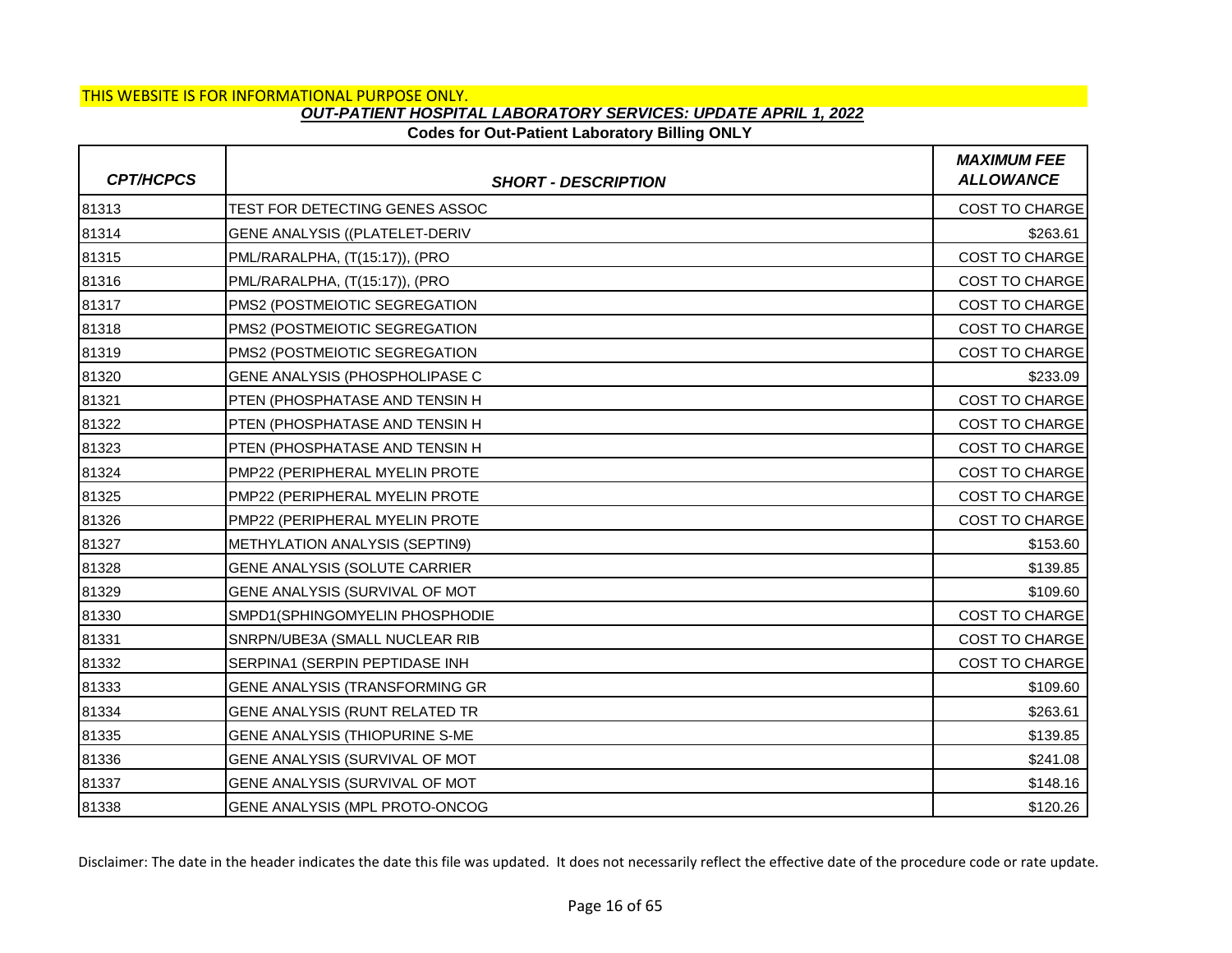THIS WEBSITE IS FOR INFORMATIONAL PURPOSE ONLY.

***OUT-PATIENT HOSPITAL LABORATORY SERVICES: UPDATE APRIL 1, 2022***

**Codes for Out-Patient Laboratory Billing ONLY**

| *CPT/HCPCS* | *SHORT - DESCRIPTION* | *MAXIMUM FEE ALLOWANCE* |
|---|---|---|
| 81313 | TEST FOR DETECTING GENES ASSOC | COST TO CHARGE |
| 81314 | GENE ANALYSIS ((PLATELET-DERIV | $263.61 |
| 81315 | PML/RARALPHA, (T(15:17)), (PRO | COST TO CHARGE |
| 81316 | PML/RARALPHA, (T(15:17)), (PRO | COST TO CHARGE |
| 81317 | PMS2 (POSTMEIOTIC SEGREGATION | COST TO CHARGE |
| 81318 | PMS2 (POSTMEIOTIC SEGREGATION | COST TO CHARGE |
| 81319 | PMS2 (POSTMEIOTIC SEGREGATION | COST TO CHARGE |
| 81320 | GENE ANALYSIS (PHOSPHOLIPASE C | $233.09 |
| 81321 | PTEN (PHOSPHATASE AND TENSIN H | COST TO CHARGE |
| 81322 | PTEN (PHOSPHATASE AND TENSIN H | COST TO CHARGE |
| 81323 | PTEN (PHOSPHATASE AND TENSIN H | COST TO CHARGE |
| 81324 | PMP22 (PERIPHERAL MYELIN PROTE | COST TO CHARGE |
| 81325 | PMP22 (PERIPHERAL MYELIN PROTE | COST TO CHARGE |
| 81326 | PMP22 (PERIPHERAL MYELIN PROTE | COST TO CHARGE |
| 81327 | METHYLATION ANALYSIS (SEPTIN9) | $153.60 |
| 81328 | GENE ANALYSIS (SOLUTE CARRIER | $139.85 |
| 81329 | GENE ANALYSIS (SURVIVAL OF MOT | $109.60 |
| 81330 | SMPD1(SPHINGOMYELIN PHOSPHODIE | COST TO CHARGE |
| 81331 | SNRPN/UBE3A (SMALL NUCLEAR RIB | COST TO CHARGE |
| 81332 | SERPINA1 (SERPIN PEPTIDASE INH | COST TO CHARGE |
| 81333 | GENE ANALYSIS (TRANSFORMING GR | $109.60 |
| 81334 | GENE ANALYSIS (RUNT RELATED TR | $263.61 |
| 81335 | GENE ANALYSIS (THIOPURINE S-ME | $139.85 |
| 81336 | GENE ANALYSIS (SURVIVAL OF MOT | $241.08 |
| 81337 | GENE ANALYSIS (SURVIVAL OF MOT | $148.16 |
| 81338 | GENE ANALYSIS (MPL PROTO-ONCOG | $120.26 |

Disclaimer: The date in the header indicates the date this file was updated. It does not necessarily reflect the effective date of the procedure code or rate update.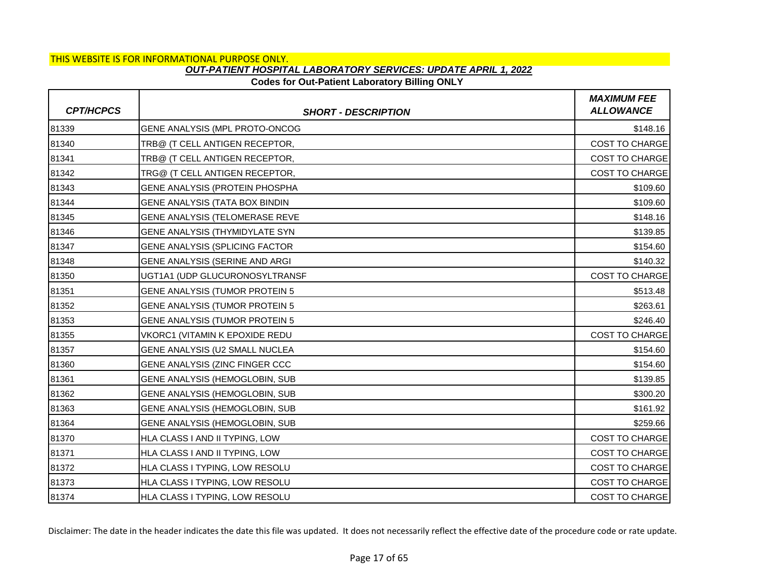THIS WEBSITE IS FOR INFORMATIONAL PURPOSE ONLY.

***OUT-PATIENT HOSPITAL LABORATORY SERVICES: UPDATE APRIL 1, 2022***

**Codes for Out-Patient Laboratory Billing ONLY**

| *CPT/HCPCS* | *SHORT - DESCRIPTION* | *MAXIMUM FEE ALLOWANCE* |
|---|---|---|
| 81339 | GENE ANALYSIS (MPL PROTO-ONCOG | $148.16 |
| 81340 | TRB@ (T CELL ANTIGEN RECEPTOR, | COST TO CHARGE |
| 81341 | TRB@ (T CELL ANTIGEN RECEPTOR, | COST TO CHARGE |
| 81342 | TRG@ (T CELL ANTIGEN RECEPTOR, | COST TO CHARGE |
| 81343 | GENE ANALYSIS (PROTEIN PHOSPHA | $109.60 |
| 81344 | GENE ANALYSIS (TATA BOX BINDIN | $109.60 |
| 81345 | GENE ANALYSIS (TELOMERASE REVE | $148.16 |
| 81346 | GENE ANALYSIS (THYMIDYLATE SYN | $139.85 |
| 81347 | GENE ANALYSIS (SPLICING FACTOR | $154.60 |
| 81348 | GENE ANALYSIS (SERINE AND ARGI | $140.32 |
| 81350 | UGT1A1 (UDP GLUCURONOSYLTRANSF | COST TO CHARGE |
| 81351 | GENE ANALYSIS (TUMOR PROTEIN 5 | $513.48 |
| 81352 | GENE ANALYSIS (TUMOR PROTEIN 5 | $263.61 |
| 81353 | GENE ANALYSIS (TUMOR PROTEIN 5 | $246.40 |
| 81355 | VKORC1 (VITAMIN K EPOXIDE REDU | COST TO CHARGE |
| 81357 | GENE ANALYSIS (U2 SMALL NUCLEA | $154.60 |
| 81360 | GENE ANALYSIS (ZINC FINGER CCC | $154.60 |
| 81361 | GENE ANALYSIS (HEMOGLOBIN, SUB | $139.85 |
| 81362 | GENE ANALYSIS (HEMOGLOBIN, SUB | $300.20 |
| 81363 | GENE ANALYSIS (HEMOGLOBIN, SUB | $161.92 |
| 81364 | GENE ANALYSIS (HEMOGLOBIN, SUB | $259.66 |
| 81370 | HLA CLASS I AND II TYPING, LOW | COST TO CHARGE |
| 81371 | HLA CLASS I AND II TYPING, LOW | COST TO CHARGE |
| 81372 | HLA CLASS I TYPING, LOW RESOLU | COST TO CHARGE |
| 81373 | HLA CLASS I TYPING, LOW RESOLU | COST TO CHARGE |
| 81374 | HLA CLASS I TYPING, LOW RESOLU | COST TO CHARGE |

Disclaimer: The date in the header indicates the date this file was updated. It does not necessarily reflect the effective date of the procedure code or rate update.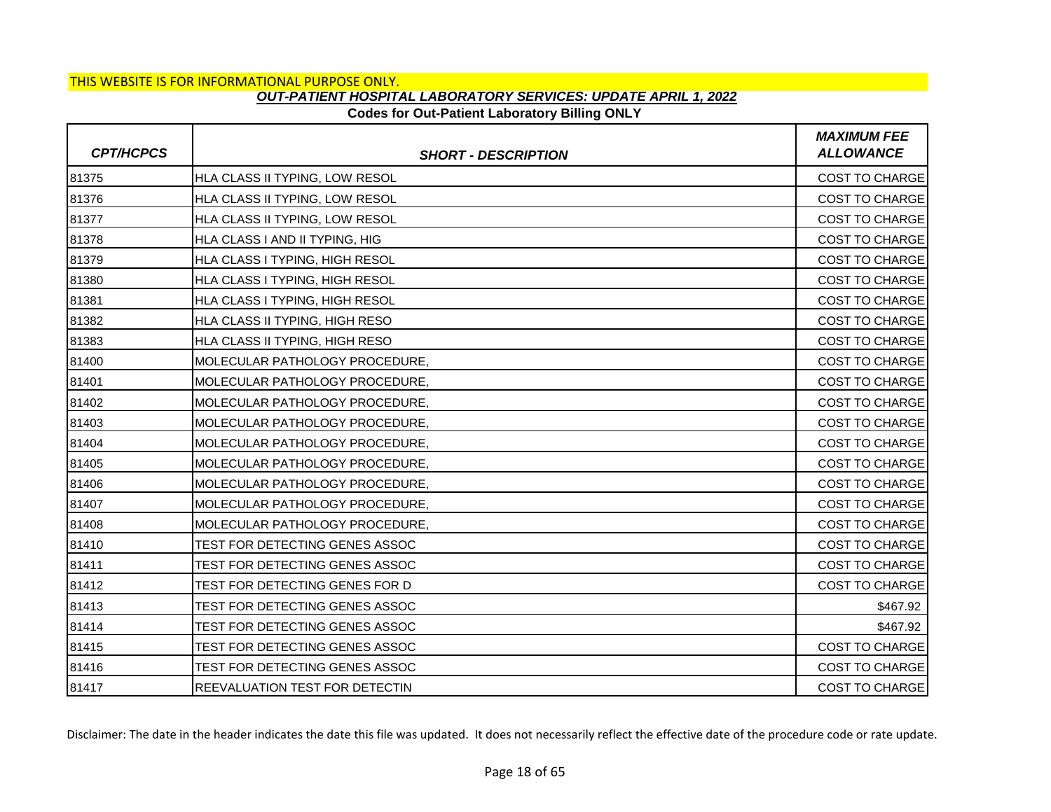THIS WEBSITE IS FOR INFORMATIONAL PURPOSE ONLY.

***OUT-PATIENT HOSPITAL LABORATORY SERVICES: UPDATE APRIL 1, 2022***

**Codes for Out-Patient Laboratory Billing ONLY**

| *CPT/HCPCS* | *SHORT - DESCRIPTION* | *MAXIMUM FEE ALLOWANCE* |
|---|---|---|
| 81375 | HLA CLASS II TYPING, LOW RESOL | COST TO CHARGE |
| 81376 | HLA CLASS II TYPING, LOW RESOL | COST TO CHARGE |
| 81377 | HLA CLASS II TYPING, LOW RESOL | COST TO CHARGE |
| 81378 | HLA CLASS I AND II TYPING, HIG | COST TO CHARGE |
| 81379 | HLA CLASS I TYPING, HIGH RESOL | COST TO CHARGE |
| 81380 | HLA CLASS I TYPING, HIGH RESOL | COST TO CHARGE |
| 81381 | HLA CLASS I TYPING, HIGH RESOL | COST TO CHARGE |
| 81382 | HLA CLASS II TYPING, HIGH RESO | COST TO CHARGE |
| 81383 | HLA CLASS II TYPING, HIGH RESO | COST TO CHARGE |
| 81400 | MOLECULAR PATHOLOGY PROCEDURE, | COST TO CHARGE |
| 81401 | MOLECULAR PATHOLOGY PROCEDURE, | COST TO CHARGE |
| 81402 | MOLECULAR PATHOLOGY PROCEDURE, | COST TO CHARGE |
| 81403 | MOLECULAR PATHOLOGY PROCEDURE, | COST TO CHARGE |
| 81404 | MOLECULAR PATHOLOGY PROCEDURE, | COST TO CHARGE |
| 81405 | MOLECULAR PATHOLOGY PROCEDURE, | COST TO CHARGE |
| 81406 | MOLECULAR PATHOLOGY PROCEDURE, | COST TO CHARGE |
| 81407 | MOLECULAR PATHOLOGY PROCEDURE, | COST TO CHARGE |
| 81408 | MOLECULAR PATHOLOGY PROCEDURE, | COST TO CHARGE |
| 81410 | TEST FOR DETECTING GENES ASSOC | COST TO CHARGE |
| 81411 | TEST FOR DETECTING GENES ASSOC | COST TO CHARGE |
| 81412 | TEST FOR DETECTING GENES FOR D | COST TO CHARGE |
| 81413 | TEST FOR DETECTING GENES ASSOC | $467.92 |
| 81414 | TEST FOR DETECTING GENES ASSOC | $467.92 |
| 81415 | TEST FOR DETECTING GENES ASSOC | COST TO CHARGE |
| 81416 | TEST FOR DETECTING GENES ASSOC | COST TO CHARGE |
| 81417 | REEVALUATION TEST FOR DETECTIN | COST TO CHARGE |

Disclaimer: The date in the header indicates the date this file was updated. It does not necessarily reflect the effective date of the procedure code or rate update.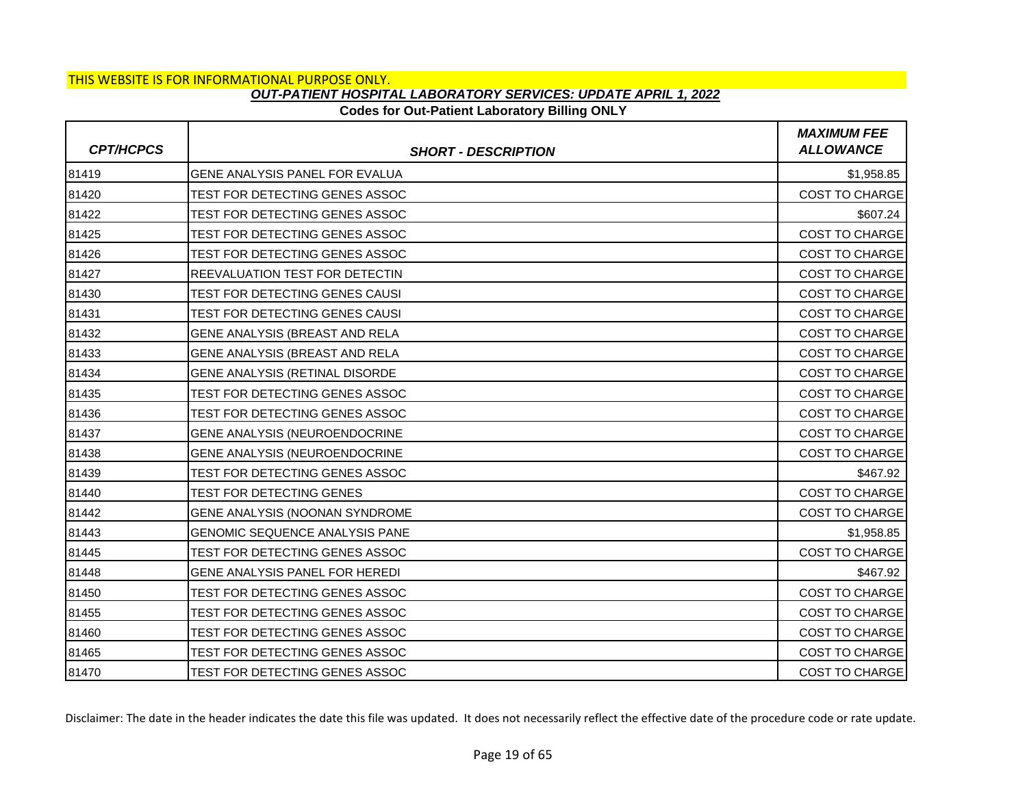THIS WEBSITE IS FOR INFORMATIONAL PURPOSE ONLY.

## *OUT-PATIENT HOSPITAL LABORATORY SERVICES: UPDATE APRIL 1, 2022*

**Codes for Out-Patient Laboratory Billing ONLY**

| *CPT/HCPCS* | *SHORT - DESCRIPTION* | *MAXIMUM FEE ALLOWANCE* |
|---|---|---|
| 81419 | GENE ANALYSIS PANEL FOR EVALUA | $1,958.85 |
| 81420 | TEST FOR DETECTING GENES ASSOC | COST TO CHARGE |
| 81422 | TEST FOR DETECTING GENES ASSOC | $607.24 |
| 81425 | TEST FOR DETECTING GENES ASSOC | COST TO CHARGE |
| 81426 | TEST FOR DETECTING GENES ASSOC | COST TO CHARGE |
| 81427 | REEVALUATION TEST FOR DETECTIN | COST TO CHARGE |
| 81430 | TEST FOR DETECTING GENES CAUSI | COST TO CHARGE |
| 81431 | TEST FOR DETECTING GENES CAUSI | COST TO CHARGE |
| 81432 | GENE ANALYSIS (BREAST AND RELA | COST TO CHARGE |
| 81433 | GENE ANALYSIS (BREAST AND RELA | COST TO CHARGE |
| 81434 | GENE ANALYSIS (RETINAL DISORDE | COST TO CHARGE |
| 81435 | TEST FOR DETECTING GENES ASSOC | COST TO CHARGE |
| 81436 | TEST FOR DETECTING GENES ASSOC | COST TO CHARGE |
| 81437 | GENE ANALYSIS (NEUROENDOCRINE | COST TO CHARGE |
| 81438 | GENE ANALYSIS (NEUROENDOCRINE | COST TO CHARGE |
| 81439 | TEST FOR DETECTING GENES ASSOC | $467.92 |
| 81440 | TEST FOR DETECTING GENES | COST TO CHARGE |
| 81442 | GENE ANALYSIS (NOONAN SYNDROME | COST TO CHARGE |
| 81443 | GENOMIC SEQUENCE ANALYSIS PANE | $1,958.85 |
| 81445 | TEST FOR DETECTING GENES ASSOC | COST TO CHARGE |
| 81448 | GENE ANALYSIS PANEL FOR HEREDI | $467.92 |
| 81450 | TEST FOR DETECTING GENES ASSOC | COST TO CHARGE |
| 81455 | TEST FOR DETECTING GENES ASSOC | COST TO CHARGE |
| 81460 | TEST FOR DETECTING GENES ASSOC | COST TO CHARGE |
| 81465 | TEST FOR DETECTING GENES ASSOC | COST TO CHARGE |
| 81470 | TEST FOR DETECTING GENES ASSOC | COST TO CHARGE |

Disclaimer: The date in the header indicates the date this file was updated. It does not necessarily reflect the effective date of the procedure code or rate update.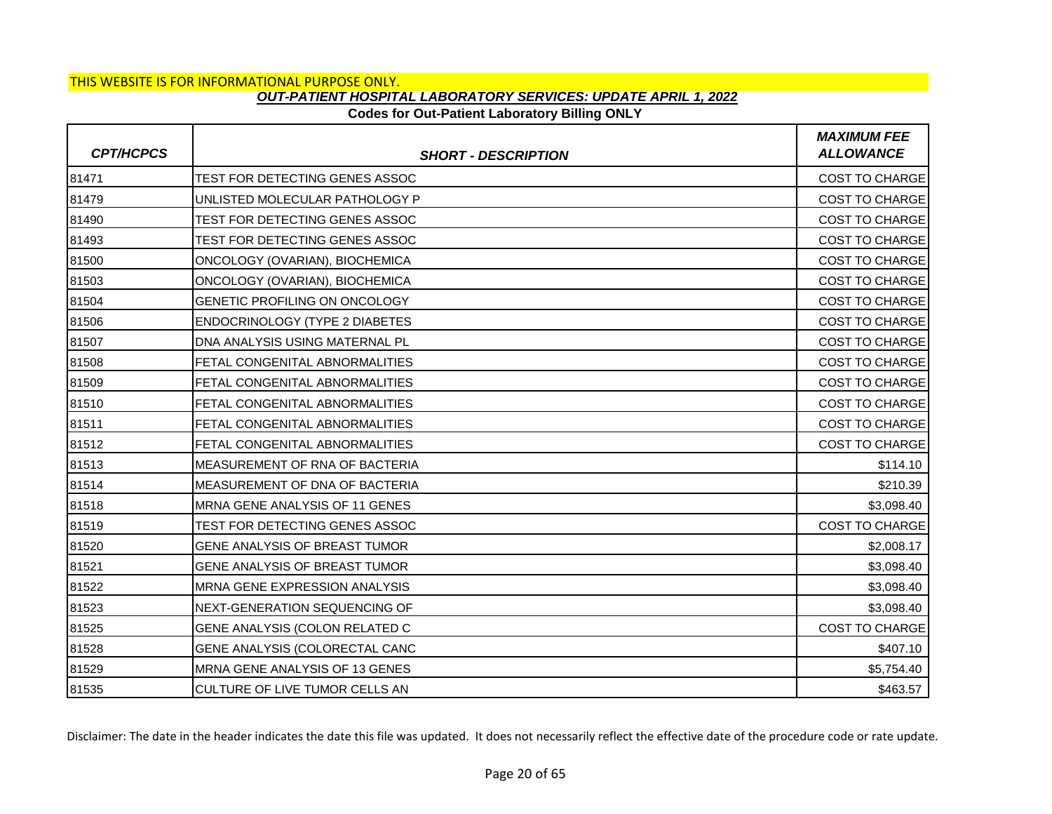THIS WEBSITE IS FOR INFORMATIONAL PURPOSE ONLY.

***OUT-PATIENT HOSPITAL LABORATORY SERVICES: UPDATE APRIL 1, 2022***

**Codes for Out-Patient Laboratory Billing ONLY**

| *CPT/HCPCS* | *SHORT - DESCRIPTION* | *MAXIMUM FEE ALLOWANCE* |
|---|---|---|
| 81471 | TEST FOR DETECTING GENES ASSOC | COST TO CHARGE |
| 81479 | UNLISTED MOLECULAR PATHOLOGY P | COST TO CHARGE |
| 81490 | TEST FOR DETECTING GENES ASSOC | COST TO CHARGE |
| 81493 | TEST FOR DETECTING GENES ASSOC | COST TO CHARGE |
| 81500 | ONCOLOGY (OVARIAN), BIOCHEMICA | COST TO CHARGE |
| 81503 | ONCOLOGY (OVARIAN), BIOCHEMICA | COST TO CHARGE |
| 81504 | GENETIC PROFILING ON ONCOLOGY | COST TO CHARGE |
| 81506 | ENDOCRINOLOGY (TYPE 2 DIABETES | COST TO CHARGE |
| 81507 | DNA ANALYSIS USING MATERNAL PL | COST TO CHARGE |
| 81508 | FETAL CONGENITAL ABNORMALITIES | COST TO CHARGE |
| 81509 | FETAL CONGENITAL ABNORMALITIES | COST TO CHARGE |
| 81510 | FETAL CONGENITAL ABNORMALITIES | COST TO CHARGE |
| 81511 | FETAL CONGENITAL ABNORMALITIES | COST TO CHARGE |
| 81512 | FETAL CONGENITAL ABNORMALITIES | COST TO CHARGE |
| 81513 | MEASUREMENT OF RNA OF BACTERIA | $114.10 |
| 81514 | MEASUREMENT OF DNA OF BACTERIA | $210.39 |
| 81518 | MRNA GENE ANALYSIS OF 11 GENES | $3,098.40 |
| 81519 | TEST FOR DETECTING GENES ASSOC | COST TO CHARGE |
| 81520 | GENE ANALYSIS OF BREAST TUMOR | $2,008.17 |
| 81521 | GENE ANALYSIS OF BREAST TUMOR | $3,098.40 |
| 81522 | MRNA GENE EXPRESSION ANALYSIS | $3,098.40 |
| 81523 | NEXT-GENERATION SEQUENCING OF | $3,098.40 |
| 81525 | GENE ANALYSIS (COLON RELATED C | COST TO CHARGE |
| 81528 | GENE ANALYSIS (COLORECTAL CANC | $407.10 |
| 81529 | MRNA GENE ANALYSIS OF 13 GENES | $5,754.40 |
| 81535 | CULTURE OF LIVE TUMOR CELLS AN | $463.57 |

Disclaimer: The date in the header indicates the date this file was updated. It does not necessarily reflect the effective date of the procedure code or rate update.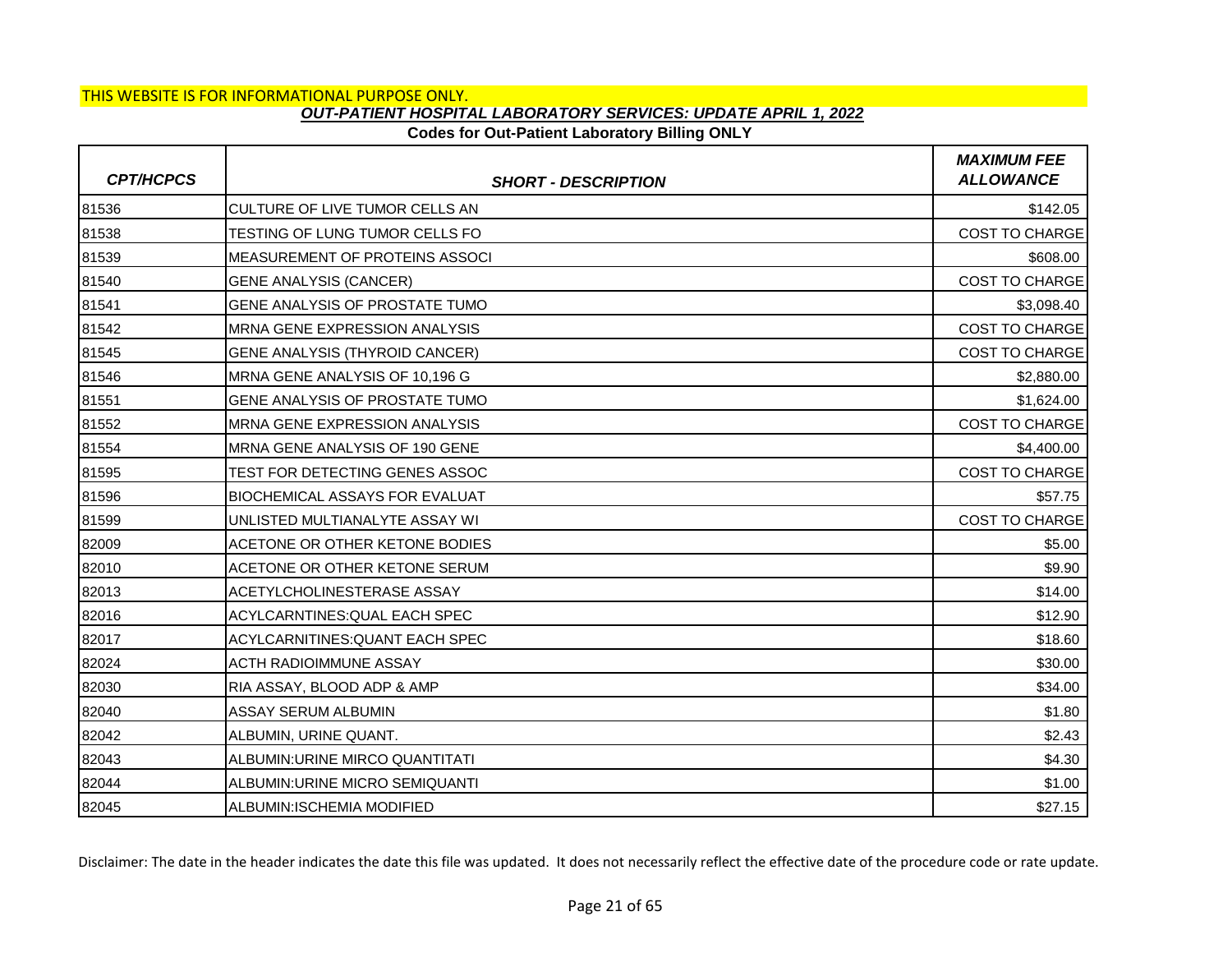THIS WEBSITE IS FOR INFORMATIONAL PURPOSE ONLY.

***OUT-PATIENT HOSPITAL LABORATORY SERVICES: UPDATE APRIL 1, 2022***

**Codes for Out-Patient Laboratory Billing ONLY**

| *CPT/HCPCS* | *SHORT - DESCRIPTION* | *MAXIMUM FEE ALLOWANCE* |
|---|---|---|
| 81536 | CULTURE OF LIVE TUMOR CELLS AN | $142.05 |
| 81538 | TESTING OF LUNG TUMOR CELLS FO | COST TO CHARGE |
| 81539 | MEASUREMENT OF PROTEINS ASSOCI | $608.00 |
| 81540 | GENE ANALYSIS (CANCER) | COST TO CHARGE |
| 81541 | GENE ANALYSIS OF PROSTATE TUMO | $3,098.40 |
| 81542 | MRNA GENE EXPRESSION ANALYSIS | COST TO CHARGE |
| 81545 | GENE ANALYSIS (THYROID CANCER) | COST TO CHARGE |
| 81546 | MRNA GENE ANALYSIS OF 10,196 G | $2,880.00 |
| 81551 | GENE ANALYSIS OF PROSTATE TUMO | $1,624.00 |
| 81552 | MRNA GENE EXPRESSION ANALYSIS | COST TO CHARGE |
| 81554 | MRNA GENE ANALYSIS OF 190 GENE | $4,400.00 |
| 81595 | TEST FOR DETECTING GENES ASSOC | COST TO CHARGE |
| 81596 | BIOCHEMICAL ASSAYS FOR EVALUAT | $57.75 |
| 81599 | UNLISTED MULTIANALYTE ASSAY WI | COST TO CHARGE |
| 82009 | ACETONE OR OTHER KETONE BODIES | $5.00 |
| 82010 | ACETONE OR OTHER KETONE SERUM | $9.90 |
| 82013 | ACETYLCHOLINESTERASE ASSAY | $14.00 |
| 82016 | ACYLCARNTINES:QUAL EACH SPEC | $12.90 |
| 82017 | ACYLCARNITINES:QUANT EACH SPEC | $18.60 |
| 82024 | ACTH RADIOIMMUNE ASSAY | $30.00 |
| 82030 | RIA ASSAY, BLOOD ADP & AMP | $34.00 |
| 82040 | ASSAY SERUM ALBUMIN | $1.80 |
| 82042 | ALBUMIN, URINE QUANT. | $2.43 |
| 82043 | ALBUMIN:URINE MIRCO QUANTITATI | $4.30 |
| 82044 | ALBUMIN:URINE MICRO SEMIQUANTI | $1.00 |
| 82045 | ALBUMIN:ISCHEMIA MODIFIED | $27.15 |

Disclaimer: The date in the header indicates the date this file was updated. It does not necessarily reflect the effective date of the procedure code or rate update.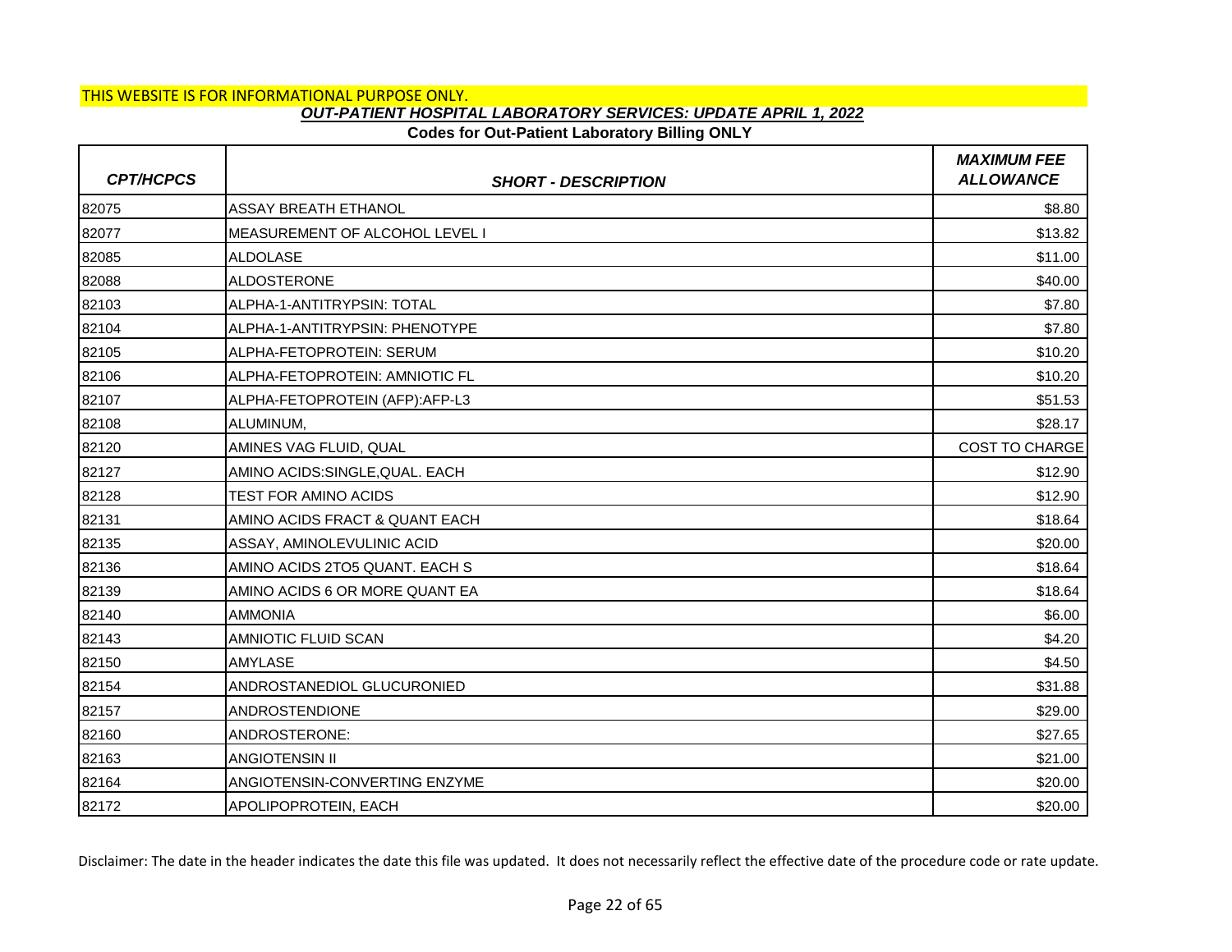THIS WEBSITE IS FOR INFORMATIONAL PURPOSE ONLY.

***OUT-PATIENT HOSPITAL LABORATORY SERVICES: UPDATE APRIL 1, 2022***

**Codes for Out-Patient Laboratory Billing ONLY**

| ***CPT/HCPCS*** | ***SHORT - DESCRIPTION*** | ***MAXIMUM FEE ALLOWANCE*** |
|---|---|---|
| 82075 | ASSAY BREATH ETHANOL | $8.80 |
| 82077 | MEASUREMENT OF ALCOHOL LEVEL I | $13.82 |
| 82085 | ALDOLASE | $11.00 |
| 82088 | ALDOSTERONE | $40.00 |
| 82103 | ALPHA-1-ANTITRYPSIN: TOTAL | $7.80 |
| 82104 | ALPHA-1-ANTITRYPSIN: PHENOTYPE | $7.80 |
| 82105 | ALPHA-FETOPROTEIN: SERUM | $10.20 |
| 82106 | ALPHA-FETOPROTEIN: AMNIOTIC FL | $10.20 |
| 82107 | ALPHA-FETOPROTEIN (AFP):AFP-L3 | $51.53 |
| 82108 | ALUMINUM, | $28.17 |
| 82120 | AMINES VAG FLUID, QUAL | COST TO CHARGE |
| 82127 | AMINO ACIDS:SINGLE,QUAL. EACH | $12.90 |
| 82128 | TEST FOR AMINO ACIDS | $12.90 |
| 82131 | AMINO ACIDS FRACT & QUANT EACH | $18.64 |
| 82135 | ASSAY, AMINOLEVULINIC ACID | $20.00 |
| 82136 | AMINO ACIDS 2TO5 QUANT. EACH S | $18.64 |
| 82139 | AMINO ACIDS 6 OR MORE QUANT EA | $18.64 |
| 82140 | AMMONIA | $6.00 |
| 82143 | AMNIOTIC FLUID SCAN | $4.20 |
| 82150 | AMYLASE | $4.50 |
| 82154 | ANDROSTANEDIOL GLUCURONIED | $31.88 |
| 82157 | ANDROSTENDIONE | $29.00 |
| 82160 | ANDROSTERONE: | $27.65 |
| 82163 | ANGIOTENSIN II | $21.00 |
| 82164 | ANGIOTENSIN-CONVERTING ENZYME | $20.00 |
| 82172 | APOLIPOPROTEIN, EACH | $20.00 |

Disclaimer: The date in the header indicates the date this file was updated. It does not necessarily reflect the effective date of the procedure code or rate update.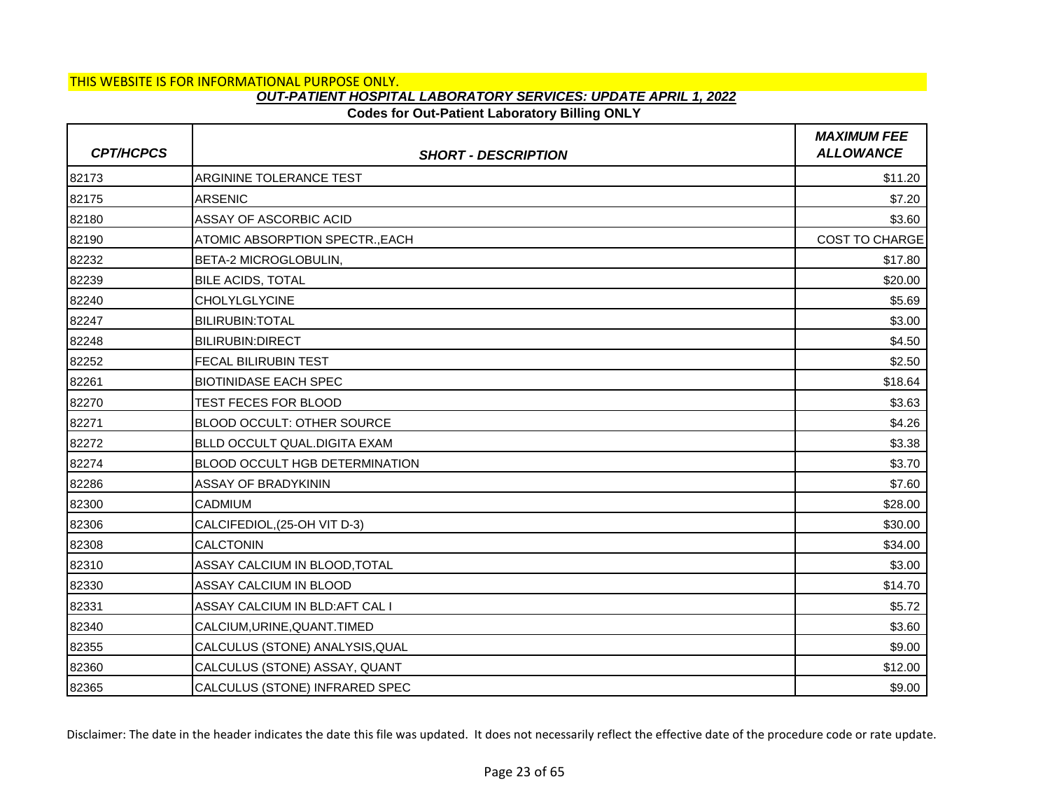THIS WEBSITE IS FOR INFORMATIONAL PURPOSE ONLY.

***OUT-PATIENT HOSPITAL LABORATORY SERVICES: UPDATE APRIL 1, 2022***

**Codes for Out-Patient Laboratory Billing ONLY**

| CPT/HCPCS | SHORT - DESCRIPTION | MAXIMUM FEE ALLOWANCE |
|---|---|---|
| 82173 | ARGININE TOLERANCE TEST | $11.20 |
| 82175 | ARSENIC | $7.20 |
| 82180 | ASSAY OF ASCORBIC ACID | $3.60 |
| 82190 | ATOMIC ABSORPTION SPECTR.,EACH | COST TO CHARGE |
| 82232 | BETA-2 MICROGLOBULIN, | $17.80 |
| 82239 | BILE ACIDS, TOTAL | $20.00 |
| 82240 | CHOLYLGLYCINE | $5.69 |
| 82247 | BILIRUBIN:TOTAL | $3.00 |
| 82248 | BILIRUBIN:DIRECT | $4.50 |
| 82252 | FECAL BILIRUBIN TEST | $2.50 |
| 82261 | BIOTINIDASE EACH SPEC | $18.64 |
| 82270 | TEST FECES FOR BLOOD | $3.63 |
| 82271 | BLOOD OCCULT: OTHER SOURCE | $4.26 |
| 82272 | BLLD OCCULT QUAL.DIGITA EXAM | $3.38 |
| 82274 | BLOOD OCCULT HGB DETERMINATION | $3.70 |
| 82286 | ASSAY OF BRADYKININ | $7.60 |
| 82300 | CADMIUM | $28.00 |
| 82306 | CALCIFEDIOL,(25-OH VIT D-3) | $30.00 |
| 82308 | CALCTONIN | $34.00 |
| 82310 | ASSAY CALCIUM IN BLOOD,TOTAL | $3.00 |
| 82330 | ASSAY CALCIUM IN BLOOD | $14.70 |
| 82331 | ASSAY CALCIUM IN BLD:AFT CAL I | $5.72 |
| 82340 | CALCIUM,URINE,QUANT.TIMED | $3.60 |
| 82355 | CALCULUS (STONE) ANALYSIS,QUAL | $9.00 |
| 82360 | CALCULUS (STONE) ASSAY, QUANT | $12.00 |
| 82365 | CALCULUS (STONE) INFRARED SPEC | $9.00 |

Disclaimer: The date in the header indicates the date this file was updated. It does not necessarily reflect the effective date of the procedure code or rate update.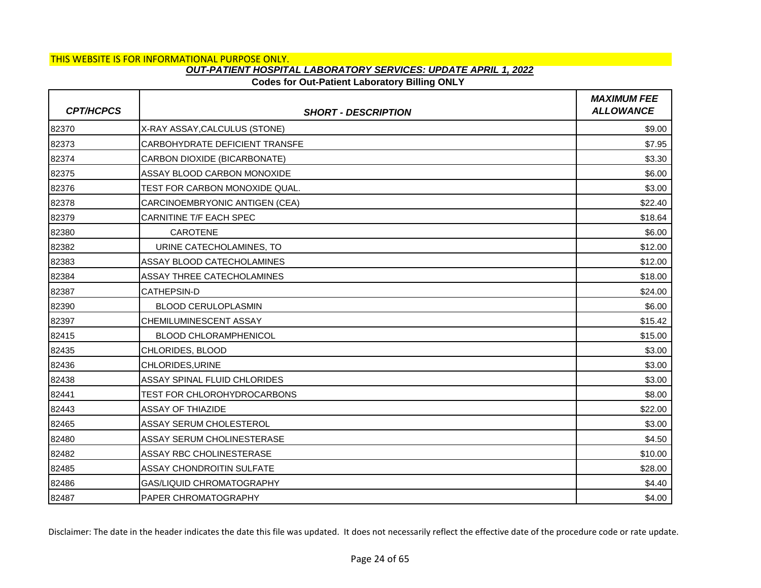THIS WEBSITE IS FOR INFORMATIONAL PURPOSE ONLY.

***OUT-PATIENT HOSPITAL LABORATORY SERVICES: UPDATE APRIL 1, 2022***

**Codes for Out-Patient Laboratory Billing ONLY**

| *CPT/HCPCS* | *SHORT - DESCRIPTION* | *MAXIMUM FEE ALLOWANCE* |
|---|---|---|
| 82370 | X-RAY ASSAY,CALCULUS (STONE) | $9.00 |
| 82373 | CARBOHYDRATE DEFICIENT TRANSFE | $7.95 |
| 82374 | CARBON DIOXIDE (BICARBONATE) | $3.30 |
| 82375 | ASSAY BLOOD CARBON MONOXIDE | $6.00 |
| 82376 | TEST FOR CARBON MONOXIDE QUAL. | $3.00 |
| 82378 | CARCINOEMBRYONIC ANTIGEN (CEA) | $22.40 |
| 82379 | CARNITINE T/F EACH SPEC | $18.64 |
| 82380 | CAROTENE | $6.00 |
| 82382 | URINE CATECHOLAMINES, TO | $12.00 |
| 82383 | ASSAY BLOOD CATECHOLAMINES | $12.00 |
| 82384 | ASSAY THREE CATECHOLAMINES | $18.00 |
| 82387 | CATHEPSIN-D | $24.00 |
| 82390 | BLOOD CERULOPLASMIN | $6.00 |
| 82397 | CHEMILUMINESCENT ASSAY | $15.42 |
| 82415 | BLOOD CHLORAMPHENICOL | $15.00 |
| 82435 | CHLORIDES, BLOOD | $3.00 |
| 82436 | CHLORIDES,URINE | $3.00 |
| 82438 | ASSAY SPINAL FLUID CHLORIDES | $3.00 |
| 82441 | TEST FOR CHLOROHYDROCARBONS | $8.00 |
| 82443 | ASSAY OF THIAZIDE | $22.00 |
| 82465 | ASSAY SERUM CHOLESTEROL | $3.00 |
| 82480 | ASSAY SERUM CHOLINESTERASE | $4.50 |
| 82482 | ASSAY RBC CHOLINESTERASE | $10.00 |
| 82485 | ASSAY CHONDROITIN SULFATE | $28.00 |
| 82486 | GAS/LIQUID CHROMATOGRAPHY | $4.40 |
| 82487 | PAPER CHROMATOGRAPHY | $4.00 |

Disclaimer: The date in the header indicates the date this file was updated. It does not necessarily reflect the effective date of the procedure code or rate update.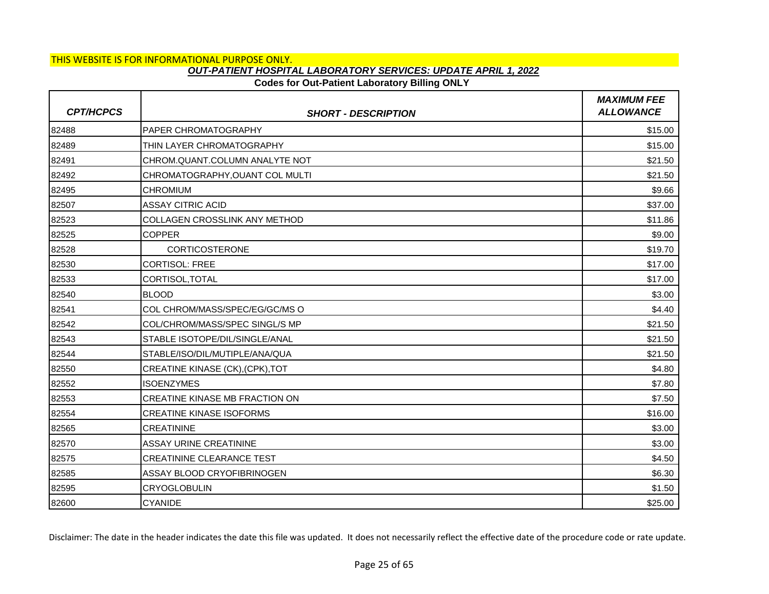THIS WEBSITE IS FOR INFORMATIONAL PURPOSE ONLY.

***OUT-PATIENT HOSPITAL LABORATORY SERVICES: UPDATE APRIL 1, 2022***

**Codes for Out-Patient Laboratory Billing ONLY**

| *CPT/HCPCS* | *SHORT - DESCRIPTION* | *MAXIMUM FEE ALLOWANCE* |
|---|---|---|
| 82488 | PAPER CHROMATOGRAPHY | $15.00 |
| 82489 | THIN LAYER CHROMATOGRAPHY | $15.00 |
| 82491 | CHROM.QUANT.COLUMN ANALYTE NOT | $21.50 |
| 82492 | CHROMATOGRAPHY,OUANT COL MULTI | $21.50 |
| 82495 | CHROMIUM | $9.66 |
| 82507 | ASSAY CITRIC ACID | $37.00 |
| 82523 | COLLAGEN CROSSLINK ANY METHOD | $11.86 |
| 82525 | COPPER | $9.00 |
| 82528 | CORTICOSTERONE | $19.70 |
| 82530 | CORTISOL: FREE | $17.00 |
| 82533 | CORTISOL,TOTAL | $17.00 |
| 82540 | BLOOD | $3.00 |
| 82541 | COL CHROM/MASS/SPEC/EG/GC/MS O | $4.40 |
| 82542 | COL/CHROM/MASS/SPEC SINGL/S MP | $21.50 |
| 82543 | STABLE ISOTOPE/DIL/SINGLE/ANAL | $21.50 |
| 82544 | STABLE/ISO/DIL/MUTIPLE/ANA/QUA | $21.50 |
| 82550 | CREATINE KINASE (CK),(CPK),TOT | $4.80 |
| 82552 | ISOENZYMES | $7.80 |
| 82553 | CREATINE KINASE MB FRACTION ON | $7.50 |
| 82554 | CREATINE KINASE ISOFORMS | $16.00 |
| 82565 | CREATININE | $3.00 |
| 82570 | ASSAY URINE CREATININE | $3.00 |
| 82575 | CREATININE CLEARANCE TEST | $4.50 |
| 82585 | ASSAY BLOOD CRYOFIBRINOGEN | $6.30 |
| 82595 | CRYOGLOBULIN | $1.50 |
| 82600 | CYANIDE | $25.00 |

Disclaimer: The date in the header indicates the date this file was updated. It does not necessarily reflect the effective date of the procedure code or rate update.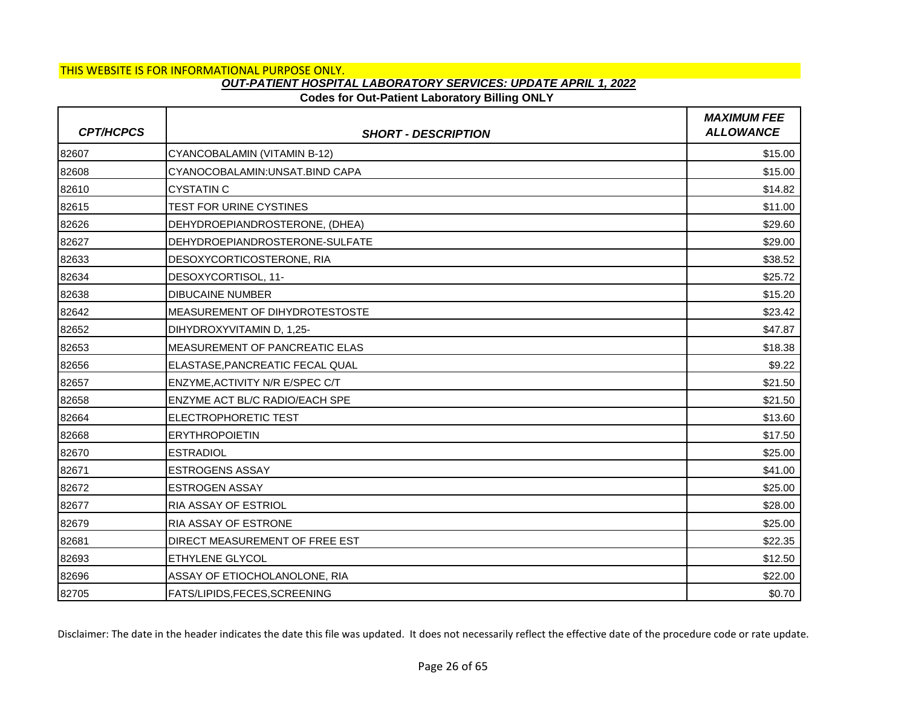THIS WEBSITE IS FOR INFORMATIONAL PURPOSE ONLY.

***OUT-PATIENT HOSPITAL LABORATORY SERVICES: UPDATE APRIL 1, 2022***

**Codes for Out-Patient Laboratory Billing ONLY**

| *CPT/HCPCS* | *SHORT - DESCRIPTION* | *MAXIMUM FEE ALLOWANCE* |
|---|---|---|
| 82607 | CYANCOBALAMIN (VITAMIN B-12) | $15.00 |
| 82608 | CYANOCOBALAMIN:UNSAT.BIND CAPA | $15.00 |
| 82610 | CYSTATIN C | $14.82 |
| 82615 | TEST FOR URINE CYSTINES | $11.00 |
| 82626 | DEHYDROEPIANDROSTERONE, (DHEA) | $29.60 |
| 82627 | DEHYDROEPIANDROSTERONE-SULFATE | $29.00 |
| 82633 | DESOXYCORTICOSTERONE, RIA | $38.52 |
| 82634 | DESOXYCORTISOL, 11- | $25.72 |
| 82638 | DIBUCAINE NUMBER | $15.20 |
| 82642 | MEASUREMENT OF DIHYDROTESTOSTE | $23.42 |
| 82652 | DIHYDROXYVITAMIN D, 1,25- | $47.87 |
| 82653 | MEASUREMENT OF PANCREATIC ELAS | $18.38 |
| 82656 | ELASTASE,PANCREATIC FECAL QUAL | $9.22 |
| 82657 | ENZYME,ACTIVITY N/R E/SPEC C/T | $21.50 |
| 82658 | ENZYME ACT BL/C RADIO/EACH SPE | $21.50 |
| 82664 | ELECTROPHORETIC TEST | $13.60 |
| 82668 | ERYTHROPOIETIN | $17.50 |
| 82670 | ESTRADIOL | $25.00 |
| 82671 | ESTROGENS ASSAY | $41.00 |
| 82672 | ESTROGEN ASSAY | $25.00 |
| 82677 | RIA ASSAY OF ESTRIOL | $28.00 |
| 82679 | RIA ASSAY OF ESTRONE | $25.00 |
| 82681 | DIRECT MEASUREMENT OF FREE EST | $22.35 |
| 82693 | ETHYLENE GLYCOL | $12.50 |
| 82696 | ASSAY OF ETIOCHOLANOLONE, RIA | $22.00 |
| 82705 | FATS/LIPIDS,FECES,SCREENING | $0.70 |

Disclaimer: The date in the header indicates the date this file was updated. It does not necessarily reflect the effective date of the procedure code or rate update.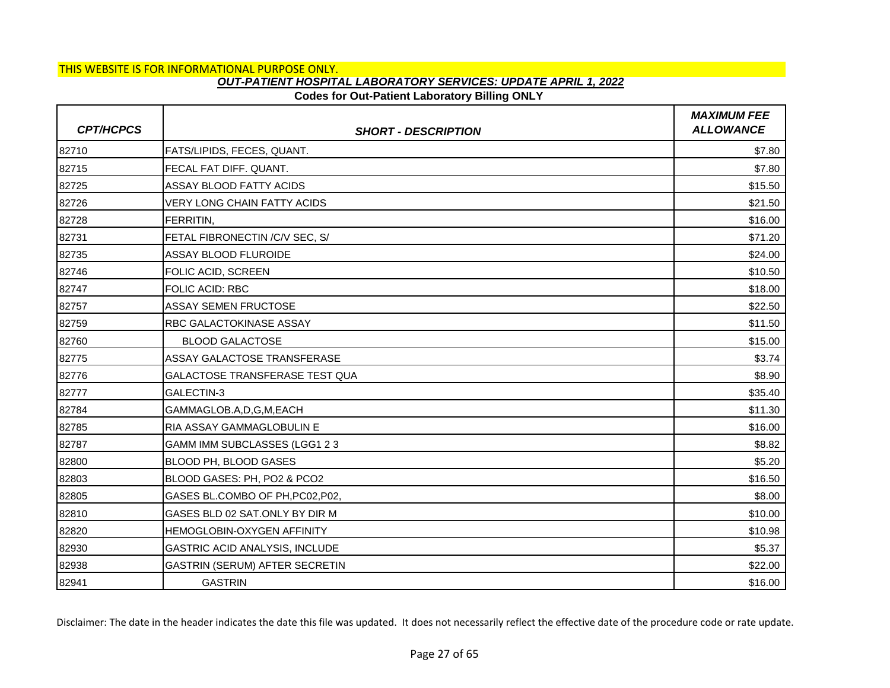THIS WEBSITE IS FOR INFORMATIONAL PURPOSE ONLY.

***OUT-PATIENT HOSPITAL LABORATORY SERVICES: UPDATE APRIL 1, 2022***

**Codes for Out-Patient Laboratory Billing ONLY**

| *CPT/HCPCS* | *SHORT - DESCRIPTION* | *MAXIMUM FEE ALLOWANCE* |
|---|---|---|
| 82710 | FATS/LIPIDS, FECES, QUANT. | $7.80 |
| 82715 | FECAL FAT DIFF. QUANT. | $7.80 |
| 82725 | ASSAY BLOOD FATTY ACIDS | $15.50 |
| 82726 | VERY LONG CHAIN FATTY ACIDS | $21.50 |
| 82728 | FERRITIN, | $16.00 |
| 82731 | FETAL FIBRONECTIN /C/V SEC, S/ | $71.20 |
| 82735 | ASSAY BLOOD FLUROIDE | $24.00 |
| 82746 | FOLIC ACID, SCREEN | $10.50 |
| 82747 | FOLIC ACID: RBC | $18.00 |
| 82757 | ASSAY SEMEN FRUCTOSE | $22.50 |
| 82759 | RBC GALACTOKINASE ASSAY | $11.50 |
| 82760 | BLOOD GALACTOSE | $15.00 |
| 82775 | ASSAY GALACTOSE TRANSFERASE | $3.74 |
| 82776 | GALACTOSE TRANSFERASE TEST QUA | $8.90 |
| 82777 | GALECTIN-3 | $35.40 |
| 82784 | GAMMAGLOB.A,D,G,M,EACH | $11.30 |
| 82785 | RIA ASSAY GAMMAGLOBULIN E | $16.00 |
| 82787 | GAMM IMM SUBCLASSES (LGG1 2 3 | $8.82 |
| 82800 | BLOOD PH, BLOOD GASES | $5.20 |
| 82803 | BLOOD GASES: PH, PO2 & PCO2 | $16.50 |
| 82805 | GASES BL.COMBO OF PH,PC02,P02, | $8.00 |
| 82810 | GASES BLD 02 SAT.ONLY BY DIR M | $10.00 |
| 82820 | HEMOGLOBIN-OXYGEN AFFINITY | $10.98 |
| 82930 | GASTRIC ACID ANALYSIS, INCLUDE | $5.37 |
| 82938 | GASTRIN (SERUM) AFTER SECRETIN | $22.00 |
| 82941 | GASTRIN | $16.00 |

Disclaimer: The date in the header indicates the date this file was updated. It does not necessarily reflect the effective date of the procedure code or rate update.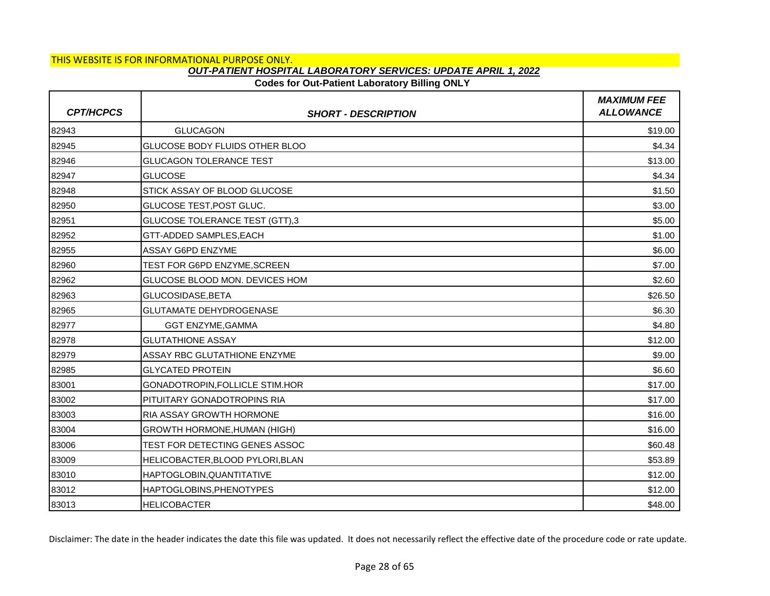THIS WEBSITE IS FOR INFORMATIONAL PURPOSE ONLY.

***OUT-PATIENT HOSPITAL LABORATORY SERVICES: UPDATE APRIL 1, 2022***

**Codes for Out-Patient Laboratory Billing ONLY**

| *CPT/HCPCS* | *SHORT - DESCRIPTION* | *MAXIMUM FEE ALLOWANCE* |
|---|---|---|
| 82943 | GLUCAGON | $19.00 |
| 82945 | GLUCOSE BODY FLUIDS OTHER BLOO | $4.34 |
| 82946 | GLUCAGON TOLERANCE TEST | $13.00 |
| 82947 | GLUCOSE | $4.34 |
| 82948 | STICK ASSAY OF BLOOD GLUCOSE | $1.50 |
| 82950 | GLUCOSE TEST,POST GLUC. | $3.00 |
| 82951 | GLUCOSE TOLERANCE TEST (GTT),3 | $5.00 |
| 82952 | GTT-ADDED SAMPLES,EACH | $1.00 |
| 82955 | ASSAY G6PD ENZYME | $6.00 |
| 82960 | TEST FOR G6PD ENZYME,SCREEN | $7.00 |
| 82962 | GLUCOSE BLOOD MON. DEVICES HOM | $2.60 |
| 82963 | GLUCOSIDASE,BETA | $26.50 |
| 82965 | GLUTAMATE DEHYDROGENASE | $6.30 |
| 82977 | GGT ENZYME,GAMMA | $4.80 |
| 82978 | GLUTATHIONE ASSAY | $12.00 |
| 82979 | ASSAY RBC GLUTATHIONE ENZYME | $9.00 |
| 82985 | GLYCATED PROTEIN | $6.60 |
| 83001 | GONADOTROPIN,FOLLICLE STIM.HOR | $17.00 |
| 83002 | PITUITARY GONADOTROPINS RIA | $17.00 |
| 83003 | RIA ASSAY GROWTH HORMONE | $16.00 |
| 83004 | GROWTH HORMONE,HUMAN (HIGH) | $16.00 |
| 83006 | TEST FOR DETECTING GENES ASSOC | $60.48 |
| 83009 | HELICOBACTER,BLOOD PYLORI,BLAN | $53.89 |
| 83010 | HAPTOGLOBIN,QUANTITATIVE | $12.00 |
| 83012 | HAPTOGLOBINS,PHENOTYPES | $12.00 |
| 83013 | HELICOBACTER | $48.00 |

Disclaimer: The date in the header indicates the date this file was updated. It does not necessarily reflect the effective date of the procedure code or rate update.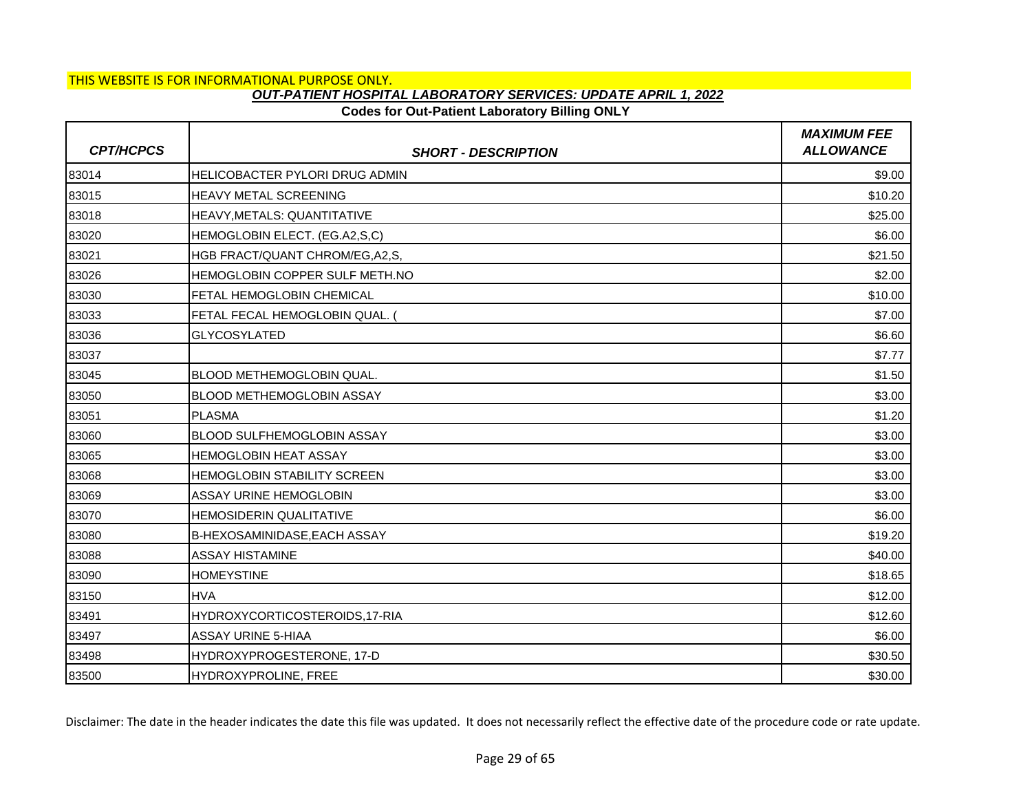THIS WEBSITE IS FOR INFORMATIONAL PURPOSE ONLY.

***OUT-PATIENT HOSPITAL LABORATORY SERVICES: UPDATE APRIL 1, 2022***

**Codes for Out-Patient Laboratory Billing ONLY**

| *CPT/HCPCS* | *SHORT - DESCRIPTION* | *MAXIMUM FEE ALLOWANCE* |
|---|---|---|
| 83014 | HELICOBACTER PYLORI DRUG ADMIN | $9.00 |
| 83015 | HEAVY METAL SCREENING | $10.20 |
| 83018 | HEAVY,METALS: QUANTITATIVE | $25.00 |
| 83020 | HEMOGLOBIN ELECT. (EG.A2,S,C) | $6.00 |
| 83021 | HGB FRACT/QUANT CHROM/EG,A2,S, | $21.50 |
| 83026 | HEMOGLOBIN COPPER SULF METH.NO | $2.00 |
| 83030 | FETAL HEMOGLOBIN CHEMICAL | $10.00 |
| 83033 | FETAL FECAL HEMOGLOBIN QUAL. ( | $7.00 |
| 83036 | GLYCOSYLATED | $6.60 |
| 83037 | | $7.77 |
| 83045 | BLOOD METHEMOGLOBIN QUAL. | $1.50 |
| 83050 | BLOOD METHEMOGLOBIN ASSAY | $3.00 |
| 83051 | PLASMA | $1.20 |
| 83060 | BLOOD SULFHEMOGLOBIN ASSAY | $3.00 |
| 83065 | HEMOGLOBIN HEAT ASSAY | $3.00 |
| 83068 | HEMOGLOBIN STABILITY SCREEN | $3.00 |
| 83069 | ASSAY URINE HEMOGLOBIN | $3.00 |
| 83070 | HEMOSIDERIN QUALITATIVE | $6.00 |
| 83080 | B-HEXOSAMINIDASE,EACH ASSAY | $19.20 |
| 83088 | ASSAY HISTAMINE | $40.00 |
| 83090 | HOMEYSTINE | $18.65 |
| 83150 | HVA | $12.00 |
| 83491 | HYDROXYCORTICOSTEROIDS,17-RIA | $12.60 |
| 83497 | ASSAY URINE 5-HIAA | $6.00 |
| 83498 | HYDROXYPROGESTERONE, 17-D | $30.50 |
| 83500 | HYDROXYPROLINE, FREE | $30.00 |

Disclaimer: The date in the header indicates the date this file was updated. It does not necessarily reflect the effective date of the procedure code or rate update.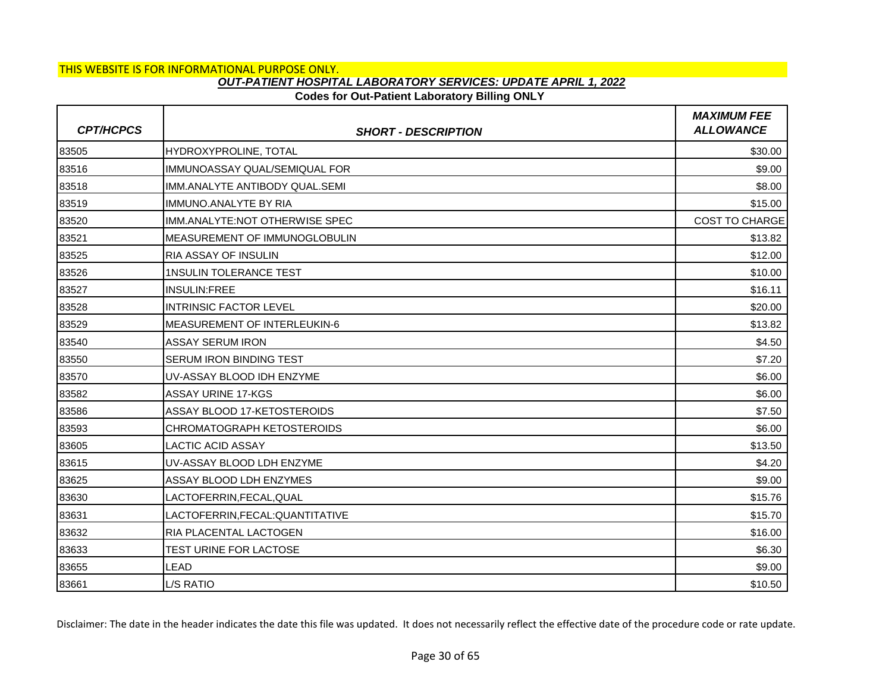THIS WEBSITE IS FOR INFORMATIONAL PURPOSE ONLY.

***OUT-PATIENT HOSPITAL LABORATORY SERVICES: UPDATE APRIL 1, 2022***

**Codes for Out-Patient Laboratory Billing ONLY**

| *CPT/HCPCS* | *SHORT - DESCRIPTION* | *MAXIMUM FEE ALLOWANCE* |
|---|---|---|
| 83505 | HYDROXYPROLINE, TOTAL | $30.00 |
| 83516 | IMMUNOASSAY QUAL/SEMIQUAL FOR | $9.00 |
| 83518 | IMM.ANALYTE ANTIBODY QUAL.SEMI | $8.00 |
| 83519 | IMMUNO.ANALYTE BY RIA | $15.00 |
| 83520 | IMM.ANALYTE:NOT OTHERWISE SPEC | COST TO CHARGE |
| 83521 | MEASUREMENT OF IMMUNOGLOBULIN | $13.82 |
| 83525 | RIA ASSAY OF INSULIN | $12.00 |
| 83526 | 1NSULIN TOLERANCE TEST | $10.00 |
| 83527 | INSULIN:FREE | $16.11 |
| 83528 | INTRINSIC FACTOR LEVEL | $20.00 |
| 83529 | MEASUREMENT OF INTERLEUKIN-6 | $13.82 |
| 83540 | ASSAY SERUM IRON | $4.50 |
| 83550 | SERUM IRON BINDING TEST | $7.20 |
| 83570 | UV-ASSAY BLOOD IDH ENZYME | $6.00 |
| 83582 | ASSAY URINE 17-KGS | $6.00 |
| 83586 | ASSAY BLOOD 17-KETOSTEROIDS | $7.50 |
| 83593 | CHROMATOGRAPH KETOSTEROIDS | $6.00 |
| 83605 | LACTIC ACID ASSAY | $13.50 |
| 83615 | UV-ASSAY BLOOD LDH ENZYME | $4.20 |
| 83625 | ASSAY BLOOD LDH ENZYMES | $9.00 |
| 83630 | LACTOFERRIN,FECAL,QUAL | $15.76 |
| 83631 | LACTOFERRIN,FECAL:QUANTITATIVE | $15.70 |
| 83632 | RIA PLACENTAL LACTOGEN | $16.00 |
| 83633 | TEST URINE FOR LACTOSE | $6.30 |
| 83655 | LEAD | $9.00 |
| 83661 | L/S RATIO | $10.50 |

Disclaimer: The date in the header indicates the date this file was updated. It does not necessarily reflect the effective date of the procedure code or rate update.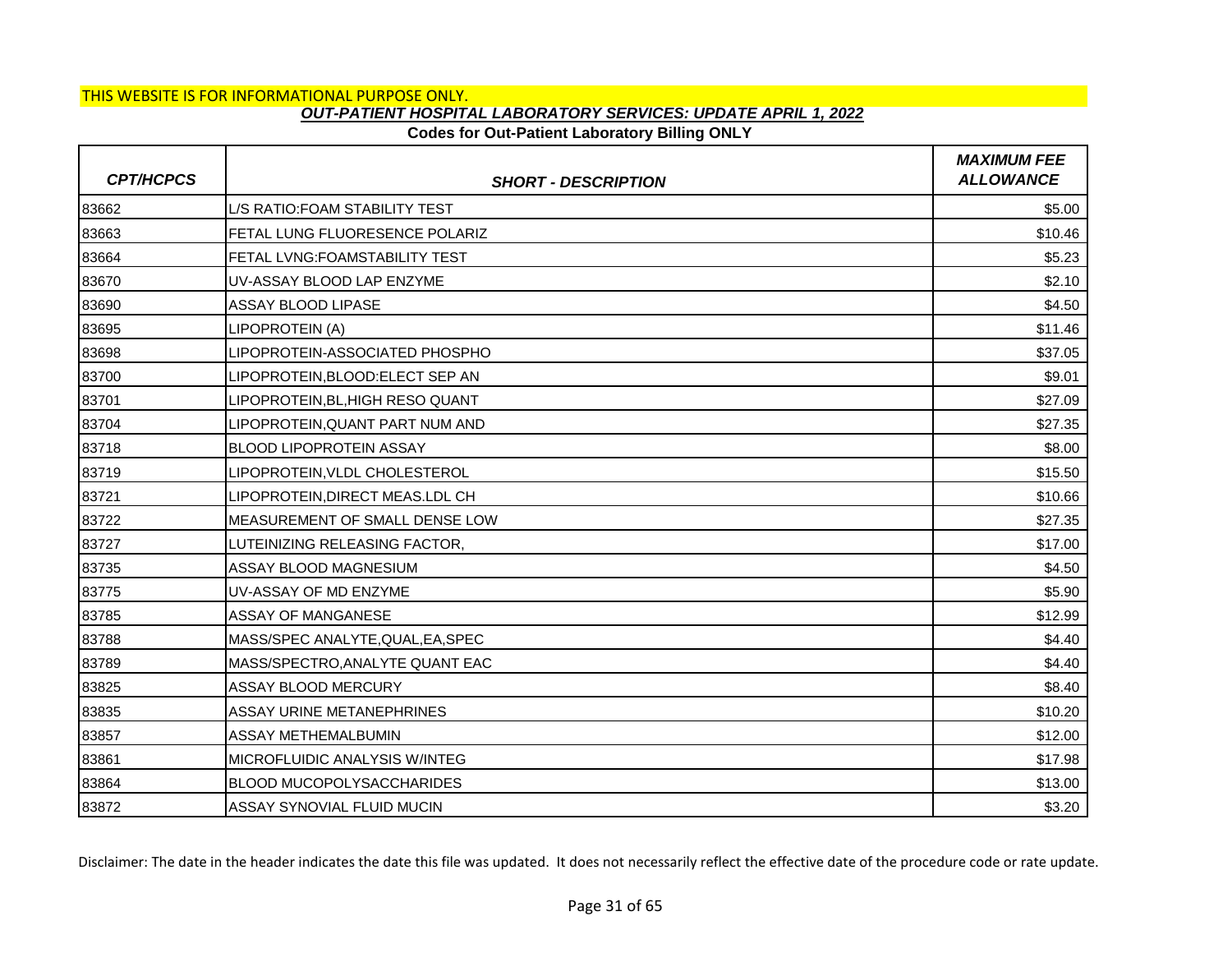THIS WEBSITE IS FOR INFORMATIONAL PURPOSE ONLY.

***OUT-PATIENT HOSPITAL LABORATORY SERVICES: UPDATE APRIL 1, 2022***

**Codes for Out-Patient Laboratory Billing ONLY**

| *CPT/HCPCS* | *SHORT - DESCRIPTION* | *MAXIMUM FEE ALLOWANCE* |
|---|---|---|
| 83662 | L/S RATIO:FOAM STABILITY TEST | $5.00 |
| 83663 | FETAL LUNG FLUORESENCE POLARIZ | $10.46 |
| 83664 | FETAL LVNG:FOAMSTABILITY TEST | $5.23 |
| 83670 | UV-ASSAY BLOOD LAP ENZYME | $2.10 |
| 83690 | ASSAY BLOOD LIPASE | $4.50 |
| 83695 | LIPOPROTEIN (A) | $11.46 |
| 83698 | LIPOPROTEIN-ASSOCIATED PHOSPHO | $37.05 |
| 83700 | LIPOPROTEIN,BLOOD:ELECT SEP AN | $9.01 |
| 83701 | LIPOPROTEIN,BL,HIGH RESO QUANT | $27.09 |
| 83704 | LIPOPROTEIN,QUANT PART NUM AND | $27.35 |
| 83718 | BLOOD LIPOPROTEIN ASSAY | $8.00 |
| 83719 | LIPOPROTEIN,VLDL CHOLESTEROL | $15.50 |
| 83721 | LIPOPROTEIN,DIRECT MEAS.LDL CH | $10.66 |
| 83722 | MEASUREMENT OF SMALL DENSE LOW | $27.35 |
| 83727 | LUTEINIZING RELEASING FACTOR, | $17.00 |
| 83735 | ASSAY BLOOD MAGNESIUM | $4.50 |
| 83775 | UV-ASSAY OF MD ENZYME | $5.90 |
| 83785 | ASSAY OF MANGANESE | $12.99 |
| 83788 | MASS/SPEC ANALYTE,QUAL,EA,SPEC | $4.40 |
| 83789 | MASS/SPECTRO,ANALYTE QUANT EAC | $4.40 |
| 83825 | ASSAY BLOOD MERCURY | $8.40 |
| 83835 | ASSAY URINE METANEPHRINES | $10.20 |
| 83857 | ASSAY METHEMALBUMIN | $12.00 |
| 83861 | MICROFLUIDIC ANALYSIS W/INTEG | $17.98 |
| 83864 | BLOOD MUCOPOLYSACCHARIDES | $13.00 |
| 83872 | ASSAY SYNOVIAL FLUID MUCIN | $3.20 |

Disclaimer: The date in the header indicates the date this file was updated. It does not necessarily reflect the effective date of the procedure code or rate update.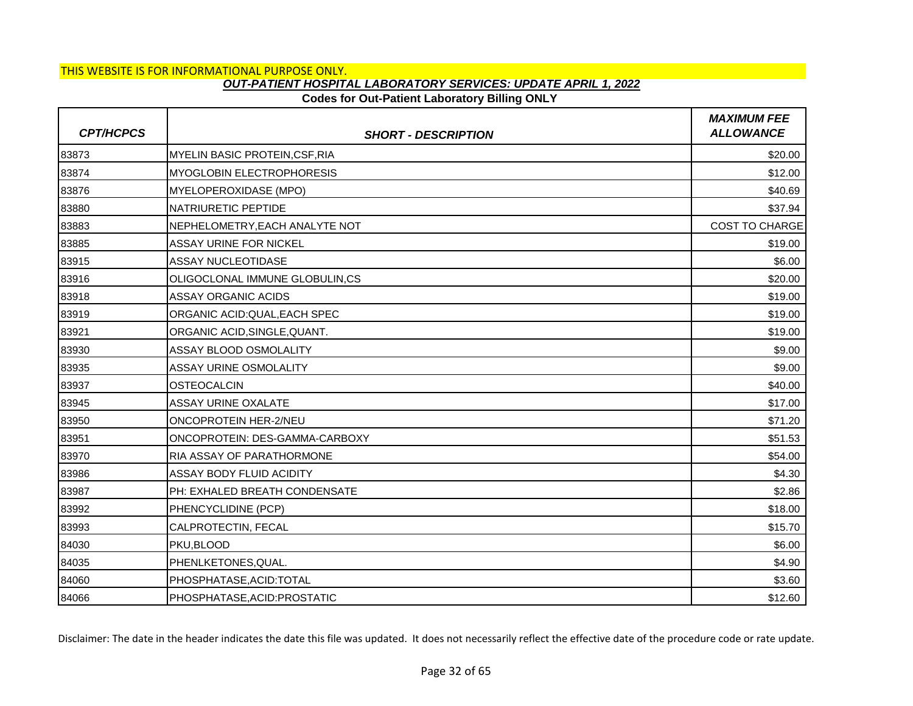THIS WEBSITE IS FOR INFORMATIONAL PURPOSE ONLY.

***OUT-PATIENT HOSPITAL LABORATORY SERVICES: UPDATE APRIL 1, 2022***

**Codes for Out-Patient Laboratory Billing ONLY**

| *CPT/HCPCS* | *SHORT - DESCRIPTION* | *MAXIMUM FEE ALLOWANCE* |
|---|---|---|
| 83873 | MYELIN BASIC PROTEIN,CSF,RIA | $20.00 |
| 83874 | MYOGLOBIN ELECTROPHORESIS | $12.00 |
| 83876 | MYELOPEROXIDASE (MPO) | $40.69 |
| 83880 | NATRIURETIC PEPTIDE | $37.94 |
| 83883 | NEPHELOMETRY,EACH ANALYTE NOT | COST TO CHARGE |
| 83885 | ASSAY URINE FOR NICKEL | $19.00 |
| 83915 | ASSAY NUCLEOTIDASE | $6.00 |
| 83916 | OLIGOCLONAL IMMUNE GLOBULIN,CS | $20.00 |
| 83918 | ASSAY ORGANIC ACIDS | $19.00 |
| 83919 | ORGANIC ACID:QUAL,EACH SPEC | $19.00 |
| 83921 | ORGANIC ACID,SINGLE,QUANT. | $19.00 |
| 83930 | ASSAY BLOOD OSMOLALITY | $9.00 |
| 83935 | ASSAY URINE OSMOLALITY | $9.00 |
| 83937 | OSTEOCALCIN | $40.00 |
| 83945 | ASSAY URINE OXALATE | $17.00 |
| 83950 | ONCOPROTEIN HER-2/NEU | $71.20 |
| 83951 | ONCOPROTEIN: DES-GAMMA-CARBOXY | $51.53 |
| 83970 | RIA ASSAY OF PARATHORMONE | $54.00 |
| 83986 | ASSAY BODY FLUID ACIDITY | $4.30 |
| 83987 | PH: EXHALED BREATH CONDENSATE | $2.86 |
| 83992 | PHENCYCLIDINE (PCP) | $18.00 |
| 83993 | CALPROTECTIN, FECAL | $15.70 |
| 84030 | PKU,BLOOD | $6.00 |
| 84035 | PHENLKETONES,QUAL. | $4.90 |
| 84060 | PHOSPHATASE,ACID:TOTAL | $3.60 |
| 84066 | PHOSPHATASE,ACID:PROSTATIC | $12.60 |

Disclaimer: The date in the header indicates the date this file was updated. It does not necessarily reflect the effective date of the procedure code or rate update.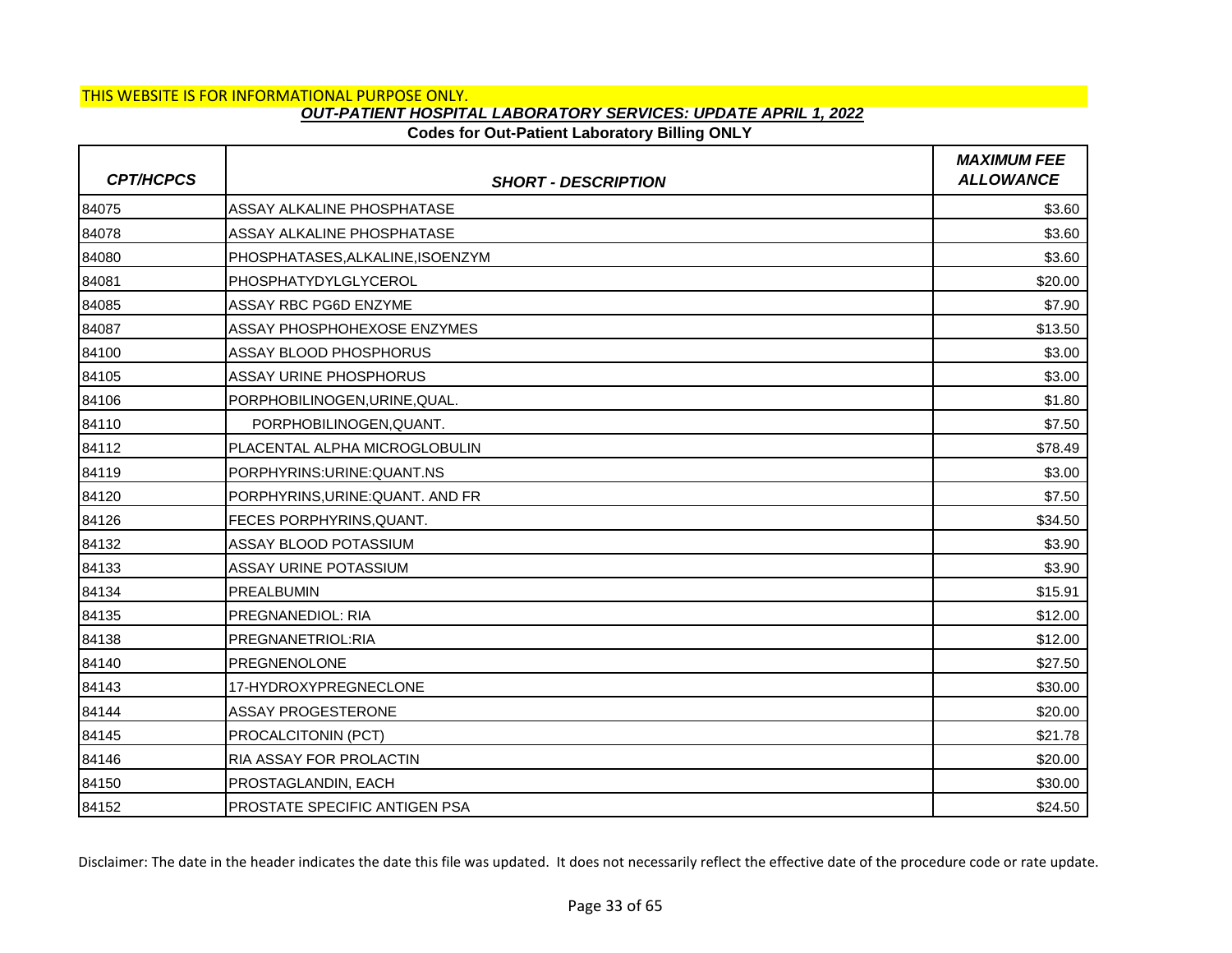THIS WEBSITE IS FOR INFORMATIONAL PURPOSE ONLY.

***OUT-PATIENT HOSPITAL LABORATORY SERVICES: UPDATE APRIL 1, 2022***

**Codes for Out-Patient Laboratory Billing ONLY**

| *CPT/HCPCS* | *SHORT - DESCRIPTION* | *MAXIMUM FEE ALLOWANCE* |
|---|---|---|
| 84075 | ASSAY ALKALINE PHOSPHATASE | $3.60 |
| 84078 | ASSAY ALKALINE PHOSPHATASE | $3.60 |
| 84080 | PHOSPHATASES,ALKALINE,ISOENZYM | $3.60 |
| 84081 | PHOSPHATYDYLGLYCEROL | $20.00 |
| 84085 | ASSAY RBC PG6D ENZYME | $7.90 |
| 84087 | ASSAY PHOSPHOHEXOSE ENZYMES | $13.50 |
| 84100 | ASSAY BLOOD PHOSPHORUS | $3.00 |
| 84105 | ASSAY URINE PHOSPHORUS | $3.00 |
| 84106 | PORPHOBILINOGEN,URINE,QUAL. | $1.80 |
| 84110 | PORPHOBILINOGEN,QUANT. | $7.50 |
| 84112 | PLACENTAL ALPHA MICROGLOBULIN | $78.49 |
| 84119 | PORPHYRINS:URINE:QUANT.NS | $3.00 |
| 84120 | PORPHYRINS,URINE:QUANT. AND FR | $7.50 |
| 84126 | FECES PORPHYRINS,QUANT. | $34.50 |
| 84132 | ASSAY BLOOD POTASSIUM | $3.90 |
| 84133 | ASSAY URINE POTASSIUM | $3.90 |
| 84134 | PREALBUMIN | $15.91 |
| 84135 | PREGNANEDIOL: RIA | $12.00 |
| 84138 | PREGNANETRIOL:RIA | $12.00 |
| 84140 | PREGNENOLONE | $27.50 |
| 84143 | 17-HYDROXYPREGNECLONE | $30.00 |
| 84144 | ASSAY PROGESTERONE | $20.00 |
| 84145 | PROCALCITONIN (PCT) | $21.78 |
| 84146 | RIA ASSAY FOR PROLACTIN | $20.00 |
| 84150 | PROSTAGLANDIN, EACH | $30.00 |
| 84152 | PROSTATE SPECIFIC ANTIGEN PSA | $24.50 |

Disclaimer: The date in the header indicates the date this file was updated. It does not necessarily reflect the effective date of the procedure code or rate update.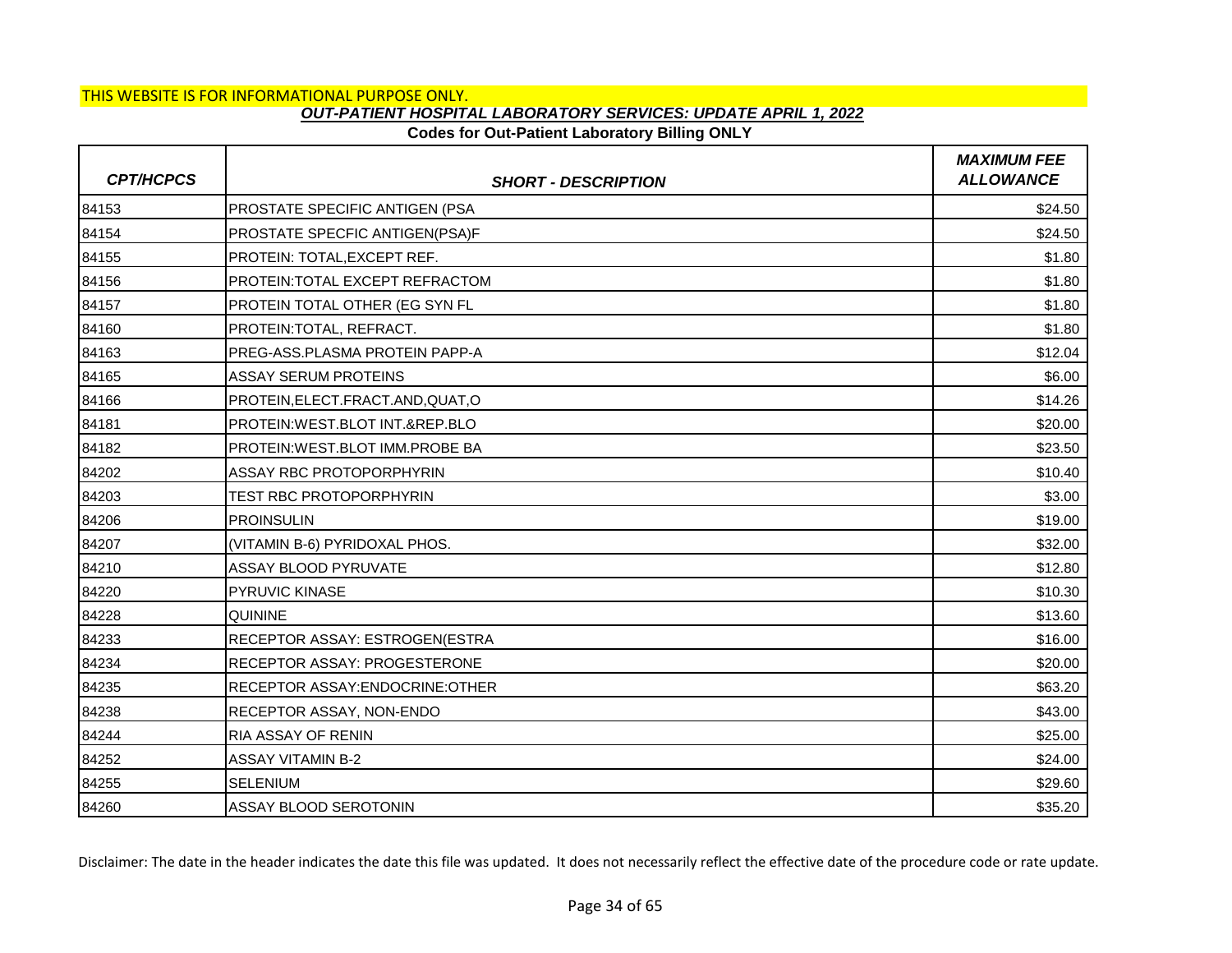THIS WEBSITE IS FOR INFORMATIONAL PURPOSE ONLY.

## *OUT-PATIENT HOSPITAL LABORATORY SERVICES: UPDATE APRIL 1, 2022*

### Codes for Out-Patient Laboratory Billing ONLY

| *CPT/HCPCS* | *SHORT - DESCRIPTION* | *MAXIMUM FEE ALLOWANCE* |
|---|---|---|
| 84153 | PROSTATE SPECIFIC ANTIGEN (PSA | $24.50 |
| 84154 | PROSTATE SPECFIC ANTIGEN(PSA)F | $24.50 |
| 84155 | PROTEIN: TOTAL,EXCEPT REF. | $1.80 |
| 84156 | PROTEIN:TOTAL EXCEPT REFRACTOM | $1.80 |
| 84157 | PROTEIN TOTAL OTHER (EG SYN FL | $1.80 |
| 84160 | PROTEIN:TOTAL, REFRACT. | $1.80 |
| 84163 | PREG-ASS.PLASMA PROTEIN PAPP-A | $12.04 |
| 84165 | ASSAY SERUM PROTEINS | $6.00 |
| 84166 | PROTEIN,ELECT.FRACT.AND,QUAT,O | $14.26 |
| 84181 | PROTEIN:WEST.BLOT INT.&REP.BLO | $20.00 |
| 84182 | PROTEIN:WEST.BLOT IMM.PROBE BA | $23.50 |
| 84202 | ASSAY RBC PROTOPORPHYRIN | $10.40 |
| 84203 | TEST RBC PROTOPORPHYRIN | $3.00 |
| 84206 | PROINSULIN | $19.00 |
| 84207 | (VITAMIN B-6) PYRIDOXAL PHOS. | $32.00 |
| 84210 | ASSAY BLOOD PYRUVATE | $12.80 |
| 84220 | PYRUVIC KINASE | $10.30 |
| 84228 | QUININE | $13.60 |
| 84233 | RECEPTOR ASSAY: ESTROGEN(ESTRA | $16.00 |
| 84234 | RECEPTOR ASSAY: PROGESTERONE | $20.00 |
| 84235 | RECEPTOR ASSAY:ENDOCRINE:OTHER | $63.20 |
| 84238 | RECEPTOR ASSAY, NON-ENDO | $43.00 |
| 84244 | RIA ASSAY OF RENIN | $25.00 |
| 84252 | ASSAY VITAMIN B-2 | $24.00 |
| 84255 | SELENIUM | $29.60 |
| 84260 | ASSAY BLOOD SEROTONIN | $35.20 |

Disclaimer: The date in the header indicates the date this file was updated. It does not necessarily reflect the effective date of the procedure code or rate update.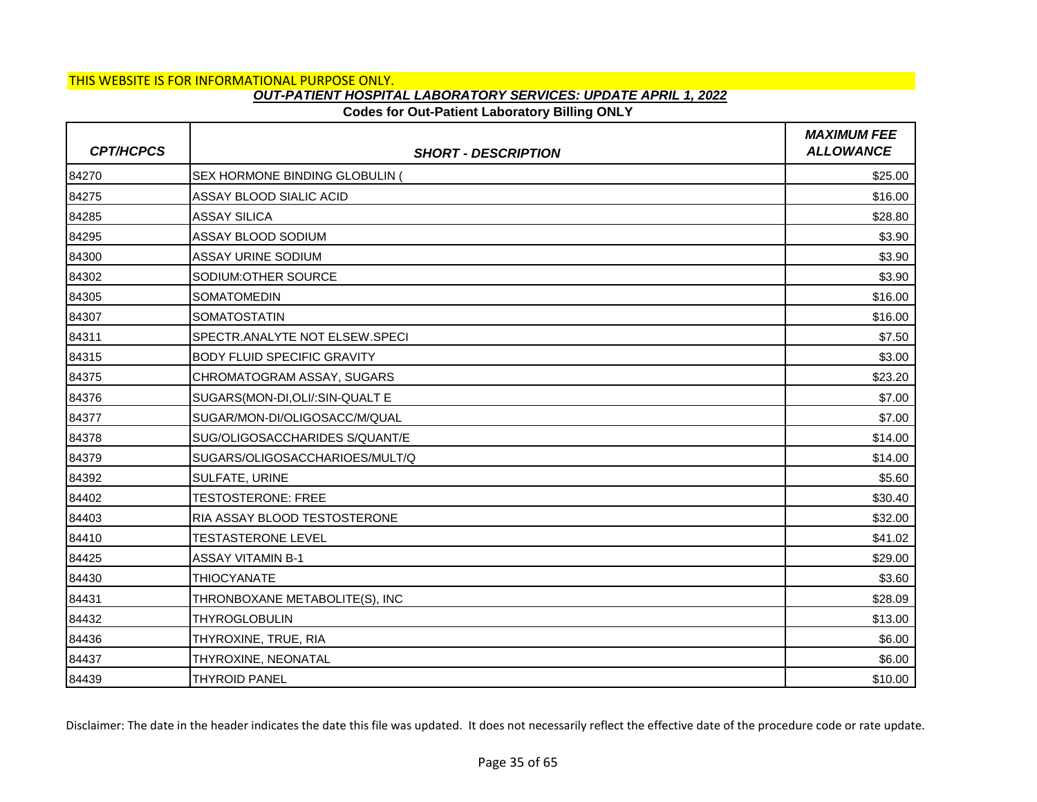THIS WEBSITE IS FOR INFORMATIONAL PURPOSE ONLY.

## *OUT-PATIENT HOSPITAL LABORATORY SERVICES: UPDATE APRIL 1, 2022*

### Codes for Out-Patient Laboratory Billing ONLY

| *CPT/HCPCS* | *SHORT - DESCRIPTION* | *MAXIMUM FEE ALLOWANCE* |
|---|---|---|
| 84270 | SEX HORMONE BINDING GLOBULIN ( | $25.00 |
| 84275 | ASSAY BLOOD SIALIC ACID | $16.00 |
| 84285 | ASSAY SILICA | $28.80 |
| 84295 | ASSAY BLOOD SODIUM | $3.90 |
| 84300 | ASSAY URINE SODIUM | $3.90 |
| 84302 | SODIUM:OTHER SOURCE | $3.90 |
| 84305 | SOMATOMEDIN | $16.00 |
| 84307 | SOMATOSTATIN | $16.00 |
| 84311 | SPECTR.ANALYTE NOT ELSEW.SPECI | $7.50 |
| 84315 | BODY FLUID SPECIFIC GRAVITY | $3.00 |
| 84375 | CHROMATOGRAM ASSAY, SUGARS | $23.20 |
| 84376 | SUGARS(MON-DI,OLI/:SIN-QUALT E | $7.00 |
| 84377 | SUGAR/MON-DI/OLIGOSACC/M/QUAL | $7.00 |
| 84378 | SUG/OLIGOSACCHARIDES S/QUANT/E | $14.00 |
| 84379 | SUGARS/OLIGOSACCHARIOES/MULT/Q | $14.00 |
| 84392 | SULFATE, URINE | $5.60 |
| 84402 | TESTOSTERONE: FREE | $30.40 |
| 84403 | RIA ASSAY BLOOD TESTOSTERONE | $32.00 |
| 84410 | TESTASTERONE LEVEL | $41.02 |
| 84425 | ASSAY VITAMIN B-1 | $29.00 |
| 84430 | THIOCYANATE | $3.60 |
| 84431 | THRONBOXANE METABOLITE(S), INC | $28.09 |
| 84432 | THYROGLOBULIN | $13.00 |
| 84436 | THYROXINE, TRUE, RIA | $6.00 |
| 84437 | THYROXINE, NEONATAL | $6.00 |
| 84439 | THYROID PANEL | $10.00 |

Disclaimer: The date in the header indicates the date this file was updated. It does not necessarily reflect the effective date of the procedure code or rate update.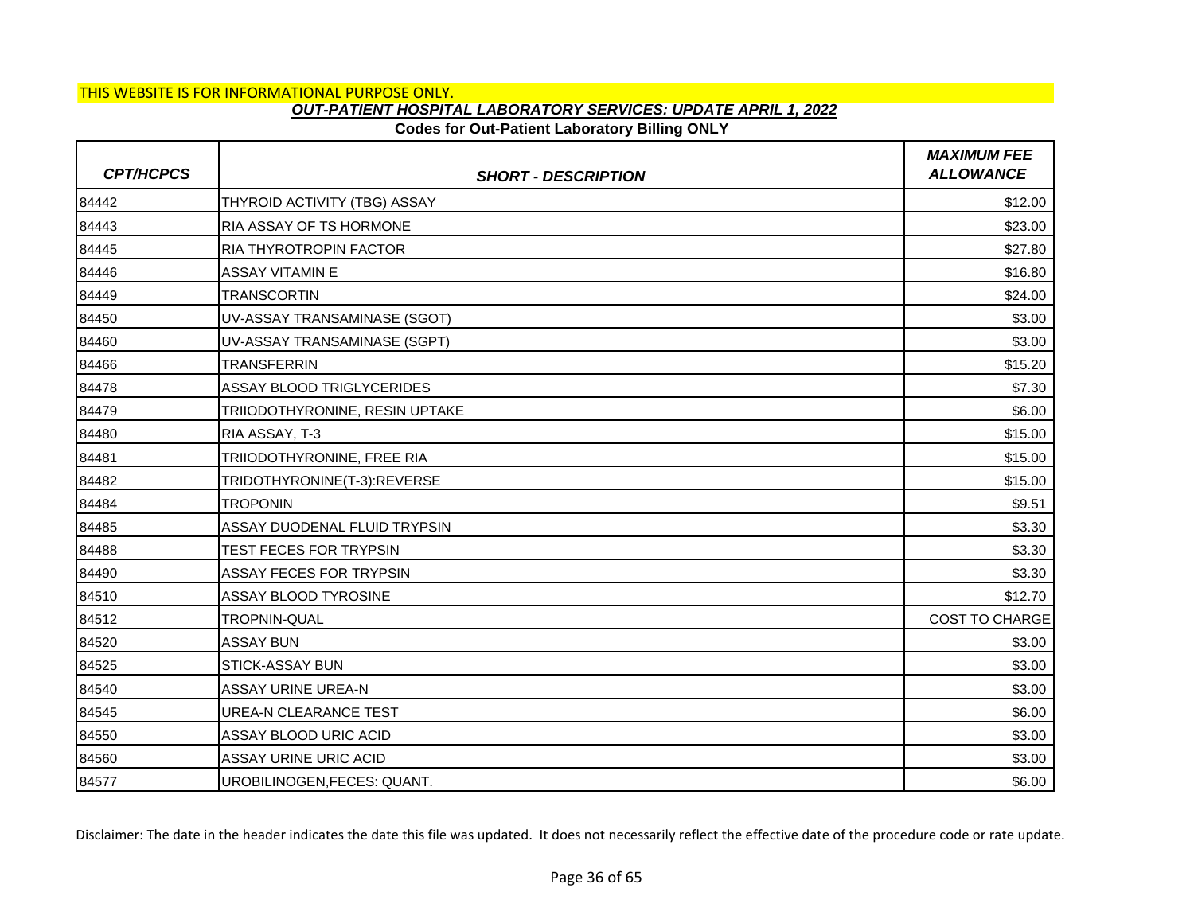THIS WEBSITE IS FOR INFORMATIONAL PURPOSE ONLY.

***OUT-PATIENT HOSPITAL LABORATORY SERVICES: UPDATE APRIL 1, 2022***

**Codes for Out-Patient Laboratory Billing ONLY**

| *CPT/HCPCS* | *SHORT - DESCRIPTION* | *MAXIMUM FEE ALLOWANCE* |
|---|---|---|
| 84442 | THYROID ACTIVITY (TBG) ASSAY | $12.00 |
| 84443 | RIA ASSAY OF TS HORMONE | $23.00 |
| 84445 | RIA THYROTROPIN FACTOR | $27.80 |
| 84446 | ASSAY VITAMIN E | $16.80 |
| 84449 | TRANSCORTIN | $24.00 |
| 84450 | UV-ASSAY TRANSAMINASE (SGOT) | $3.00 |
| 84460 | UV-ASSAY TRANSAMINASE (SGPT) | $3.00 |
| 84466 | TRANSFERRIN | $15.20 |
| 84478 | ASSAY BLOOD TRIGLYCERIDES | $7.30 |
| 84479 | TRIIODOTHYRONINE, RESIN UPTAKE | $6.00 |
| 84480 | RIA ASSAY, T-3 | $15.00 |
| 84481 | TRIIODOTHYRONINE, FREE RIA | $15.00 |
| 84482 | TRIDOTHYRONINE(T-3):REVERSE | $15.00 |
| 84484 | TROPONIN | $9.51 |
| 84485 | ASSAY DUODENAL FLUID TRYPSIN | $3.30 |
| 84488 | TEST FECES FOR TRYPSIN | $3.30 |
| 84490 | ASSAY FECES FOR TRYPSIN | $3.30 |
| 84510 | ASSAY BLOOD TYROSINE | $12.70 |
| 84512 | TROPNIN-QUAL | COST TO CHARGE |
| 84520 | ASSAY BUN | $3.00 |
| 84525 | STICK-ASSAY BUN | $3.00 |
| 84540 | ASSAY URINE UREA-N | $3.00 |
| 84545 | UREA-N CLEARANCE TEST | $6.00 |
| 84550 | ASSAY BLOOD URIC ACID | $3.00 |
| 84560 | ASSAY URINE URIC ACID | $3.00 |
| 84577 | UROBILINOGEN,FECES: QUANT. | $6.00 |

Disclaimer: The date in the header indicates the date this file was updated. It does not necessarily reflect the effective date of the procedure code or rate update.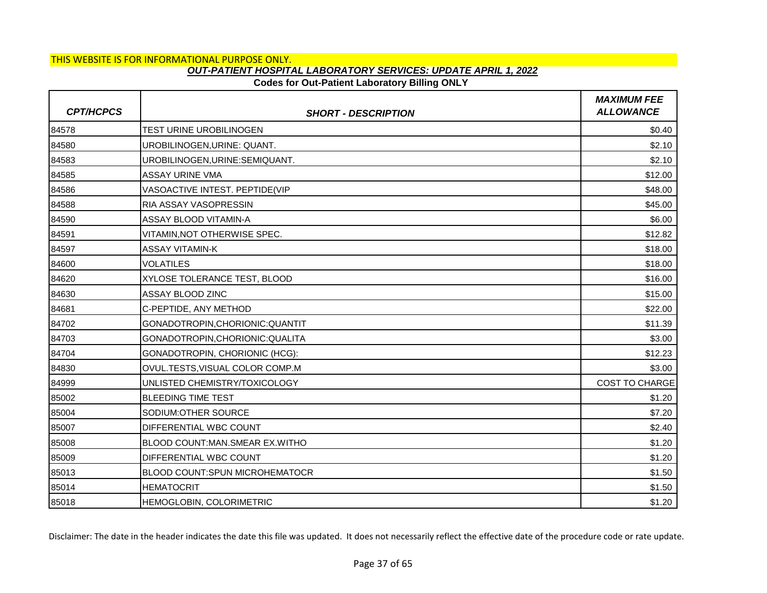THIS WEBSITE IS FOR INFORMATIONAL PURPOSE ONLY.

***OUT-PATIENT HOSPITAL LABORATORY SERVICES: UPDATE APRIL 1, 2022***

**Codes for Out-Patient Laboratory Billing ONLY**

| ***CPT/HCPCS*** | ***SHORT - DESCRIPTION*** | ***MAXIMUM FEE ALLOWANCE*** |
|---|---|---|
| 84578 | TEST URINE UROBILINOGEN | $0.40 |
| 84580 | UROBILINOGEN,URINE: QUANT. | $2.10 |
| 84583 | UROBILINOGEN,URINE:SEMIQUANT. | $2.10 |
| 84585 | ASSAY URINE VMA | $12.00 |
| 84586 | VASOACTIVE INTEST. PEPTIDE(VIP | $48.00 |
| 84588 | RIA ASSAY VASOPRESSIN | $45.00 |
| 84590 | ASSAY BLOOD VITAMIN-A | $6.00 |
| 84591 | VITAMIN,NOT OTHERWISE SPEC. | $12.82 |
| 84597 | ASSAY VITAMIN-K | $18.00 |
| 84600 | VOLATILES | $18.00 |
| 84620 | XYLOSE TOLERANCE TEST, BLOOD | $16.00 |
| 84630 | ASSAY BLOOD ZINC | $15.00 |
| 84681 | C-PEPTIDE, ANY METHOD | $22.00 |
| 84702 | GONADOTROPIN,CHORIONIC:QUANTIT | $11.39 |
| 84703 | GONADOTROPIN,CHORIONIC:QUALITA | $3.00 |
| 84704 | GONADOTROPIN, CHORIONIC (HCG): | $12.23 |
| 84830 | OVUL.TESTS,VISUAL COLOR COMP.M | $3.00 |
| 84999 | UNLISTED CHEMISTRY/TOXICOLOGY | COST TO CHARGE |
| 85002 | BLEEDING TIME TEST | $1.20 |
| 85004 | SODIUM:OTHER SOURCE | $7.20 |
| 85007 | DIFFERENTIAL WBC COUNT | $2.40 |
| 85008 | BLOOD COUNT:MAN.SMEAR EX.WITHO | $1.20 |
| 85009 | DIFFERENTIAL WBC COUNT | $1.20 |
| 85013 | BLOOD COUNT:SPUN MICROHEMATOCR | $1.50 |
| 85014 | HEMATOCRIT | $1.50 |
| 85018 | HEMOGLOBIN, COLORIMETRIC | $1.20 |

Disclaimer: The date in the header indicates the date this file was updated. It does not necessarily reflect the effective date of the procedure code or rate update.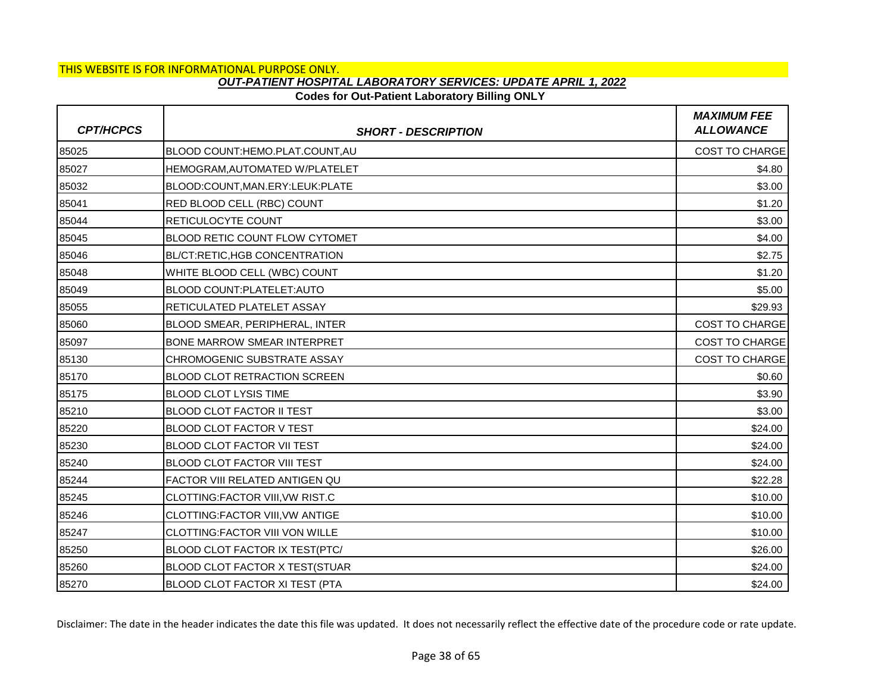THIS WEBSITE IS FOR INFORMATIONAL PURPOSE ONLY.

***OUT-PATIENT HOSPITAL LABORATORY SERVICES: UPDATE APRIL 1, 2022***

**Codes for Out-Patient Laboratory Billing ONLY**

| CPT/HCPCS | SHORT - DESCRIPTION | MAXIMUM FEE ALLOWANCE |
|---|---|---|
| 85025 | BLOOD COUNT:HEMO.PLAT.COUNT,AU | COST TO CHARGE |
| 85027 | HEMOGRAM,AUTOMATED W/PLATELET | $4.80 |
| 85032 | BLOOD:COUNT,MAN.ERY:LEUK:PLATE | $3.00 |
| 85041 | RED BLOOD CELL (RBC) COUNT | $1.20 |
| 85044 | RETICULOCYTE COUNT | $3.00 |
| 85045 | BLOOD RETIC COUNT FLOW CYTOMET | $4.00 |
| 85046 | BL/CT:RETIC,HGB CONCENTRATION | $2.75 |
| 85048 | WHITE BLOOD CELL (WBC) COUNT | $1.20 |
| 85049 | BLOOD COUNT:PLATELET:AUTO | $5.00 |
| 85055 | RETICULATED PLATELET ASSAY | $29.93 |
| 85060 | BLOOD SMEAR, PERIPHERAL, INTER | COST TO CHARGE |
| 85097 | BONE MARROW SMEAR INTERPRET | COST TO CHARGE |
| 85130 | CHROMOGENIC SUBSTRATE ASSAY | COST TO CHARGE |
| 85170 | BLOOD CLOT RETRACTION SCREEN | $0.60 |
| 85175 | BLOOD CLOT LYSIS TIME | $3.90 |
| 85210 | BLOOD CLOT FACTOR II TEST | $3.00 |
| 85220 | BLOOD CLOT FACTOR V TEST | $24.00 |
| 85230 | BLOOD CLOT FACTOR VII TEST | $24.00 |
| 85240 | BLOOD CLOT FACTOR VIII TEST | $24.00 |
| 85244 | FACTOR VIII RELATED ANTIGEN QU | $22.28 |
| 85245 | CLOTTING:FACTOR VIII,VW RIST.C | $10.00 |
| 85246 | CLOTTING:FACTOR VIII,VW ANTIGE | $10.00 |
| 85247 | CLOTTING:FACTOR VIII VON WILLE | $10.00 |
| 85250 | BLOOD CLOT FACTOR IX TEST(PTC/ | $26.00 |
| 85260 | BLOOD CLOT FACTOR X TEST(STUAR | $24.00 |
| 85270 | BLOOD CLOT FACTOR XI TEST (PTA | $24.00 |

Disclaimer: The date in the header indicates the date this file was updated. It does not necessarily reflect the effective date of the procedure code or rate update.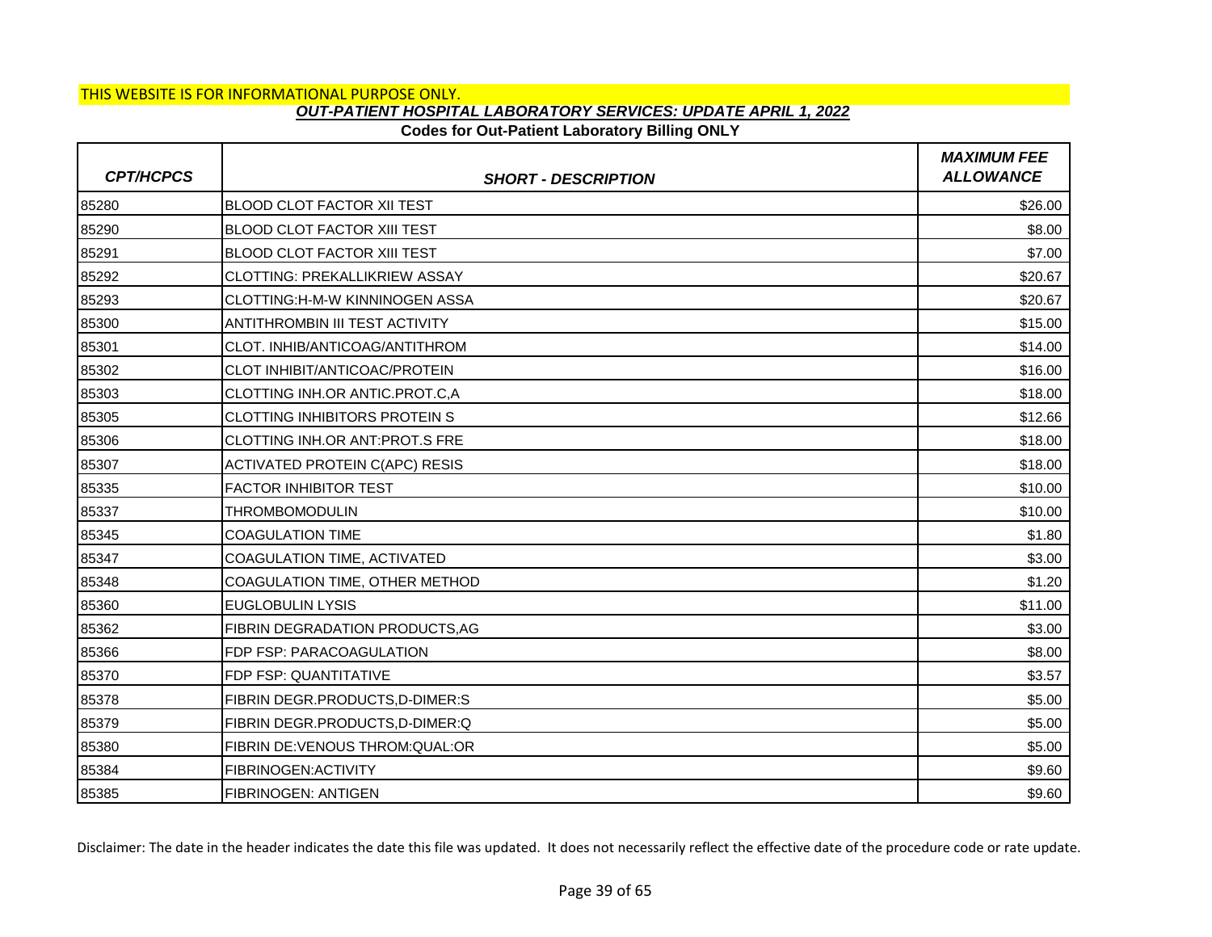THIS WEBSITE IS FOR INFORMATIONAL PURPOSE ONLY.

***OUT-PATIENT HOSPITAL LABORATORY SERVICES: UPDATE APRIL 1, 2022***

**Codes for Out-Patient Laboratory Billing ONLY**

| CPT/HCPCS | SHORT - DESCRIPTION | MAXIMUM FEE ALLOWANCE |
|---|---|---|
| 85280 | BLOOD CLOT FACTOR XII TEST | $26.00 |
| 85290 | BLOOD CLOT FACTOR XIII TEST | $8.00 |
| 85291 | BLOOD CLOT FACTOR XIII TEST | $7.00 |
| 85292 | CLOTTING: PREKALLIKRIEW ASSAY | $20.67 |
| 85293 | CLOTTING:H-M-W KINNINOGEN ASSA | $20.67 |
| 85300 | ANTITHROMBIN III TEST ACTIVITY | $15.00 |
| 85301 | CLOT. INHIB/ANTICOAG/ANTITHROM | $14.00 |
| 85302 | CLOT INHIBIT/ANTICOAC/PROTEIN | $16.00 |
| 85303 | CLOTTING INH.OR ANTIC.PROT.C,A | $18.00 |
| 85305 | CLOTTING INHIBITORS PROTEIN S | $12.66 |
| 85306 | CLOTTING INH.OR ANT:PROT.S FRE | $18.00 |
| 85307 | ACTIVATED PROTEIN C(APC) RESIS | $18.00 |
| 85335 | FACTOR INHIBITOR TEST | $10.00 |
| 85337 | THROMBOMODULIN | $10.00 |
| 85345 | COAGULATION TIME | $1.80 |
| 85347 | COAGULATION TIME, ACTIVATED | $3.00 |
| 85348 | COAGULATION TIME, OTHER METHOD | $1.20 |
| 85360 | EUGLOBULIN LYSIS | $11.00 |
| 85362 | FIBRIN DEGRADATION PRODUCTS,AG | $3.00 |
| 85366 | FDP FSP: PARACOAGULATION | $8.00 |
| 85370 | FDP FSP: QUANTITATIVE | $3.57 |
| 85378 | FIBRIN DEGR.PRODUCTS,D-DIMER:S | $5.00 |
| 85379 | FIBRIN DEGR.PRODUCTS,D-DIMER:Q | $5.00 |
| 85380 | FIBRIN DE:VENOUS THROM:QUAL:OR | $5.00 |
| 85384 | FIBRINOGEN:ACTIVITY | $9.60 |
| 85385 | FIBRINOGEN: ANTIGEN | $9.60 |

Disclaimer: The date in the header indicates the date this file was updated. It does not necessarily reflect the effective date of the procedure code or rate update.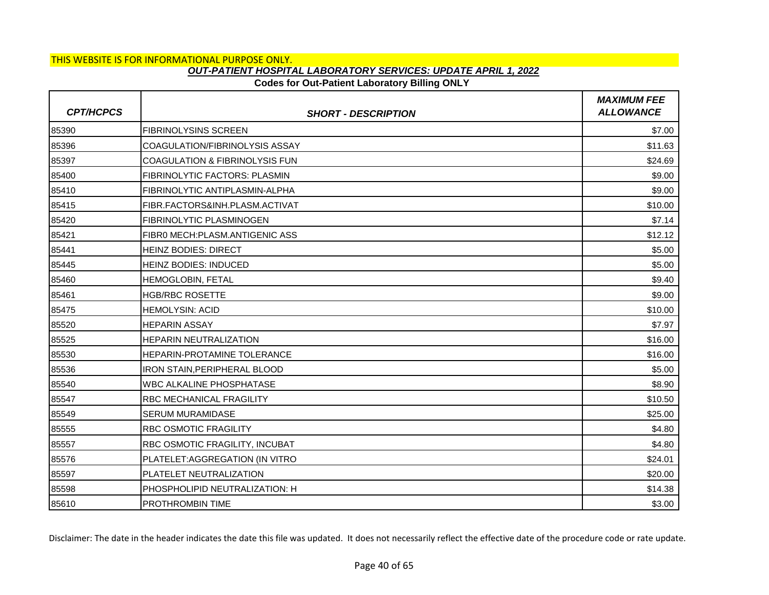THIS WEBSITE IS FOR INFORMATIONAL PURPOSE ONLY.

***OUT-PATIENT HOSPITAL LABORATORY SERVICES: UPDATE APRIL 1, 2022***

**Codes for Out-Patient Laboratory Billing ONLY**

| *CPT/HCPCS* | *SHORT - DESCRIPTION* | *MAXIMUM FEE ALLOWANCE* |
|---|---|---|
| 85390 | FIBRINOLYSINS SCREEN | $7.00 |
| 85396 | COAGULATION/FIBRINOLYSIS ASSAY | $11.63 |
| 85397 | COAGULATION & FIBRINOLYSIS FUN | $24.69 |
| 85400 | FIBRINOLYTIC FACTORS: PLASMIN | $9.00 |
| 85410 | FIBRINOLYTIC ANTIPLASMIN-ALPHA | $9.00 |
| 85415 | FIBR.FACTORS&INH.PLASM.ACTIVAT | $10.00 |
| 85420 | FIBRINOLYTIC PLASMINOGEN | $7.14 |
| 85421 | FIBR0 MECH:PLASM.ANTIGENIC ASS | $12.12 |
| 85441 | HEINZ BODIES: DIRECT | $5.00 |
| 85445 | HEINZ BODIES: INDUCED | $5.00 |
| 85460 | HEMOGLOBIN, FETAL | $9.40 |
| 85461 | HGB/RBC ROSETTE | $9.00 |
| 85475 | HEMOLYSIN: ACID | $10.00 |
| 85520 | HEPARIN ASSAY | $7.97 |
| 85525 | HEPARIN NEUTRALIZATION | $16.00 |
| 85530 | HEPARIN-PROTAMINE TOLERANCE | $16.00 |
| 85536 | IRON STAIN,PERIPHERAL BLOOD | $5.00 |
| 85540 | WBC ALKALINE PHOSPHATASE | $8.90 |
| 85547 | RBC MECHANICAL FRAGILITY | $10.50 |
| 85549 | SERUM MURAMIDASE | $25.00 |
| 85555 | RBC OSMOTIC FRAGILITY | $4.80 |
| 85557 | RBC OSMOTIC FRAGILITY, INCUBAT | $4.80 |
| 85576 | PLATELET:AGGREGATION (IN VITRO | $24.01 |
| 85597 | PLATELET NEUTRALIZATION | $20.00 |
| 85598 | PHOSPHOLIPID NEUTRALIZATION: H | $14.38 |
| 85610 | PROTHROMBIN TIME | $3.00 |

Disclaimer: The date in the header indicates the date this file was updated. It does not necessarily reflect the effective date of the procedure code or rate update.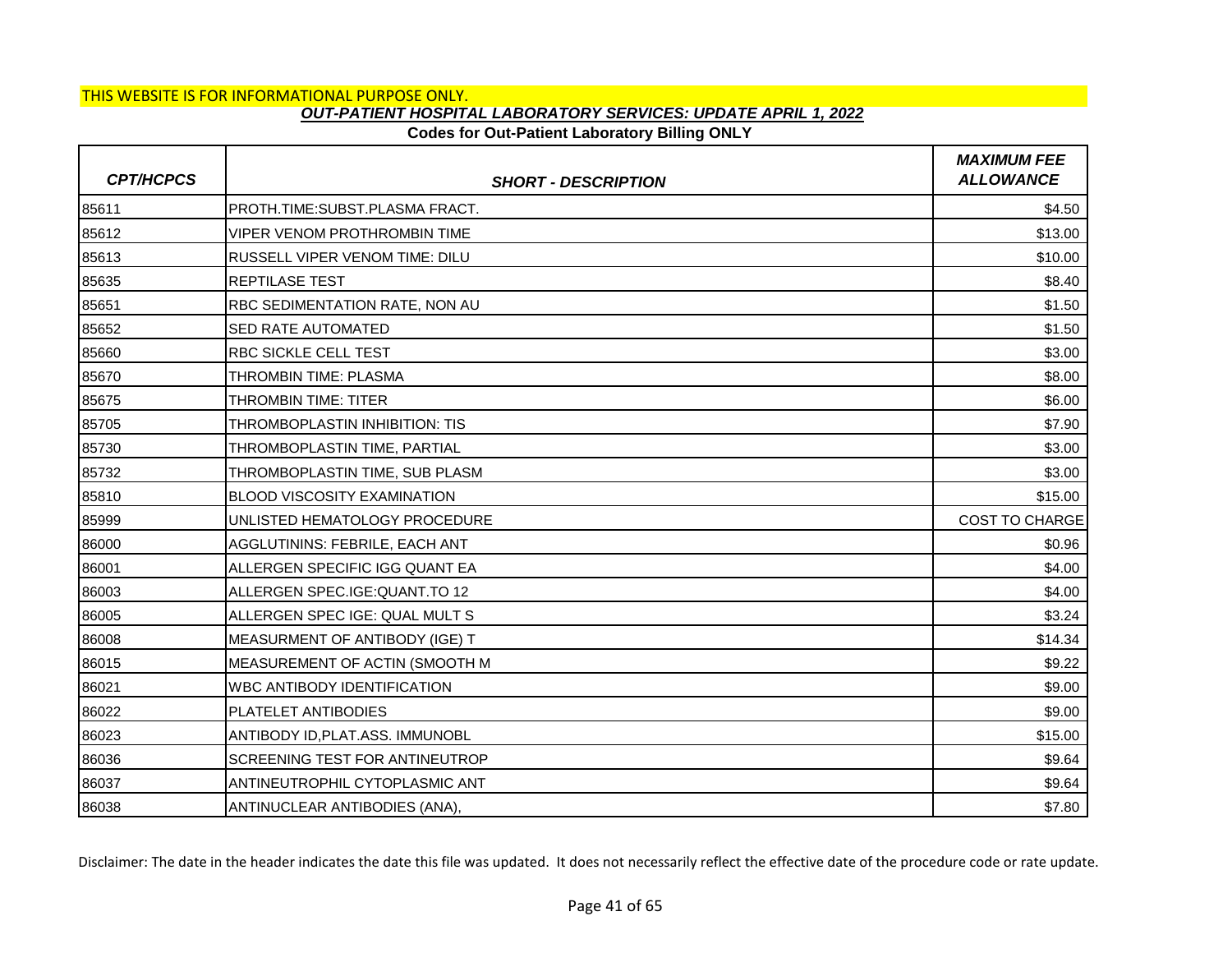THIS WEBSITE IS FOR INFORMATIONAL PURPOSE ONLY.

***OUT-PATIENT HOSPITAL LABORATORY SERVICES: UPDATE APRIL 1, 2022***

**Codes for Out-Patient Laboratory Billing ONLY**

| *CPT/HCPCS* | *SHORT - DESCRIPTION* | *MAXIMUM FEE ALLOWANCE* |
|---|---|---|
| 85611 | PROTH.TIME:SUBST.PLASMA FRACT. | $4.50 |
| 85612 | VIPER VENOM PROTHROMBIN TIME | $13.00 |
| 85613 | RUSSELL VIPER VENOM TIME: DILU | $10.00 |
| 85635 | REPTILASE TEST | $8.40 |
| 85651 | RBC SEDIMENTATION RATE, NON AU | $1.50 |
| 85652 | SED RATE AUTOMATED | $1.50 |
| 85660 | RBC SICKLE CELL TEST | $3.00 |
| 85670 | THROMBIN TIME: PLASMA | $8.00 |
| 85675 | THROMBIN TIME: TITER | $6.00 |
| 85705 | THROMBOPLASTIN INHIBITION: TIS | $7.90 |
| 85730 | THROMBOPLASTIN TIME, PARTIAL | $3.00 |
| 85732 | THROMBOPLASTIN TIME, SUB PLASM | $3.00 |
| 85810 | BLOOD VISCOSITY EXAMINATION | $15.00 |
| 85999 | UNLISTED HEMATOLOGY PROCEDURE | COST TO CHARGE |
| 86000 | AGGLUTININS: FEBRILE, EACH ANT | $0.96 |
| 86001 | ALLERGEN SPECIFIC IGG QUANT EA | $4.00 |
| 86003 | ALLERGEN SPEC.IGE:QUANT.TO 12 | $4.00 |
| 86005 | ALLERGEN SPEC IGE: QUAL MULT S | $3.24 |
| 86008 | MEASURMENT OF ANTIBODY (IGE) T | $14.34 |
| 86015 | MEASUREMENT OF ACTIN (SMOOTH M | $9.22 |
| 86021 | WBC ANTIBODY IDENTIFICATION | $9.00 |
| 86022 | PLATELET ANTIBODIES | $9.00 |
| 86023 | ANTIBODY ID,PLAT.ASS. IMMUNOBL | $15.00 |
| 86036 | SCREENING TEST FOR ANTINEUTROP | $9.64 |
| 86037 | ANTINEUTROPHIL CYTOPLASMIC ANT | $9.64 |
| 86038 | ANTINUCLEAR ANTIBODIES (ANA), | $7.80 |

Disclaimer: The date in the header indicates the date this file was updated. It does not necessarily reflect the effective date of the procedure code or rate update.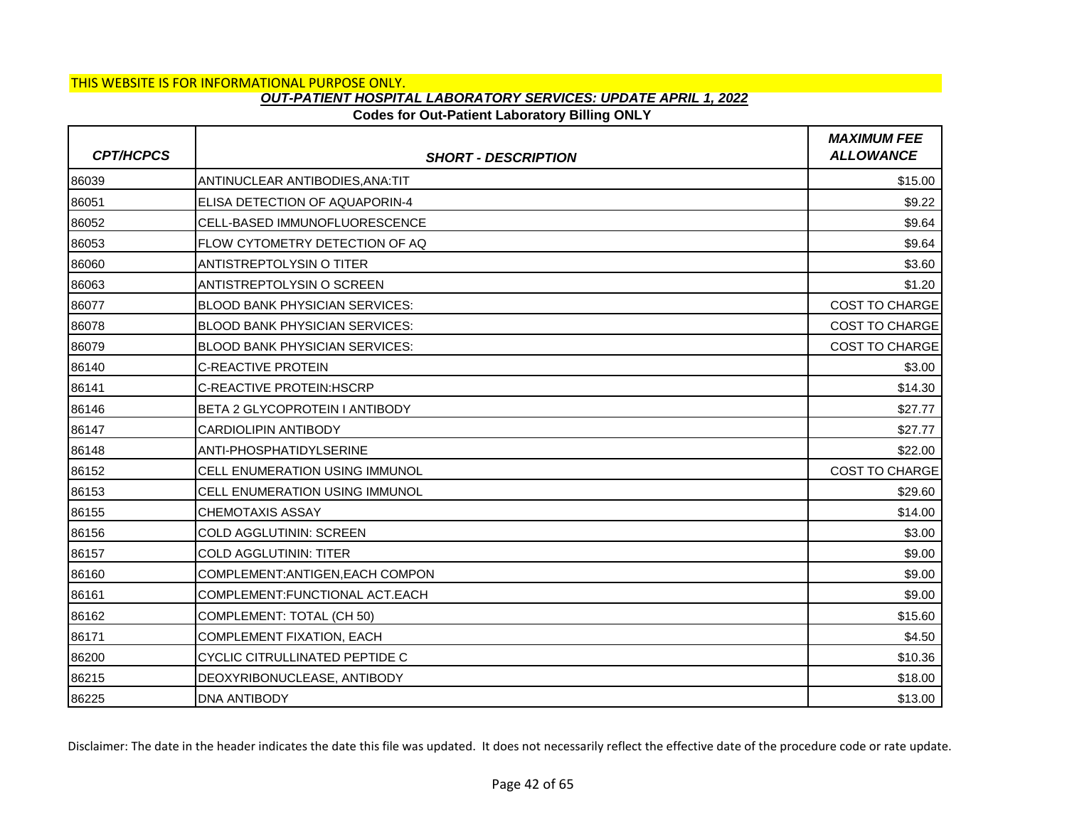THIS WEBSITE IS FOR INFORMATIONAL PURPOSE ONLY.

***OUT-PATIENT HOSPITAL LABORATORY SERVICES: UPDATE APRIL 1, 2022***

**Codes for Out-Patient Laboratory Billing ONLY**

| *CPT/HCPCS* | *SHORT - DESCRIPTION* | *MAXIMUM FEE ALLOWANCE* |
|---|---|---|
| 86039 | ANTINUCLEAR ANTIBODIES,ANA:TIT | $15.00 |
| 86051 | ELISA DETECTION OF AQUAPORIN-4 | $9.22 |
| 86052 | CELL-BASED IMMUNOFLUORESCENCE | $9.64 |
| 86053 | FLOW CYTOMETRY DETECTION OF AQ | $9.64 |
| 86060 | ANTISTREPTOLYSIN O TITER | $3.60 |
| 86063 | ANTISTREPTOLYSIN O SCREEN | $1.20 |
| 86077 | BLOOD BANK PHYSICIAN SERVICES: | COST TO CHARGE |
| 86078 | BLOOD BANK PHYSICIAN SERVICES: | COST TO CHARGE |
| 86079 | BLOOD BANK PHYSICIAN SERVICES: | COST TO CHARGE |
| 86140 | C-REACTIVE PROTEIN | $3.00 |
| 86141 | C-REACTIVE PROTEIN:HSCRP | $14.30 |
| 86146 | BETA 2 GLYCOPROTEIN I ANTIBODY | $27.77 |
| 86147 | CARDIOLIPIN ANTIBODY | $27.77 |
| 86148 | ANTI-PHOSPHATIDYLSERINE | $22.00 |
| 86152 | CELL ENUMERATION USING IMMUNOL | COST TO CHARGE |
| 86153 | CELL ENUMERATION USING IMMUNOL | $29.60 |
| 86155 | CHEMOTAXIS ASSAY | $14.00 |
| 86156 | COLD AGGLUTININ: SCREEN | $3.00 |
| 86157 | COLD AGGLUTININ: TITER | $9.00 |
| 86160 | COMPLEMENT:ANTIGEN,EACH COMPON | $9.00 |
| 86161 | COMPLEMENT:FUNCTIONAL ACT.EACH | $9.00 |
| 86162 | COMPLEMENT: TOTAL (CH 50) | $15.60 |
| 86171 | COMPLEMENT FIXATION, EACH | $4.50 |
| 86200 | CYCLIC CITRULLINATED PEPTIDE C | $10.36 |
| 86215 | DEOXYRIBONUCLEASE, ANTIBODY | $18.00 |
| 86225 | DNA ANTIBODY | $13.00 |

Disclaimer: The date in the header indicates the date this file was updated. It does not necessarily reflect the effective date of the procedure code or rate update.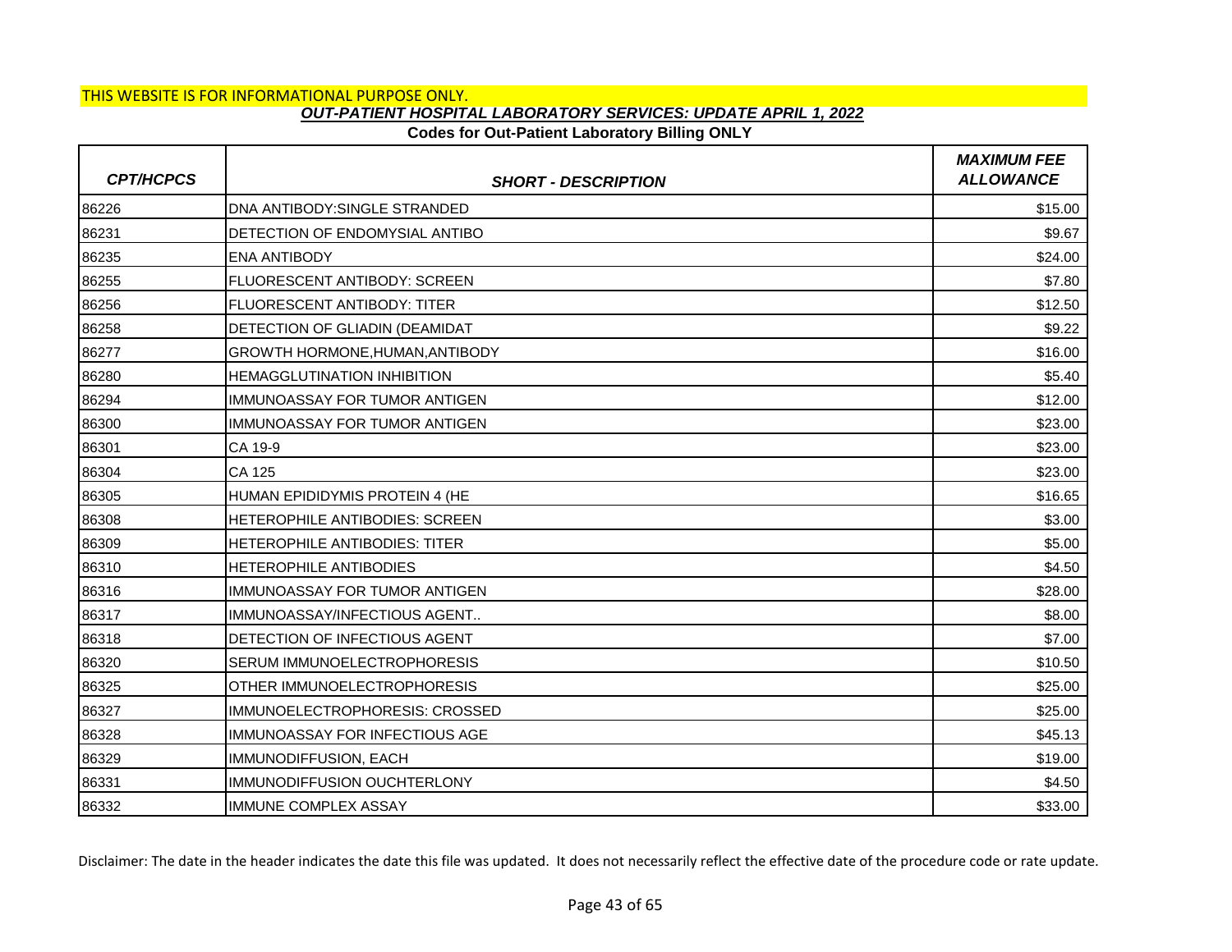THIS WEBSITE IS FOR INFORMATIONAL PURPOSE ONLY.

***OUT-PATIENT HOSPITAL LABORATORY SERVICES: UPDATE APRIL 1, 2022***

**Codes for Out-Patient Laboratory Billing ONLY**

| *CPT/HCPCS* | *SHORT - DESCRIPTION* | *MAXIMUM FEE ALLOWANCE* |
|---|---|---|
| 86226 | DNA ANTIBODY:SINGLE STRANDED | $15.00 |
| 86231 | DETECTION OF ENDOMYSIAL ANTIBO | $9.67 |
| 86235 | ENA ANTIBODY | $24.00 |
| 86255 | FLUORESCENT ANTIBODY: SCREEN | $7.80 |
| 86256 | FLUORESCENT ANTIBODY: TITER | $12.50 |
| 86258 | DETECTION OF GLIADIN (DEAMIDAT | $9.22 |
| 86277 | GROWTH HORMONE,HUMAN,ANTIBODY | $16.00 |
| 86280 | HEMAGGLUTINATION INHIBITION | $5.40 |
| 86294 | IMMUNOASSAY FOR TUMOR ANTIGEN | $12.00 |
| 86300 | IMMUNOASSAY FOR TUMOR ANTIGEN | $23.00 |
| 86301 | CA 19-9 | $23.00 |
| 86304 | CA 125 | $23.00 |
| 86305 | HUMAN EPIDIDYMIS PROTEIN 4 (HE | $16.65 |
| 86308 | HETEROPHILE ANTIBODIES: SCREEN | $3.00 |
| 86309 | HETEROPHILE ANTIBODIES: TITER | $5.00 |
| 86310 | HETEROPHILE ANTIBODIES | $4.50 |
| 86316 | IMMUNOASSAY FOR TUMOR ANTIGEN | $28.00 |
| 86317 | IMMUNOASSAY/INFECTIOUS AGENT.. | $8.00 |
| 86318 | DETECTION OF INFECTIOUS AGENT | $7.00 |
| 86320 | SERUM IMMUNOELECTROPHORESIS | $10.50 |
| 86325 | OTHER IMMUNOELECTROPHORESIS | $25.00 |
| 86327 | IMMUNOELECTROPHORESIS: CROSSED | $25.00 |
| 86328 | IMMUNOASSAY FOR INFECTIOUS AGE | $45.13 |
| 86329 | IMMUNODIFFUSION, EACH | $19.00 |
| 86331 | IMMUNODIFFUSION OUCHTERLONY | $4.50 |
| 86332 | IMMUNE COMPLEX ASSAY | $33.00 |

Disclaimer: The date in the header indicates the date this file was updated. It does not necessarily reflect the effective date of the procedure code or rate update.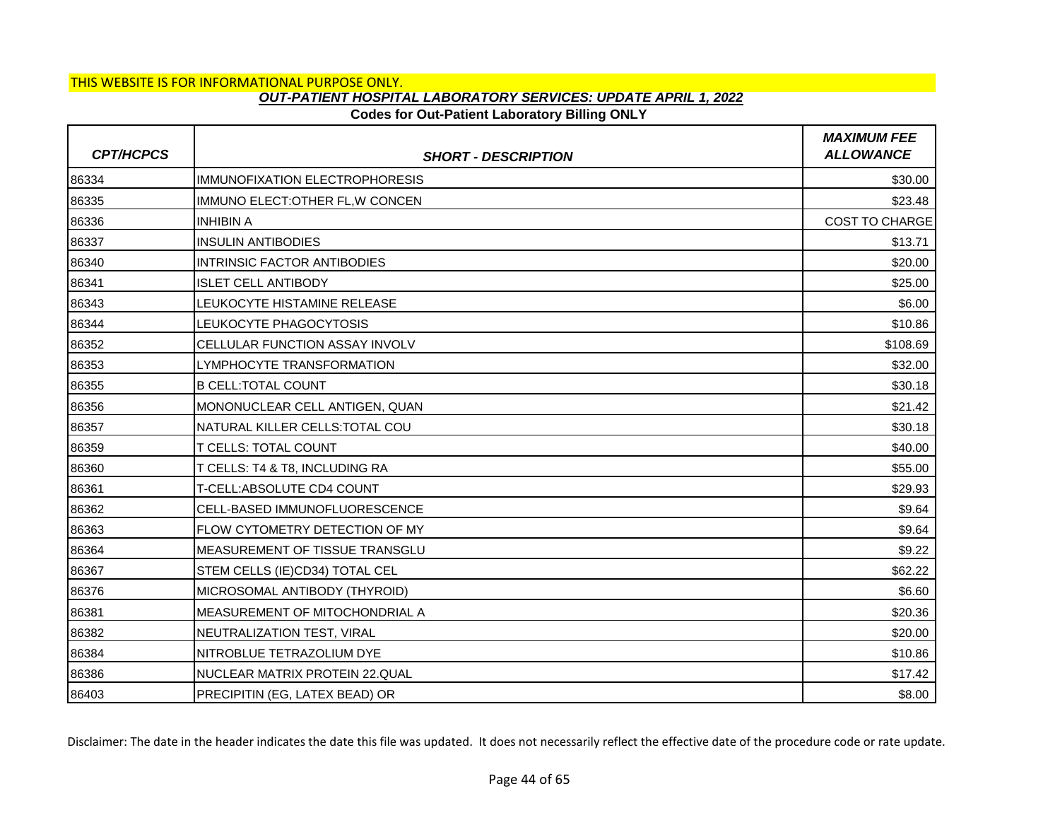THIS WEBSITE IS FOR INFORMATIONAL PURPOSE ONLY.

***OUT-PATIENT HOSPITAL LABORATORY SERVICES: UPDATE APRIL 1, 2022***

**Codes for Out-Patient Laboratory Billing ONLY**

| *CPT/HCPCS* | *SHORT - DESCRIPTION* | *MAXIMUM FEE ALLOWANCE* |
|---|---|---|
| 86334 | IMMUNOFIXATION ELECTROPHORESIS | $30.00 |
| 86335 | IMMUNO ELECT:OTHER FL,W CONCEN | $23.48 |
| 86336 | INHIBIN A | COST TO CHARGE |
| 86337 | INSULIN ANTIBODIES | $13.71 |
| 86340 | INTRINSIC FACTOR ANTIBODIES | $20.00 |
| 86341 | ISLET CELL ANTIBODY | $25.00 |
| 86343 | LEUKOCYTE HISTAMINE RELEASE | $6.00 |
| 86344 | LEUKOCYTE PHAGOCYTOSIS | $10.86 |
| 86352 | CELLULAR FUNCTION ASSAY INVOLV | $108.69 |
| 86353 | LYMPHOCYTE TRANSFORMATION | $32.00 |
| 86355 | B CELL:TOTAL COUNT | $30.18 |
| 86356 | MONONUCLEAR CELL ANTIGEN, QUAN | $21.42 |
| 86357 | NATURAL KILLER CELLS:TOTAL COU | $30.18 |
| 86359 | T CELLS: TOTAL COUNT | $40.00 |
| 86360 | T CELLS: T4 & T8, INCLUDING RA | $55.00 |
| 86361 | T-CELL:ABSOLUTE CD4 COUNT | $29.93 |
| 86362 | CELL-BASED IMMUNOFLUORESCENCE | $9.64 |
| 86363 | FLOW CYTOMETRY DETECTION OF MY | $9.64 |
| 86364 | MEASUREMENT OF TISSUE TRANSGLU | $9.22 |
| 86367 | STEM CELLS (IE)CD34) TOTAL CEL | $62.22 |
| 86376 | MICROSOMAL ANTIBODY (THYROID) | $6.60 |
| 86381 | MEASUREMENT OF MITOCHONDRIAL A | $20.36 |
| 86382 | NEUTRALIZATION TEST, VIRAL | $20.00 |
| 86384 | NITROBLUE TETRAZOLIUM DYE | $10.86 |
| 86386 | NUCLEAR MATRIX PROTEIN 22.QUAL | $17.42 |
| 86403 | PRECIPITIN (EG, LATEX BEAD) OR | $8.00 |

Disclaimer: The date in the header indicates the date this file was updated. It does not necessarily reflect the effective date of the procedure code or rate update.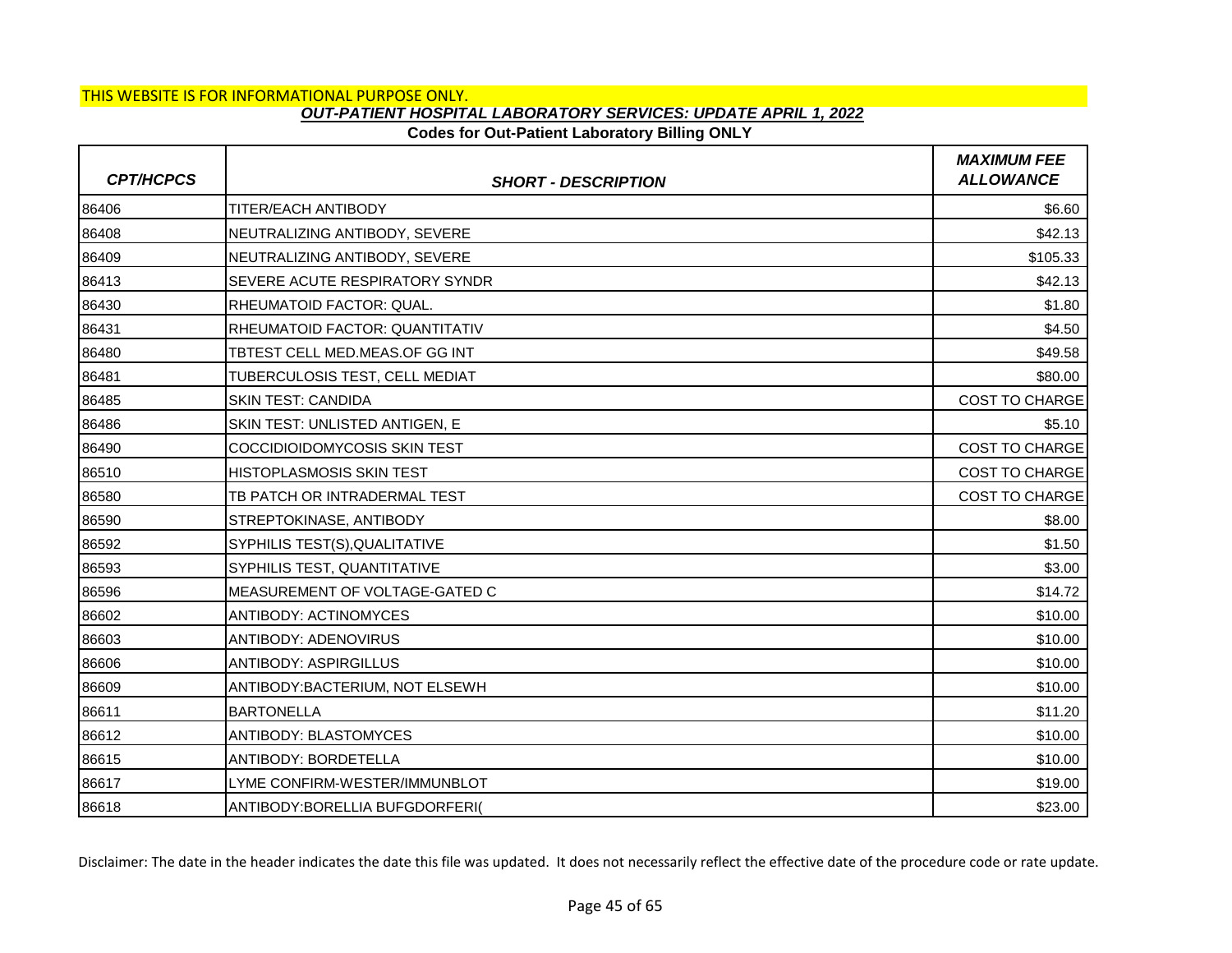THIS WEBSITE IS FOR INFORMATIONAL PURPOSE ONLY.

## *OUT-PATIENT HOSPITAL LABORATORY SERVICES: UPDATE APRIL 1, 2022*

### Codes for Out-Patient Laboratory Billing ONLY

| *CPT/HCPCS* | *SHORT - DESCRIPTION* | *MAXIMUM FEE ALLOWANCE* |
|---|---|---|
| 86406 | TITER/EACH ANTIBODY | $6.60 |
| 86408 | NEUTRALIZING ANTIBODY, SEVERE | $42.13 |
| 86409 | NEUTRALIZING ANTIBODY, SEVERE | $105.33 |
| 86413 | SEVERE ACUTE RESPIRATORY SYNDR | $42.13 |
| 86430 | RHEUMATOID FACTOR: QUAL. | $1.80 |
| 86431 | RHEUMATOID FACTOR: QUANTITATIV | $4.50 |
| 86480 | TBTEST CELL MED.MEAS.OF GG INT | $49.58 |
| 86481 | TUBERCULOSIS TEST, CELL MEDIAT | $80.00 |
| 86485 | SKIN TEST: CANDIDA | COST TO CHARGE |
| 86486 | SKIN TEST: UNLISTED ANTIGEN, E | $5.10 |
| 86490 | COCCIDIOIDOMYCOSIS SKIN TEST | COST TO CHARGE |
| 86510 | HISTOPLASMOSIS SKIN TEST | COST TO CHARGE |
| 86580 | TB PATCH OR INTRADERMAL TEST | COST TO CHARGE |
| 86590 | STREPTOKINASE, ANTIBODY | $8.00 |
| 86592 | SYPHILIS TEST(S),QUALITATIVE | $1.50 |
| 86593 | SYPHILIS TEST, QUANTITATIVE | $3.00 |
| 86596 | MEASUREMENT OF VOLTAGE-GATED C | $14.72 |
| 86602 | ANTIBODY: ACTINOMYCES | $10.00 |
| 86603 | ANTIBODY: ADENOVIRUS | $10.00 |
| 86606 | ANTIBODY: ASPIRGILLUS | $10.00 |
| 86609 | ANTIBODY:BACTERIUM, NOT ELSEWH | $10.00 |
| 86611 | BARTONELLA | $11.20 |
| 86612 | ANTIBODY: BLASTOMYCES | $10.00 |
| 86615 | ANTIBODY: BORDETELLA | $10.00 |
| 86617 | LYME CONFIRM-WESTER/IMMUNBLOT | $19.00 |
| 86618 | ANTIBODY:BORELLIA BUFGDORFERI( | $23.00 |

Disclaimer: The date in the header indicates the date this file was updated. It does not necessarily reflect the effective date of the procedure code or rate update.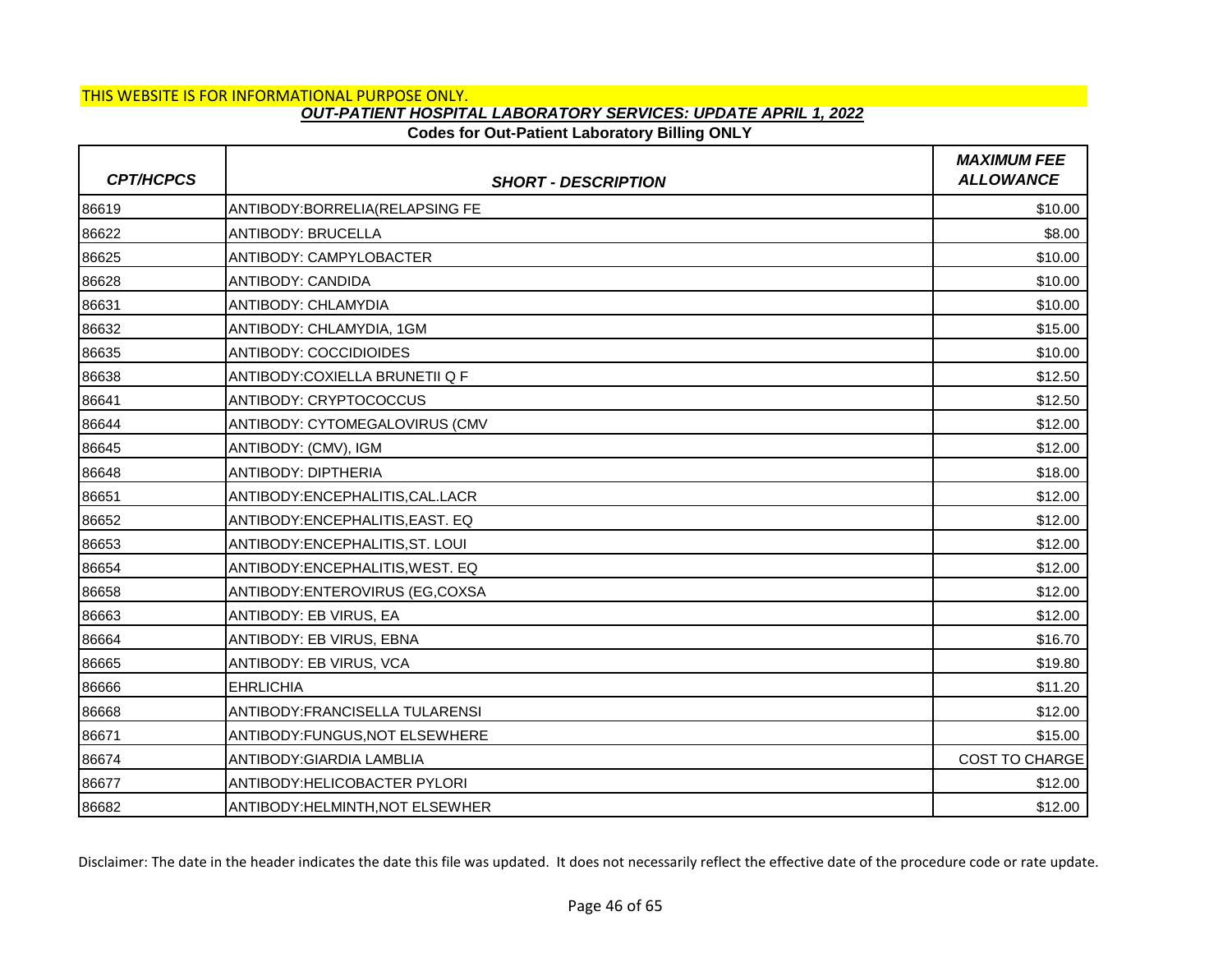THIS WEBSITE IS FOR INFORMATIONAL PURPOSE ONLY.

***OUT-PATIENT HOSPITAL LABORATORY SERVICES: UPDATE APRIL 1, 2022***

**Codes for Out-Patient Laboratory Billing ONLY**

| *CPT/HCPCS* | *SHORT - DESCRIPTION* | *MAXIMUM FEE ALLOWANCE* |
|---|---|---|
| 86619 | ANTIBODY:BORRELIA(RELAPSING FE | $10.00 |
| 86622 | ANTIBODY: BRUCELLA | $8.00 |
| 86625 | ANTIBODY: CAMPYLOBACTER | $10.00 |
| 86628 | ANTIBODY: CANDIDA | $10.00 |
| 86631 | ANTIBODY: CHLAMYDIA | $10.00 |
| 86632 | ANTIBODY: CHLAMYDIA, 1GM | $15.00 |
| 86635 | ANTIBODY: COCCIDIOIDES | $10.00 |
| 86638 | ANTIBODY:COXIELLA BRUNETII Q F | $12.50 |
| 86641 | ANTIBODY: CRYPTOCOCCUS | $12.50 |
| 86644 | ANTIBODY: CYTOMEGALOVIRUS (CMV | $12.00 |
| 86645 | ANTIBODY: (CMV), IGM | $12.00 |
| 86648 | ANTIBODY: DIPTHERIA | $18.00 |
| 86651 | ANTIBODY:ENCEPHALITIS,CAL.LACR | $12.00 |
| 86652 | ANTIBODY:ENCEPHALITIS,EAST. EQ | $12.00 |
| 86653 | ANTIBODY:ENCEPHALITIS,ST. LOUI | $12.00 |
| 86654 | ANTIBODY:ENCEPHALITIS,WEST. EQ | $12.00 |
| 86658 | ANTIBODY:ENTEROVIRUS (EG,COXSA | $12.00 |
| 86663 | ANTIBODY: EB VIRUS, EA | $12.00 |
| 86664 | ANTIBODY: EB VIRUS, EBNA | $16.70 |
| 86665 | ANTIBODY: EB VIRUS, VCA | $19.80 |
| 86666 | EHRLICHIA | $11.20 |
| 86668 | ANTIBODY:FRANCISELLA TULARENSI | $12.00 |
| 86671 | ANTIBODY:FUNGUS,NOT ELSEWHERE | $15.00 |
| 86674 | ANTIBODY:GIARDIA LAMBLIA | COST TO CHARGE |
| 86677 | ANTIBODY:HELICOBACTER PYLORI | $12.00 |
| 86682 | ANTIBODY:HELMINTH,NOT ELSEWHER | $12.00 |

Disclaimer: The date in the header indicates the date this file was updated. It does not necessarily reflect the effective date of the procedure code or rate update.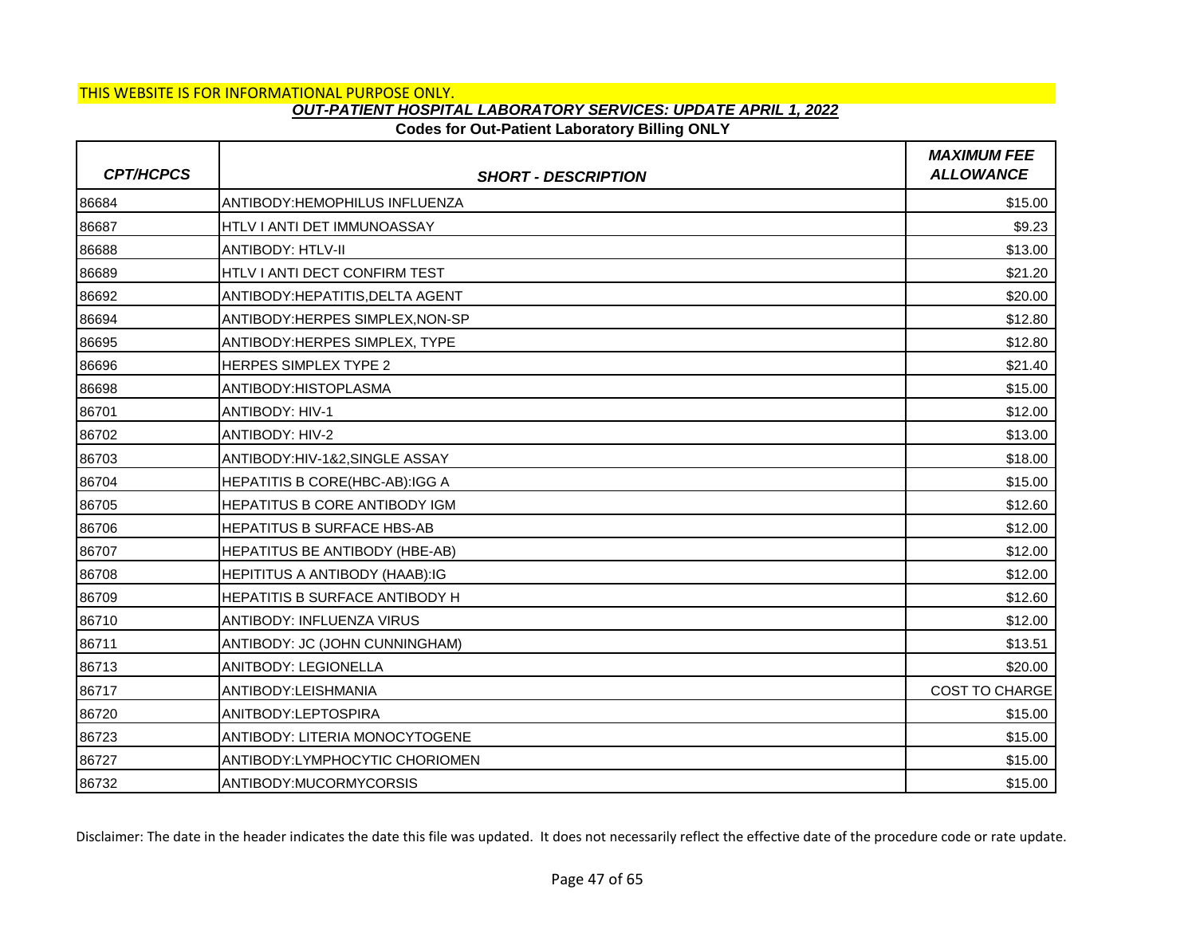THIS WEBSITE IS FOR INFORMATIONAL PURPOSE ONLY.

***OUT-PATIENT HOSPITAL LABORATORY SERVICES: UPDATE APRIL 1, 2022***

**Codes for Out-Patient Laboratory Billing ONLY**

| *CPT/HCPCS* | *SHORT - DESCRIPTION* | *MAXIMUM FEE ALLOWANCE* |
|---|---|---|
| 86684 | ANTIBODY:HEMOPHILUS INFLUENZA | $15.00 |
| 86687 | HTLV I ANTI DET IMMUNOASSAY | $9.23 |
| 86688 | ANTIBODY: HTLV-II | $13.00 |
| 86689 | HTLV I ANTI DECT CONFIRM TEST | $21.20 |
| 86692 | ANTIBODY:HEPATITIS,DELTA AGENT | $20.00 |
| 86694 | ANTIBODY:HERPES SIMPLEX,NON-SP | $12.80 |
| 86695 | ANTIBODY:HERPES SIMPLEX, TYPE | $12.80 |
| 86696 | HERPES SIMPLEX TYPE 2 | $21.40 |
| 86698 | ANTIBODY:HISTOPLASMA | $15.00 |
| 86701 | ANTIBODY: HIV-1 | $12.00 |
| 86702 | ANTIBODY: HIV-2 | $13.00 |
| 86703 | ANTIBODY:HIV-1&2,SINGLE ASSAY | $18.00 |
| 86704 | HEPATITIS B CORE(HBC-AB):IGG A | $15.00 |
| 86705 | HEPATITUS B CORE ANTIBODY IGM | $12.60 |
| 86706 | HEPATITUS B SURFACE HBS-AB | $12.00 |
| 86707 | HEPATITUS BE ANTIBODY (HBE-AB) | $12.00 |
| 86708 | HEPITITUS A ANTIBODY (HAAB):IG | $12.00 |
| 86709 | HEPATITIS B SURFACE ANTIBODY H | $12.60 |
| 86710 | ANTIBODY: INFLUENZA VIRUS | $12.00 |
| 86711 | ANTIBODY: JC (JOHN CUNNINGHAM) | $13.51 |
| 86713 | ANITBODY: LEGIONELLA | $20.00 |
| 86717 | ANTIBODY:LEISHMANIA | COST TO CHARGE |
| 86720 | ANITBODY:LEPTOSPIRA | $15.00 |
| 86723 | ANTIBODY: LITERIA MONOCYTOGENE | $15.00 |
| 86727 | ANTIBODY:LYMPHOCYTIC CHORIOMEN | $15.00 |
| 86732 | ANTIBODY:MUCORMYCORSIS | $15.00 |

Disclaimer: The date in the header indicates the date this file was updated. It does not necessarily reflect the effective date of the procedure code or rate update.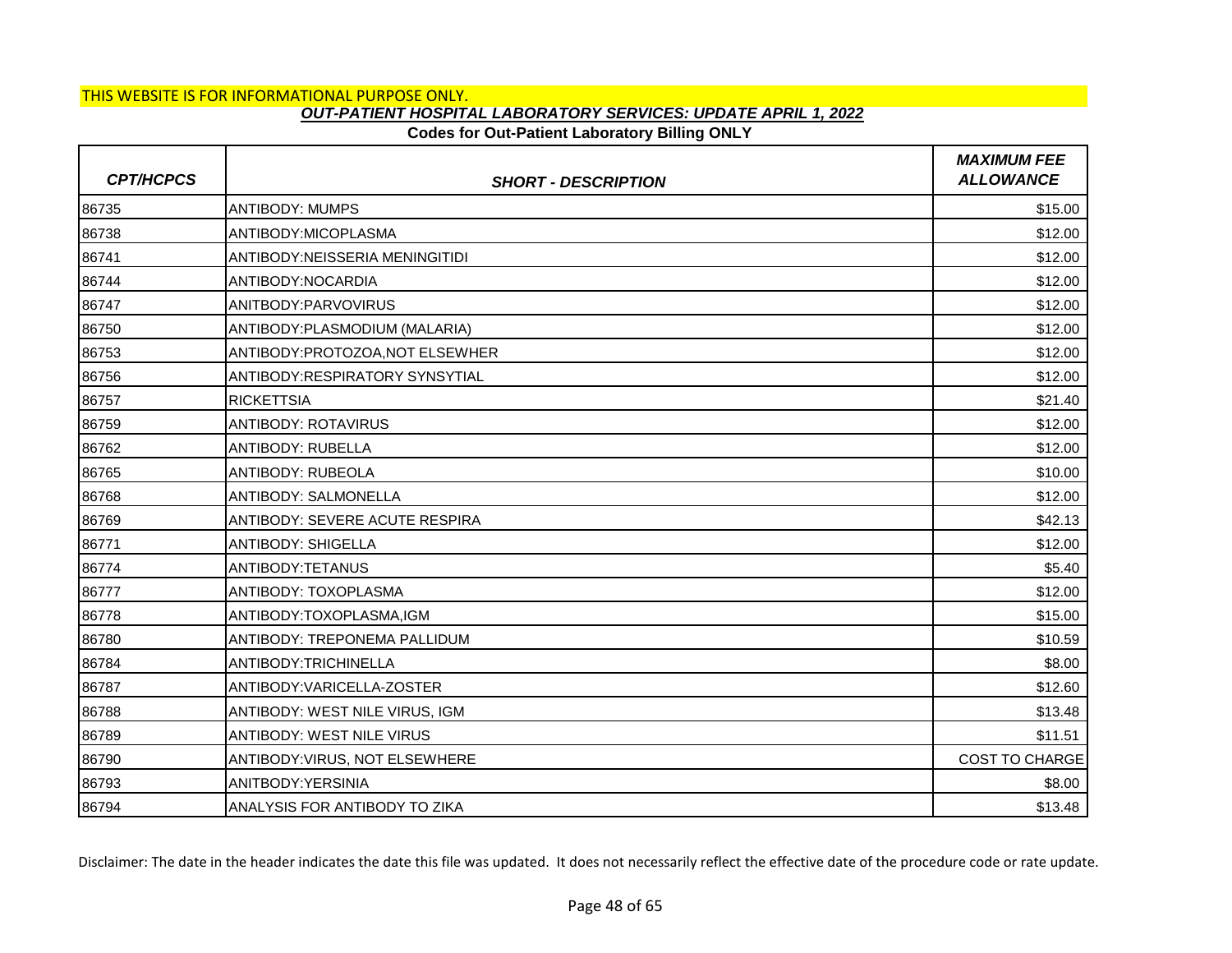THIS WEBSITE IS FOR INFORMATIONAL PURPOSE ONLY.

***OUT-PATIENT HOSPITAL LABORATORY SERVICES: UPDATE APRIL 1, 2022***

**Codes for Out-Patient Laboratory Billing ONLY**

| *CPT/HCPCS* | *SHORT - DESCRIPTION* | *MAXIMUM FEE ALLOWANCE* |
|---|---|---|
| 86735 | ANTIBODY: MUMPS | $15.00 |
| 86738 | ANTIBODY:MICOPLASMA | $12.00 |
| 86741 | ANTIBODY:NEISSERIA MENINGITIDI | $12.00 |
| 86744 | ANTIBODY:NOCARDIA | $12.00 |
| 86747 | ANITBODY:PARVOVIRUS | $12.00 |
| 86750 | ANTIBODY:PLASMODIUM (MALARIA) | $12.00 |
| 86753 | ANTIBODY:PROTOZOA,NOT ELSEWHER | $12.00 |
| 86756 | ANTIBODY:RESPIRATORY SYNSYTIAL | $12.00 |
| 86757 | RICKETTSIA | $21.40 |
| 86759 | ANTIBODY: ROTAVIRUS | $12.00 |
| 86762 | ANTIBODY: RUBELLA | $12.00 |
| 86765 | ANTIBODY: RUBEOLA | $10.00 |
| 86768 | ANTIBODY: SALMONELLA | $12.00 |
| 86769 | ANTIBODY: SEVERE ACUTE RESPIRA | $42.13 |
| 86771 | ANTIBODY: SHIGELLA | $12.00 |
| 86774 | ANTIBODY:TETANUS | $5.40 |
| 86777 | ANTIBODY: TOXOPLASMA | $12.00 |
| 86778 | ANTIBODY:TOXOPLASMA,IGM | $15.00 |
| 86780 | ANTIBODY: TREPONEMA PALLIDUM | $10.59 |
| 86784 | ANTIBODY:TRICHINELLA | $8.00 |
| 86787 | ANTIBODY:VARICELLA-ZOSTER | $12.60 |
| 86788 | ANTIBODY: WEST NILE VIRUS, IGM | $13.48 |
| 86789 | ANTIBODY: WEST NILE VIRUS | $11.51 |
| 86790 | ANTIBODY:VIRUS, NOT ELSEWHERE | COST TO CHARGE |
| 86793 | ANITBODY:YERSINIA | $8.00 |
| 86794 | ANALYSIS FOR ANTIBODY TO ZIKA | $13.48 |

Disclaimer: The date in the header indicates the date this file was updated. It does not necessarily reflect the effective date of the procedure code or rate update.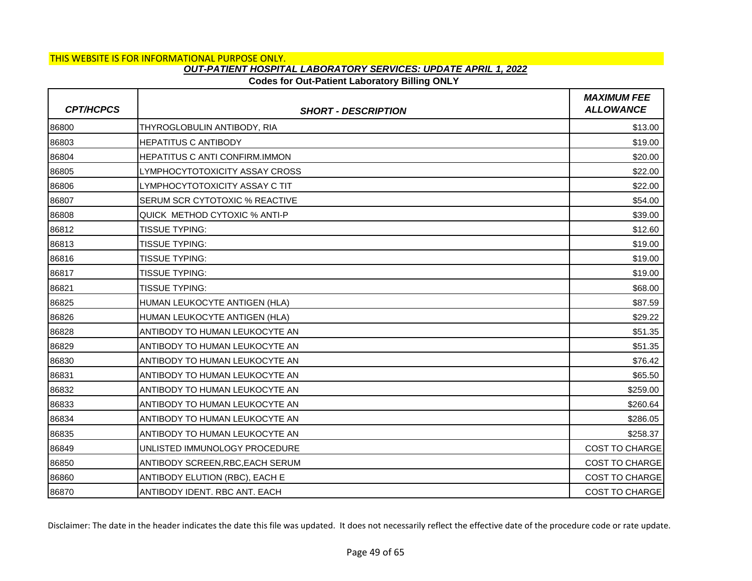THIS WEBSITE IS FOR INFORMATIONAL PURPOSE ONLY.

## *OUT-PATIENT HOSPITAL LABORATORY SERVICES: UPDATE APRIL 1, 2022*

**Codes for Out-Patient Laboratory Billing ONLY**

| *CPT/HCPCS* | *SHORT - DESCRIPTION* | *MAXIMUM FEE ALLOWANCE* |
|---|---|---|
| 86800 | THYROGLOBULIN ANTIBODY, RIA | $13.00 |
| 86803 | HEPATITUS C ANTIBODY | $19.00 |
| 86804 | HEPATITUS C ANTI CONFIRM.IMMON | $20.00 |
| 86805 | LYMPHOCYTOTOXICITY ASSAY CROSS | $22.00 |
| 86806 | LYMPHOCYTOTOXICITY ASSAY C TIT | $22.00 |
| 86807 | SERUM SCR CYTOTOXIC % REACTIVE | $54.00 |
| 86808 | QUICK METHOD CYTOXIC % ANTI-P | $39.00 |
| 86812 | TISSUE TYPING: | $12.60 |
| 86813 | TISSUE TYPING: | $19.00 |
| 86816 | TISSUE TYPING: | $19.00 |
| 86817 | TISSUE TYPING: | $19.00 |
| 86821 | TISSUE TYPING: | $68.00 |
| 86825 | HUMAN LEUKOCYTE ANTIGEN (HLA) | $87.59 |
| 86826 | HUMAN LEUKOCYTE ANTIGEN (HLA) | $29.22 |
| 86828 | ANTIBODY TO HUMAN LEUKOCYTE AN | $51.35 |
| 86829 | ANTIBODY TO HUMAN LEUKOCYTE AN | $51.35 |
| 86830 | ANTIBODY TO HUMAN LEUKOCYTE AN | $76.42 |
| 86831 | ANTIBODY TO HUMAN LEUKOCYTE AN | $65.50 |
| 86832 | ANTIBODY TO HUMAN LEUKOCYTE AN | $259.00 |
| 86833 | ANTIBODY TO HUMAN LEUKOCYTE AN | $260.64 |
| 86834 | ANTIBODY TO HUMAN LEUKOCYTE AN | $286.05 |
| 86835 | ANTIBODY TO HUMAN LEUKOCYTE AN | $258.37 |
| 86849 | UNLISTED IMMUNOLOGY PROCEDURE | COST TO CHARGE |
| 86850 | ANTIBODY SCREEN,RBC,EACH SERUM | COST TO CHARGE |
| 86860 | ANTIBODY ELUTION (RBC), EACH E | COST TO CHARGE |
| 86870 | ANTIBODY IDENT. RBC ANT. EACH | COST TO CHARGE |

Disclaimer: The date in the header indicates the date this file was updated. It does not necessarily reflect the effective date of the procedure code or rate update.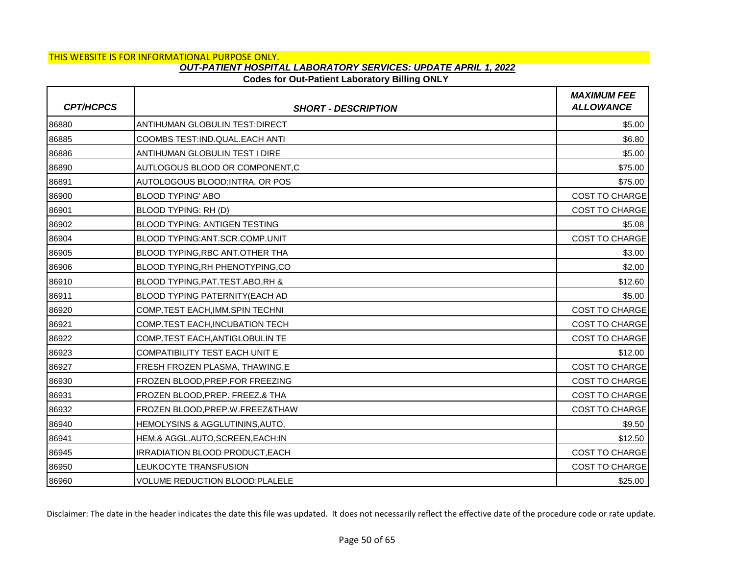THIS WEBSITE IS FOR INFORMATIONAL PURPOSE ONLY.

***OUT-PATIENT HOSPITAL LABORATORY SERVICES: UPDATE APRIL 1, 2022***

**Codes for Out-Patient Laboratory Billing ONLY**

| *CPT/HCPCS* | *SHORT - DESCRIPTION* | *MAXIMUM FEE ALLOWANCE* |
|---|---|---|
| 86880 | ANTIHUMAN GLOBULIN TEST:DIRECT | $5.00 |
| 86885 | COOMBS TEST:IND.QUAL.EACH ANTI | $6.80 |
| 86886 | ANTIHUMAN GLOBULIN TEST I DIRE | $5.00 |
| 86890 | AUTLOGOUS BLOOD OR COMPONENT,C | $75.00 |
| 86891 | AUTOLOGOUS BLOOD:INTRA. OR POS | $75.00 |
| 86900 | BLOOD TYPING' ABO | COST TO CHARGE |
| 86901 | BLOOD TYPING: RH (D) | COST TO CHARGE |
| 86902 | BLOOD TYPING: ANTIGEN TESTING | $5.08 |
| 86904 | BLOOD TYPING:ANT.SCR.COMP.UNIT | COST TO CHARGE |
| 86905 | BLOOD TYPING,RBC ANT.OTHER THA | $3.00 |
| 86906 | BLOOD TYPING,RH PHENOTYPING,CO | $2.00 |
| 86910 | BLOOD TYPING,PAT.TEST.ABO,RH & | $12.60 |
| 86911 | BLOOD TYPING PATERNITY(EACH AD | $5.00 |
| 86920 | COMP.TEST EACH,IMM.SPIN TECHNI | COST TO CHARGE |
| 86921 | COMP.TEST EACH,INCUBATION TECH | COST TO CHARGE |
| 86922 | COMP.TEST EACH,ANTIGLOBULIN TE | COST TO CHARGE |
| 86923 | COMPATIBILITY TEST EACH UNIT E | $12.00 |
| 86927 | FRESH FROZEN PLASMA, THAWING,E | COST TO CHARGE |
| 86930 | FROZEN BLOOD,PREP.FOR FREEZING | COST TO CHARGE |
| 86931 | FROZEN BLOOD,PREP. FREEZ.& THA | COST TO CHARGE |
| 86932 | FROZEN BLOOD,PREP.W.FREEZ&THAW | COST TO CHARGE |
| 86940 | HEMOLYSINS & AGGLUTININS,AUTO, | $9.50 |
| 86941 | HEM.& AGGL.AUTO,SCREEN,EACH:IN | $12.50 |
| 86945 | IRRADIATION BLOOD PRODUCT,EACH | COST TO CHARGE |
| 86950 | LEUKOCYTE TRANSFUSION | COST TO CHARGE |
| 86960 | VOLUME REDUCTION BLOOD:PLALELE | $25.00 |

Disclaimer: The date in the header indicates the date this file was updated. It does not necessarily reflect the effective date of the procedure code or rate update.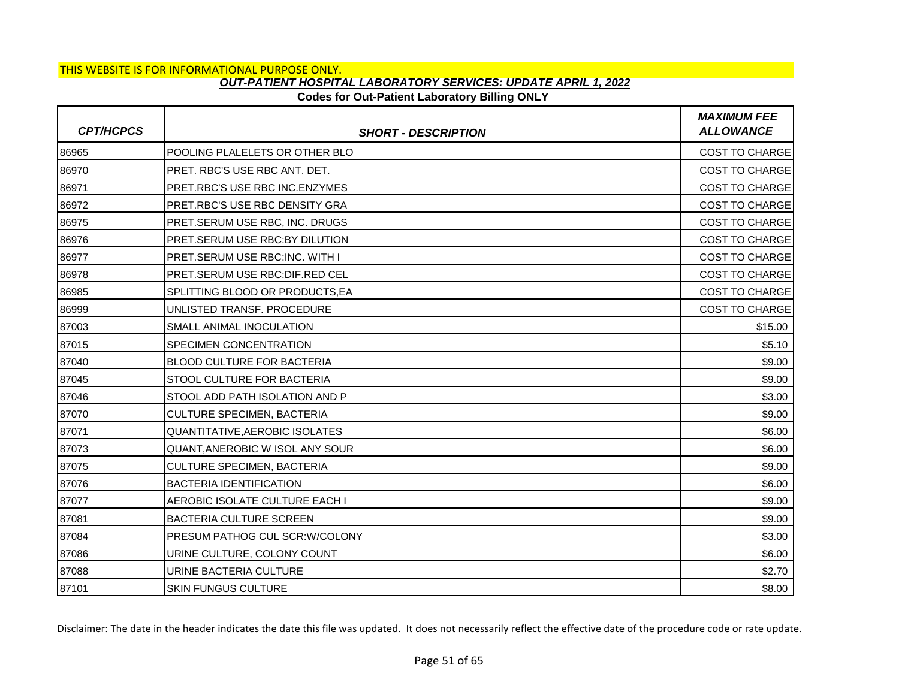THIS WEBSITE IS FOR INFORMATIONAL PURPOSE ONLY.

## *OUT-PATIENT HOSPITAL LABORATORY SERVICES: UPDATE APRIL 1, 2022*

### Codes for Out-Patient Laboratory Billing ONLY

| *CPT/HCPCS* | *SHORT - DESCRIPTION* | *MAXIMUM FEE ALLOWANCE* |
|---|---|---|
| 86965 | POOLING PLALELETS OR OTHER BLO | COST TO CHARGE |
| 86970 | PRET. RBC'S USE RBC ANT. DET. | COST TO CHARGE |
| 86971 | PRET.RBC'S USE RBC INC.ENZYMES | COST TO CHARGE |
| 86972 | PRET.RBC'S USE RBC DENSITY GRA | COST TO CHARGE |
| 86975 | PRET.SERUM USE RBC, INC. DRUGS | COST TO CHARGE |
| 86976 | PRET.SERUM USE RBC:BY DILUTION | COST TO CHARGE |
| 86977 | PRET.SERUM USE RBC:INC. WITH I | COST TO CHARGE |
| 86978 | PRET.SERUM USE RBC:DIF.RED CEL | COST TO CHARGE |
| 86985 | SPLITTING BLOOD OR PRODUCTS,EA | COST TO CHARGE |
| 86999 | UNLISTED TRANSF. PROCEDURE | COST TO CHARGE |
| 87003 | SMALL ANIMAL INOCULATION | $15.00 |
| 87015 | SPECIMEN CONCENTRATION | $5.10 |
| 87040 | BLOOD CULTURE FOR BACTERIA | $9.00 |
| 87045 | STOOL CULTURE FOR BACTERIA | $9.00 |
| 87046 | STOOL ADD PATH ISOLATION AND P | $3.00 |
| 87070 | CULTURE SPECIMEN, BACTERIA | $9.00 |
| 87071 | QUANTITATIVE,AEROBIC ISOLATES | $6.00 |
| 87073 | QUANT,ANEROBIC W ISOL ANY SOUR | $6.00 |
| 87075 | CULTURE SPECIMEN, BACTERIA | $9.00 |
| 87076 | BACTERIA IDENTIFICATION | $6.00 |
| 87077 | AEROBIC ISOLATE CULTURE EACH I | $9.00 |
| 87081 | BACTERIA CULTURE SCREEN | $9.00 |
| 87084 | PRESUM PATHOG CUL SCR:W/COLONY | $3.00 |
| 87086 | URINE CULTURE, COLONY COUNT | $6.00 |
| 87088 | URINE BACTERIA CULTURE | $2.70 |
| 87101 | SKIN FUNGUS CULTURE | $8.00 |

Disclaimer: The date in the header indicates the date this file was updated. It does not necessarily reflect the effective date of the procedure code or rate update.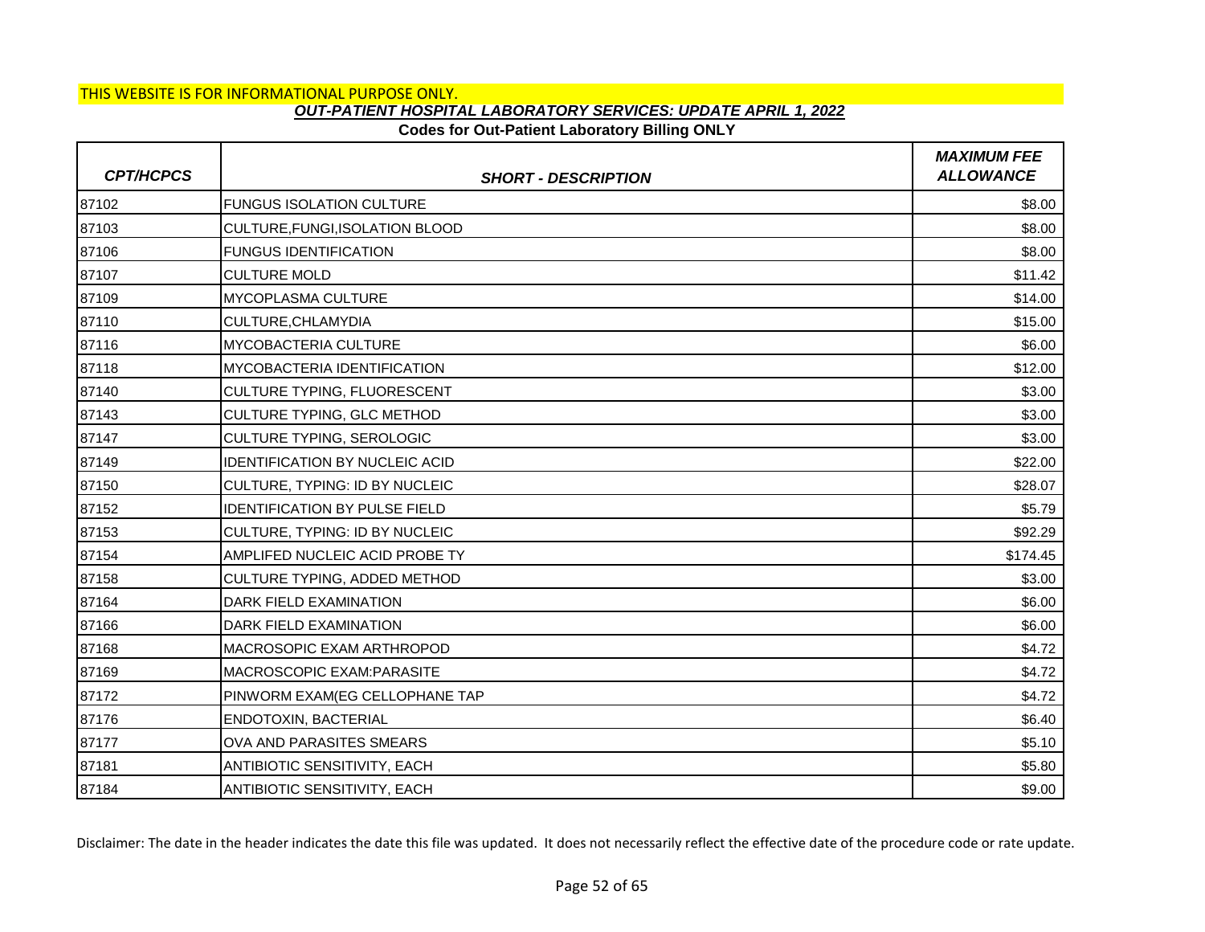THIS WEBSITE IS FOR INFORMATIONAL PURPOSE ONLY.

## *OUT-PATIENT HOSPITAL LABORATORY SERVICES: UPDATE APRIL 1, 2022*

### Codes for Out-Patient Laboratory Billing ONLY

| *CPT/HCPCS* | *SHORT - DESCRIPTION* | *MAXIMUM FEE ALLOWANCE* |
|---|---|---|
| 87102 | FUNGUS ISOLATION CULTURE | $8.00 |
| 87103 | CULTURE,FUNGI,ISOLATION BLOOD | $8.00 |
| 87106 | FUNGUS IDENTIFICATION | $8.00 |
| 87107 | CULTURE MOLD | $11.42 |
| 87109 | MYCOPLASMA CULTURE | $14.00 |
| 87110 | CULTURE,CHLAMYDIA | $15.00 |
| 87116 | MYCOBACTERIA CULTURE | $6.00 |
| 87118 | MYCOBACTERIA IDENTIFICATION | $12.00 |
| 87140 | CULTURE TYPING, FLUORESCENT | $3.00 |
| 87143 | CULTURE TYPING, GLC METHOD | $3.00 |
| 87147 | CULTURE TYPING, SEROLOGIC | $3.00 |
| 87149 | IDENTIFICATION BY NUCLEIC ACID | $22.00 |
| 87150 | CULTURE, TYPING: ID BY NUCLEIC | $28.07 |
| 87152 | IDENTIFICATION BY PULSE FIELD | $5.79 |
| 87153 | CULTURE, TYPING: ID BY NUCLEIC | $92.29 |
| 87154 | AMPLIFED NUCLEIC ACID PROBE TY | $174.45 |
| 87158 | CULTURE TYPING, ADDED METHOD | $3.00 |
| 87164 | DARK FIELD EXAMINATION | $6.00 |
| 87166 | DARK FIELD EXAMINATION | $6.00 |
| 87168 | MACROSOPIC EXAM ARTHROPOD | $4.72 |
| 87169 | MACROSCOPIC EXAM:PARASITE | $4.72 |
| 87172 | PINWORM EXAM(EG CELLOPHANE TAP | $4.72 |
| 87176 | ENDOTOXIN, BACTERIAL | $6.40 |
| 87177 | OVA AND PARASITES SMEARS | $5.10 |
| 87181 | ANTIBIOTIC SENSITIVITY, EACH | $5.80 |
| 87184 | ANTIBIOTIC SENSITIVITY, EACH | $9.00 |

Disclaimer: The date in the header indicates the date this file was updated. It does not necessarily reflect the effective date of the procedure code or rate update.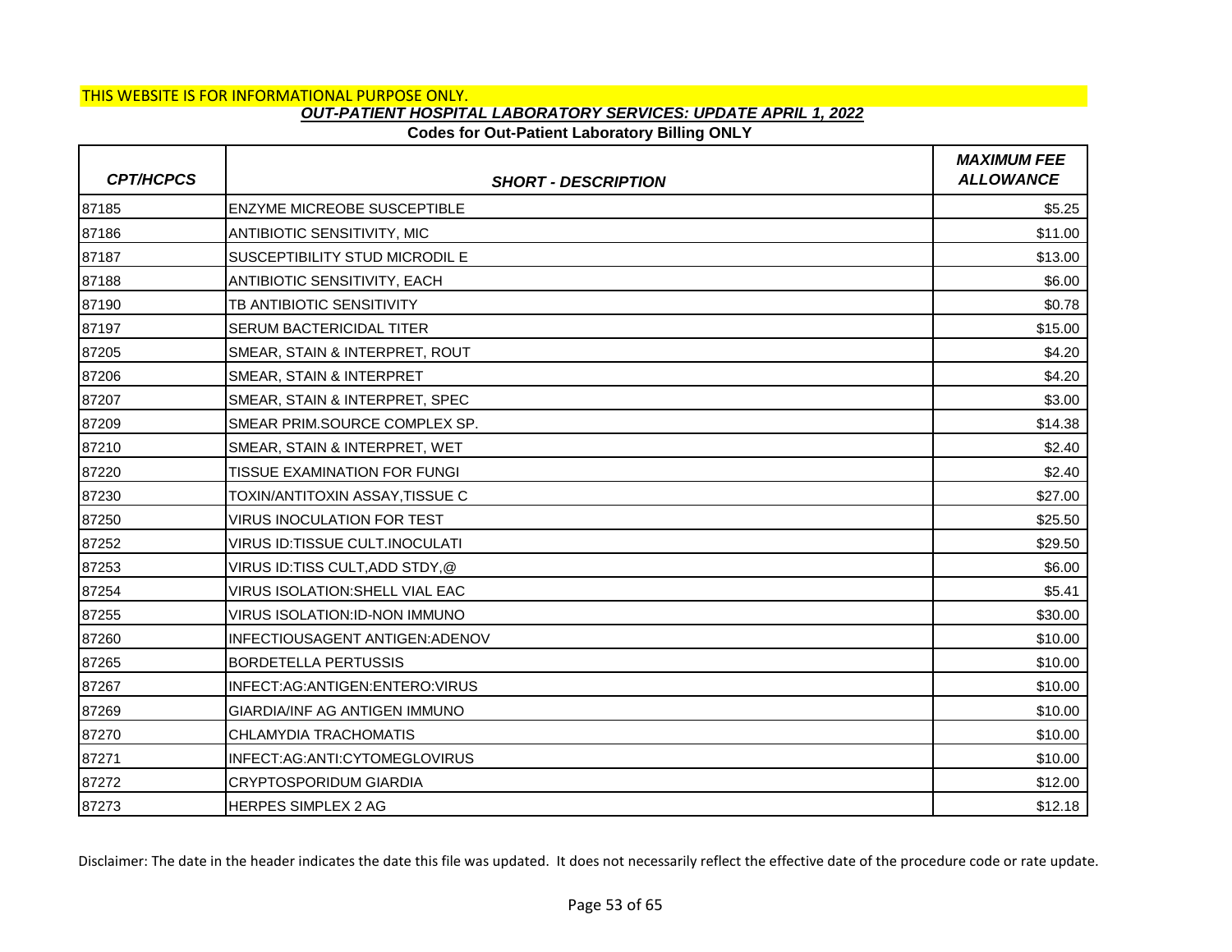THIS WEBSITE IS FOR INFORMATIONAL PURPOSE ONLY.

## *OUT-PATIENT HOSPITAL LABORATORY SERVICES: UPDATE APRIL 1, 2022*

### Codes for Out-Patient Laboratory Billing ONLY

| *CPT/HCPCS* | *SHORT - DESCRIPTION* | *MAXIMUM FEE ALLOWANCE* |
|---|---|---|
| 87185 | ENZYME MICREOBE SUSCEPTIBLE | $5.25 |
| 87186 | ANTIBIOTIC SENSITIVITY, MIC | $11.00 |
| 87187 | SUSCEPTIBILITY STUD MICRODIL E | $13.00 |
| 87188 | ANTIBIOTIC SENSITIVITY, EACH | $6.00 |
| 87190 | TB ANTIBIOTIC SENSITIVITY | $0.78 |
| 87197 | SERUM BACTERICIDAL TITER | $15.00 |
| 87205 | SMEAR, STAIN & INTERPRET, ROUT | $4.20 |
| 87206 | SMEAR, STAIN & INTERPRET | $4.20 |
| 87207 | SMEAR, STAIN & INTERPRET, SPEC | $3.00 |
| 87209 | SMEAR PRIM.SOURCE COMPLEX SP. | $14.38 |
| 87210 | SMEAR, STAIN & INTERPRET, WET | $2.40 |
| 87220 | TISSUE EXAMINATION FOR FUNGI | $2.40 |
| 87230 | TOXIN/ANTITOXIN ASSAY,TISSUE C | $27.00 |
| 87250 | VIRUS INOCULATION FOR TEST | $25.50 |
| 87252 | VIRUS ID:TISSUE CULT.INOCULATI | $29.50 |
| 87253 | VIRUS ID:TISS CULT,ADD STDY,@ | $6.00 |
| 87254 | VIRUS ISOLATION:SHELL VIAL EAC | $5.41 |
| 87255 | VIRUS ISOLATION:ID-NON IMMUNO | $30.00 |
| 87260 | INFECTIOUSAGENT ANTIGEN:ADENOV | $10.00 |
| 87265 | BORDETELLA PERTUSSIS | $10.00 |
| 87267 | INFECT:AG:ANTIGEN:ENTERO:VIRUS | $10.00 |
| 87269 | GIARDIA/INF AG ANTIGEN IMMUNO | $10.00 |
| 87270 | CHLAMYDIA TRACHOMATIS | $10.00 |
| 87271 | INFECT:AG:ANTI:CYTOMEGLOVIRUS | $10.00 |
| 87272 | CRYPTOSPORIDUM GIARDIA | $12.00 |
| 87273 | HERPES SIMPLEX 2 AG | $12.18 |

Disclaimer: The date in the header indicates the date this file was updated. It does not necessarily reflect the effective date of the procedure code or rate update.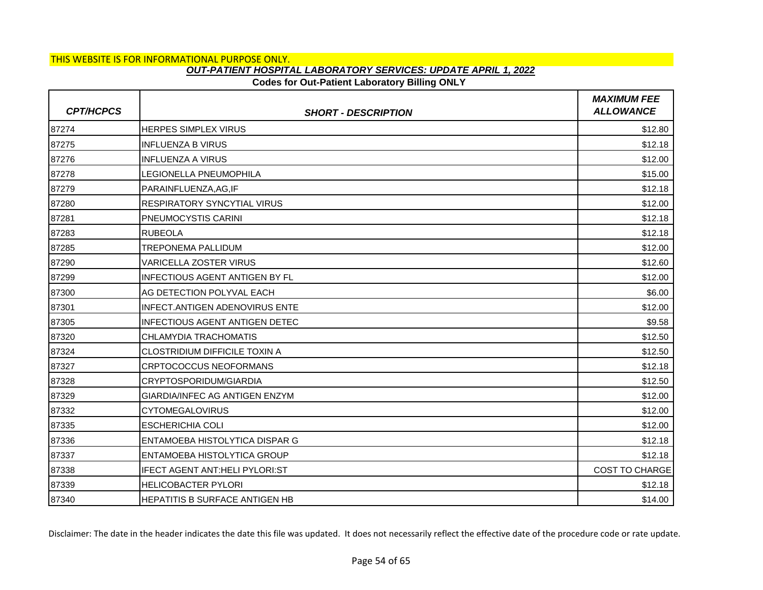THIS WEBSITE IS FOR INFORMATIONAL PURPOSE ONLY.

## *OUT-PATIENT HOSPITAL LABORATORY SERVICES: UPDATE APRIL 1, 2022*

### Codes for Out-Patient Laboratory Billing ONLY

| *CPT/HCPCS* | *SHORT - DESCRIPTION* | *MAXIMUM FEE ALLOWANCE* |
|---|---|---|
| 87274 | HERPES SIMPLEX VIRUS | $12.80 |
| 87275 | INFLUENZA B VIRUS | $12.18 |
| 87276 | INFLUENZA A VIRUS | $12.00 |
| 87278 | LEGIONELLA PNEUMOPHILA | $15.00 |
| 87279 | PARAINFLUENZA,AG,IF | $12.18 |
| 87280 | RESPIRATORY SYNCYTIAL VIRUS | $12.00 |
| 87281 | PNEUMOCYSTIS CARINI | $12.18 |
| 87283 | RUBEOLA | $12.18 |
| 87285 | TREPONEMA PALLIDUM | $12.00 |
| 87290 | VARICELLA ZOSTER VIRUS | $12.60 |
| 87299 | INFECTIOUS AGENT ANTIGEN BY FL | $12.00 |
| 87300 | AG DETECTION POLYVAL EACH | $6.00 |
| 87301 | INFECT.ANTIGEN ADENOVIRUS ENTE | $12.00 |
| 87305 | INFECTIOUS AGENT ANTIGEN DETEC | $9.58 |
| 87320 | CHLAMYDIA TRACHOMATIS | $12.50 |
| 87324 | CLOSTRIDIUM DIFFICILE TOXIN A | $12.50 |
| 87327 | CRPTOCOCCUS NEOFORMANS | $12.18 |
| 87328 | CRYPTOSPORIDUM/GIARDIA | $12.50 |
| 87329 | GIARDIA/INFEC AG ANTIGEN ENZYM | $12.00 |
| 87332 | CYTOMEGALOVIRUS | $12.00 |
| 87335 | ESCHERICHIA COLI | $12.00 |
| 87336 | ENTAMOEBA HISTOLYTICA DISPAR G | $12.18 |
| 87337 | ENTAMOEBA HISTOLYTICA GROUP | $12.18 |
| 87338 | IFECT AGENT ANT:HELI PYLORI:ST | COST TO CHARGE |
| 87339 | HELICOBACTER PYLORI | $12.18 |
| 87340 | HEPATITIS B SURFACE ANTIGEN HB | $14.00 |

Disclaimer: The date in the header indicates the date this file was updated. It does not necessarily reflect the effective date of the procedure code or rate update.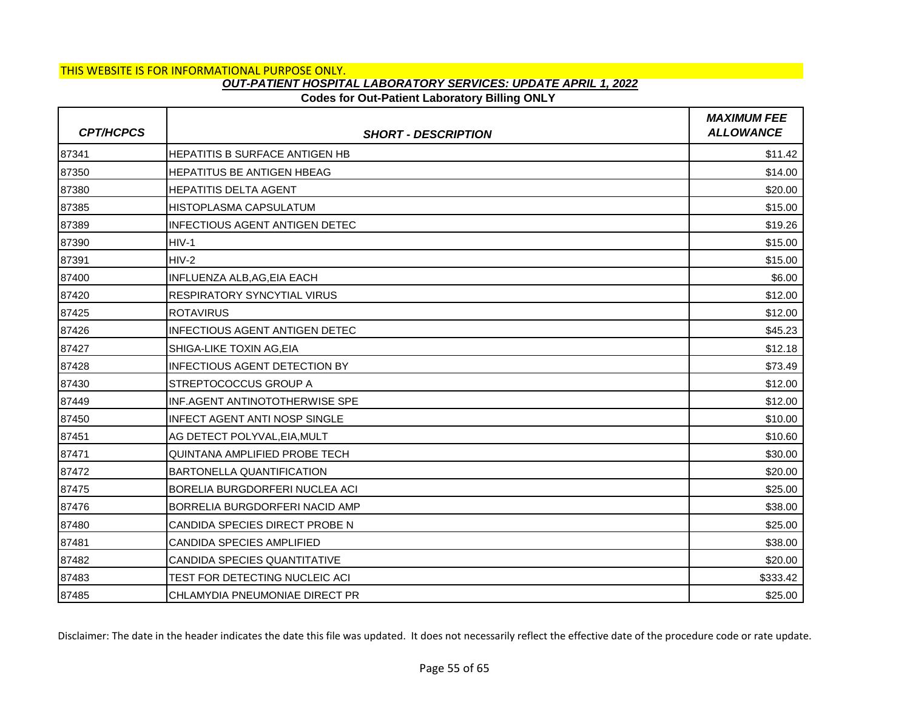THIS WEBSITE IS FOR INFORMATIONAL PURPOSE ONLY.

***OUT-PATIENT HOSPITAL LABORATORY SERVICES: UPDATE APRIL 1, 2022***

**Codes for Out-Patient Laboratory Billing ONLY**

| *CPT/HCPCS* | *SHORT - DESCRIPTION* | *MAXIMUM FEE ALLOWANCE* |
|---|---|---|
| 87341 | HEPATITIS B SURFACE ANTIGEN HB | $11.42 |
| 87350 | HEPATITUS BE ANTIGEN HBEAG | $14.00 |
| 87380 | HEPATITIS DELTA AGENT | $20.00 |
| 87385 | HISTOPLASMA CAPSULATUM | $15.00 |
| 87389 | INFECTIOUS AGENT ANTIGEN DETEC | $19.26 |
| 87390 | HIV-1 | $15.00 |
| 87391 | HIV-2 | $15.00 |
| 87400 | INFLUENZA ALB,AG,EIA EACH | $6.00 |
| 87420 | RESPIRATORY SYNCYTIAL VIRUS | $12.00 |
| 87425 | ROTAVIRUS | $12.00 |
| 87426 | INFECTIOUS AGENT ANTIGEN DETEC | $45.23 |
| 87427 | SHIGA-LIKE TOXIN AG,EIA | $12.18 |
| 87428 | INFECTIOUS AGENT DETECTION BY | $73.49 |
| 87430 | STREPTOCOCCUS GROUP A | $12.00 |
| 87449 | INF.AGENT ANTINOTOTHERWISE SPE | $12.00 |
| 87450 | INFECT AGENT ANTI NOSP SINGLE | $10.00 |
| 87451 | AG DETECT POLYVAL,EIA,MULT | $10.60 |
| 87471 | QUINTANA AMPLIFIED PROBE TECH | $30.00 |
| 87472 | BARTONELLA QUANTIFICATION | $20.00 |
| 87475 | BORELIA BURGDORFERI NUCLEA ACI | $25.00 |
| 87476 | BORRELIA BURGDORFERI NACID AMP | $38.00 |
| 87480 | CANDIDA SPECIES DIRECT PROBE N | $25.00 |
| 87481 | CANDIDA SPECIES AMPLIFIED | $38.00 |
| 87482 | CANDIDA SPECIES QUANTITATIVE | $20.00 |
| 87483 | TEST FOR DETECTING NUCLEIC ACI | $333.42 |
| 87485 | CHLAMYDIA PNEUMONIAE DIRECT PR | $25.00 |

Disclaimer: The date in the header indicates the date this file was updated. It does not necessarily reflect the effective date of the procedure code or rate update.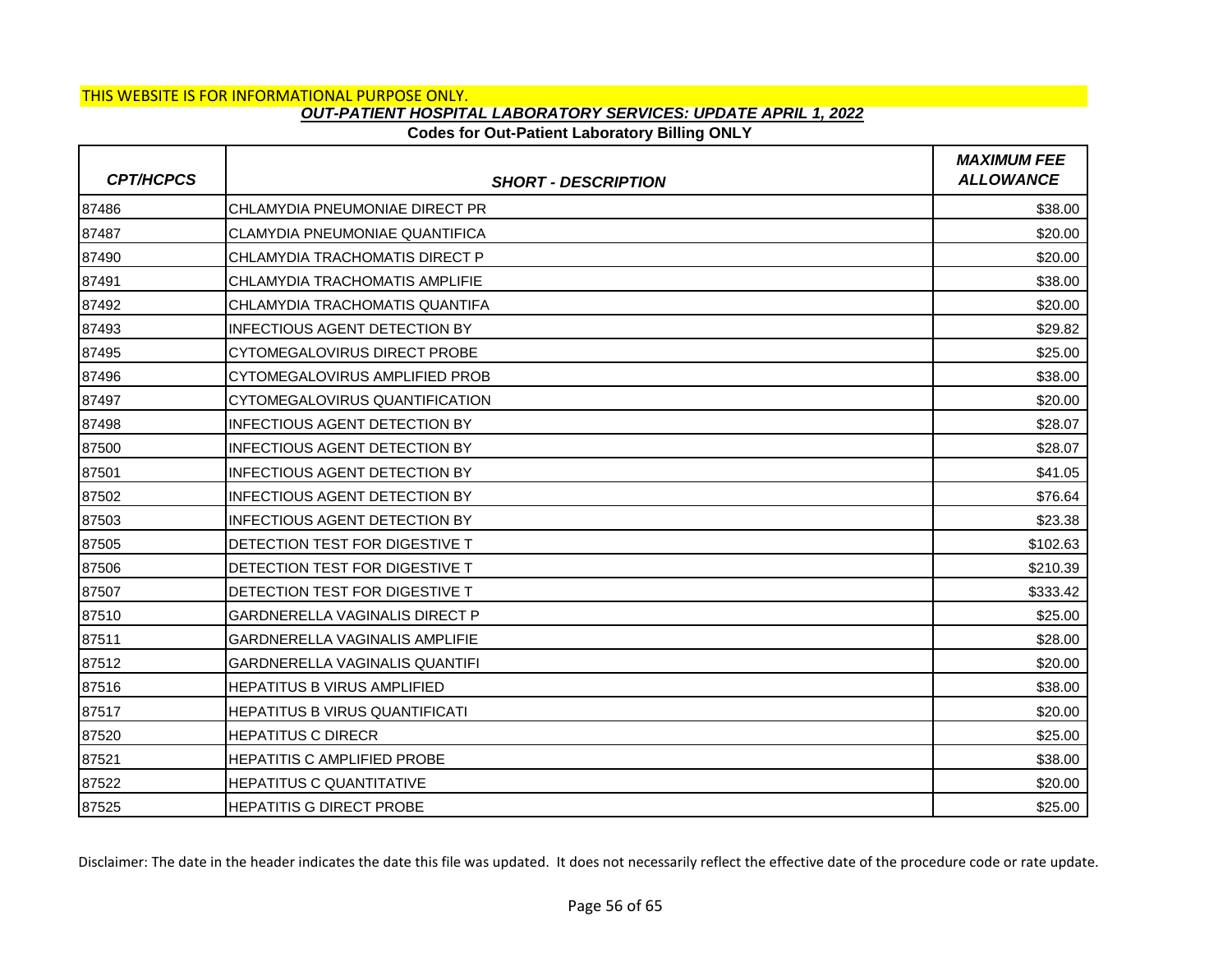THIS WEBSITE IS FOR INFORMATIONAL PURPOSE ONLY.

***OUT-PATIENT HOSPITAL LABORATORY SERVICES: UPDATE APRIL 1, 2022***

**Codes for Out-Patient Laboratory Billing ONLY**

| *CPT/HCPCS* | *SHORT - DESCRIPTION* | *MAXIMUM FEE ALLOWANCE* |
|---|---|---|
| 87486 | CHLAMYDIA PNEUMONIAE DIRECT PR | $38.00 |
| 87487 | CLAMYDIA PNEUMONIAE QUANTIFICA | $20.00 |
| 87490 | CHLAMYDIA TRACHOMATIS DIRECT P | $20.00 |
| 87491 | CHLAMYDIA TRACHOMATIS AMPLIFIE | $38.00 |
| 87492 | CHLAMYDIA TRACHOMATIS QUANTIFA | $20.00 |
| 87493 | INFECTIOUS AGENT DETECTION BY | $29.82 |
| 87495 | CYTOMEGALOVIRUS DIRECT PROBE | $25.00 |
| 87496 | CYTOMEGALOVIRUS AMPLIFIED PROB | $38.00 |
| 87497 | CYTOMEGALOVIRUS QUANTIFICATION | $20.00 |
| 87498 | INFECTIOUS AGENT DETECTION BY | $28.07 |
| 87500 | INFECTIOUS AGENT DETECTION BY | $28.07 |
| 87501 | INFECTIOUS AGENT DETECTION BY | $41.05 |
| 87502 | INFECTIOUS AGENT DETECTION BY | $76.64 |
| 87503 | INFECTIOUS AGENT DETECTION BY | $23.38 |
| 87505 | DETECTION TEST FOR DIGESTIVE T | $102.63 |
| 87506 | DETECTION TEST FOR DIGESTIVE T | $210.39 |
| 87507 | DETECTION TEST FOR DIGESTIVE T | $333.42 |
| 87510 | GARDNERELLA VAGINALIS DIRECT P | $25.00 |
| 87511 | GARDNERELLA VAGINALIS AMPLIFIE | $28.00 |
| 87512 | GARDNERELLA VAGINALIS QUANTIFI | $20.00 |
| 87516 | HEPATITUS B VIRUS AMPLIFIED | $38.00 |
| 87517 | HEPATITUS B VIRUS QUANTIFICATI | $20.00 |
| 87520 | HEPATITUS C DIRECR | $25.00 |
| 87521 | HEPATITIS C AMPLIFIED PROBE | $38.00 |
| 87522 | HEPATITUS C QUANTITATIVE | $20.00 |
| 87525 | HEPATITIS G DIRECT PROBE | $25.00 |

Disclaimer: The date in the header indicates the date this file was updated. It does not necessarily reflect the effective date of the procedure code or rate update.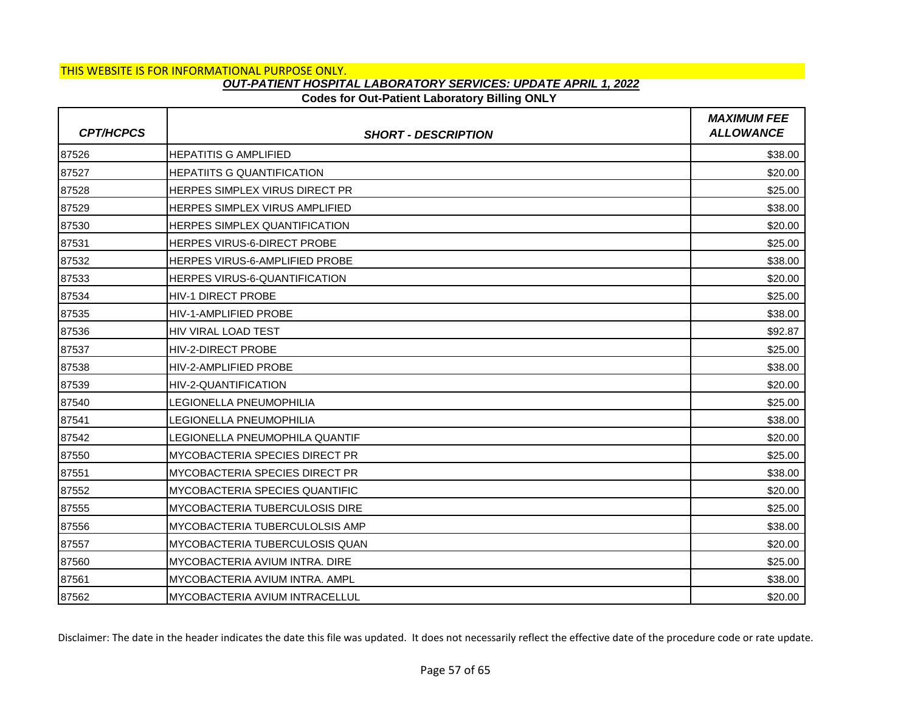THIS WEBSITE IS FOR INFORMATIONAL PURPOSE ONLY.

***OUT-PATIENT HOSPITAL LABORATORY SERVICES: UPDATE APRIL 1, 2022***

**Codes for Out-Patient Laboratory Billing ONLY**

| *CPT/HCPCS* | *SHORT - DESCRIPTION* | *MAXIMUM FEE ALLOWANCE* |
|---|---|---|
| 87526 | HEPATITIS G AMPLIFIED | $38.00 |
| 87527 | HEPATIITS G QUANTIFICATION | $20.00 |
| 87528 | HERPES SIMPLEX VIRUS DIRECT PR | $25.00 |
| 87529 | HERPES SIMPLEX VIRUS AMPLIFIED | $38.00 |
| 87530 | HERPES SIMPLEX QUANTIFICATION | $20.00 |
| 87531 | HERPES VIRUS-6-DIRECT PROBE | $25.00 |
| 87532 | HERPES VIRUS-6-AMPLIFIED PROBE | $38.00 |
| 87533 | HERPES VIRUS-6-QUANTIFICATION | $20.00 |
| 87534 | HIV-1 DIRECT PROBE | $25.00 |
| 87535 | HIV-1-AMPLIFIED PROBE | $38.00 |
| 87536 | HIV VIRAL LOAD TEST | $92.87 |
| 87537 | HIV-2-DIRECT PROBE | $25.00 |
| 87538 | HIV-2-AMPLIFIED PROBE | $38.00 |
| 87539 | HIV-2-QUANTIFICATION | $20.00 |
| 87540 | LEGIONELLA PNEUMOPHILIA | $25.00 |
| 87541 | LEGIONELLA PNEUMOPHILIA | $38.00 |
| 87542 | LEGIONELLA PNEUMOPHILA QUANTIF | $20.00 |
| 87550 | MYCOBACTERIA SPECIES DIRECT PR | $25.00 |
| 87551 | MYCOBACTERIA SPECIES DIRECT PR | $38.00 |
| 87552 | MYCOBACTERIA SPECIES QUANTIFIC | $20.00 |
| 87555 | MYCOBACTERIA TUBERCULOSIS DIRE | $25.00 |
| 87556 | MYCOBACTERIA TUBERCULOLSIS AMP | $38.00 |
| 87557 | MYCOBACTERIA TUBERCULOSIS QUAN | $20.00 |
| 87560 | MYCOBACTERIA AVIUM INTRA. DIRE | $25.00 |
| 87561 | MYCOBACTERIA AVIUM INTRA. AMPL | $38.00 |
| 87562 | MYCOBACTERIA AVIUM INTRACELLUL | $20.00 |

Disclaimer: The date in the header indicates the date this file was updated. It does not necessarily reflect the effective date of the procedure code or rate update.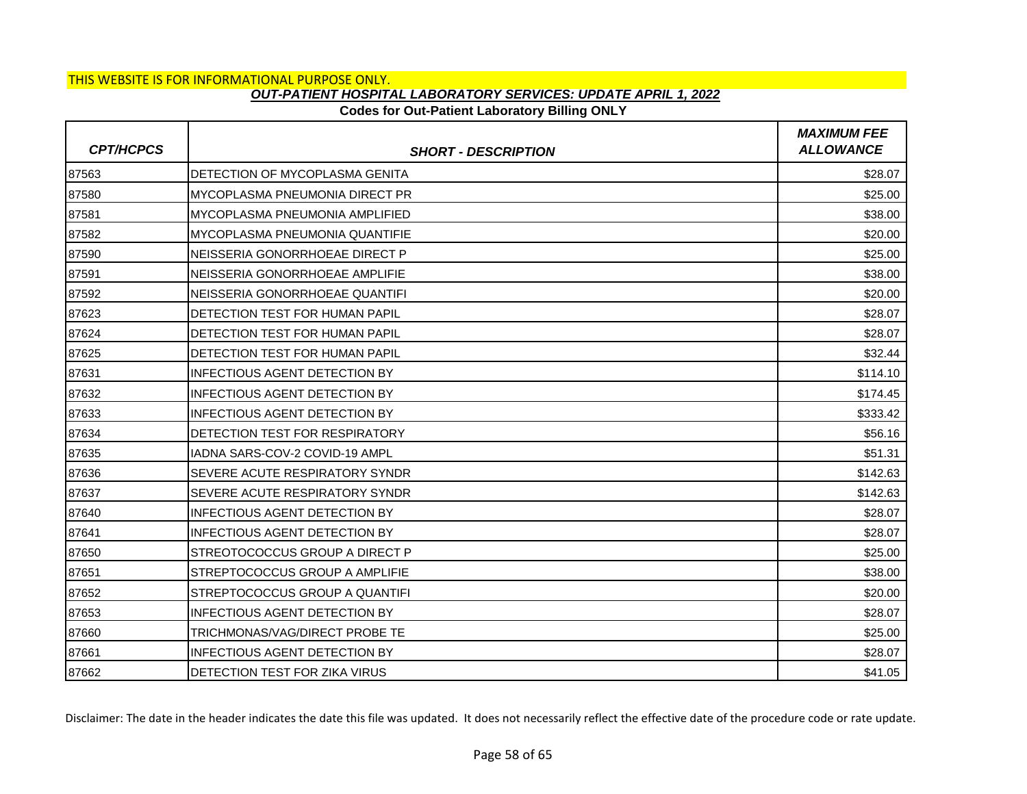THIS WEBSITE IS FOR INFORMATIONAL PURPOSE ONLY.

***OUT-PATIENT HOSPITAL LABORATORY SERVICES: UPDATE APRIL 1, 2022***

**Codes for Out-Patient Laboratory Billing ONLY**

| *CPT/HCPCS* | *SHORT - DESCRIPTION* | *MAXIMUM FEE ALLOWANCE* |
|---|---|---|
| 87563 | DETECTION OF MYCOPLASMA GENITA | $28.07 |
| 87580 | MYCOPLASMA PNEUMONIA DIRECT PR | $25.00 |
| 87581 | MYCOPLASMA PNEUMONIA AMPLIFIED | $38.00 |
| 87582 | MYCOPLASMA PNEUMONIA QUANTIFIE | $20.00 |
| 87590 | NEISSERIA GONORRHOEAE DIRECT P | $25.00 |
| 87591 | NEISSERIA GONORRHOEAE AMPLIFIE | $38.00 |
| 87592 | NEISSERIA GONORRHOEAE QUANTIFI | $20.00 |
| 87623 | DETECTION TEST FOR HUMAN PAPIL | $28.07 |
| 87624 | DETECTION TEST FOR HUMAN PAPIL | $28.07 |
| 87625 | DETECTION TEST FOR HUMAN PAPIL | $32.44 |
| 87631 | INFECTIOUS AGENT DETECTION BY | $114.10 |
| 87632 | INFECTIOUS AGENT DETECTION BY | $174.45 |
| 87633 | INFECTIOUS AGENT DETECTION BY | $333.42 |
| 87634 | DETECTION TEST FOR RESPIRATORY | $56.16 |
| 87635 | IADNA SARS-COV-2 COVID-19 AMPL | $51.31 |
| 87636 | SEVERE ACUTE RESPIRATORY SYNDR | $142.63 |
| 87637 | SEVERE ACUTE RESPIRATORY SYNDR | $142.63 |
| 87640 | INFECTIOUS AGENT DETECTION BY | $28.07 |
| 87641 | INFECTIOUS AGENT DETECTION BY | $28.07 |
| 87650 | STREOTOCOCCUS GROUP A DIRECT P | $25.00 |
| 87651 | STREPTOCOCCUS GROUP A AMPLIFIE | $38.00 |
| 87652 | STREPTOCOCCUS GROUP A QUANTIFI | $20.00 |
| 87653 | INFECTIOUS AGENT DETECTION BY | $28.07 |
| 87660 | TRICHMONAS/VAG/DIRECT PROBE TE | $25.00 |
| 87661 | INFECTIOUS AGENT DETECTION BY | $28.07 |
| 87662 | DETECTION TEST FOR ZIKA VIRUS | $41.05 |

Disclaimer: The date in the header indicates the date this file was updated. It does not necessarily reflect the effective date of the procedure code or rate update.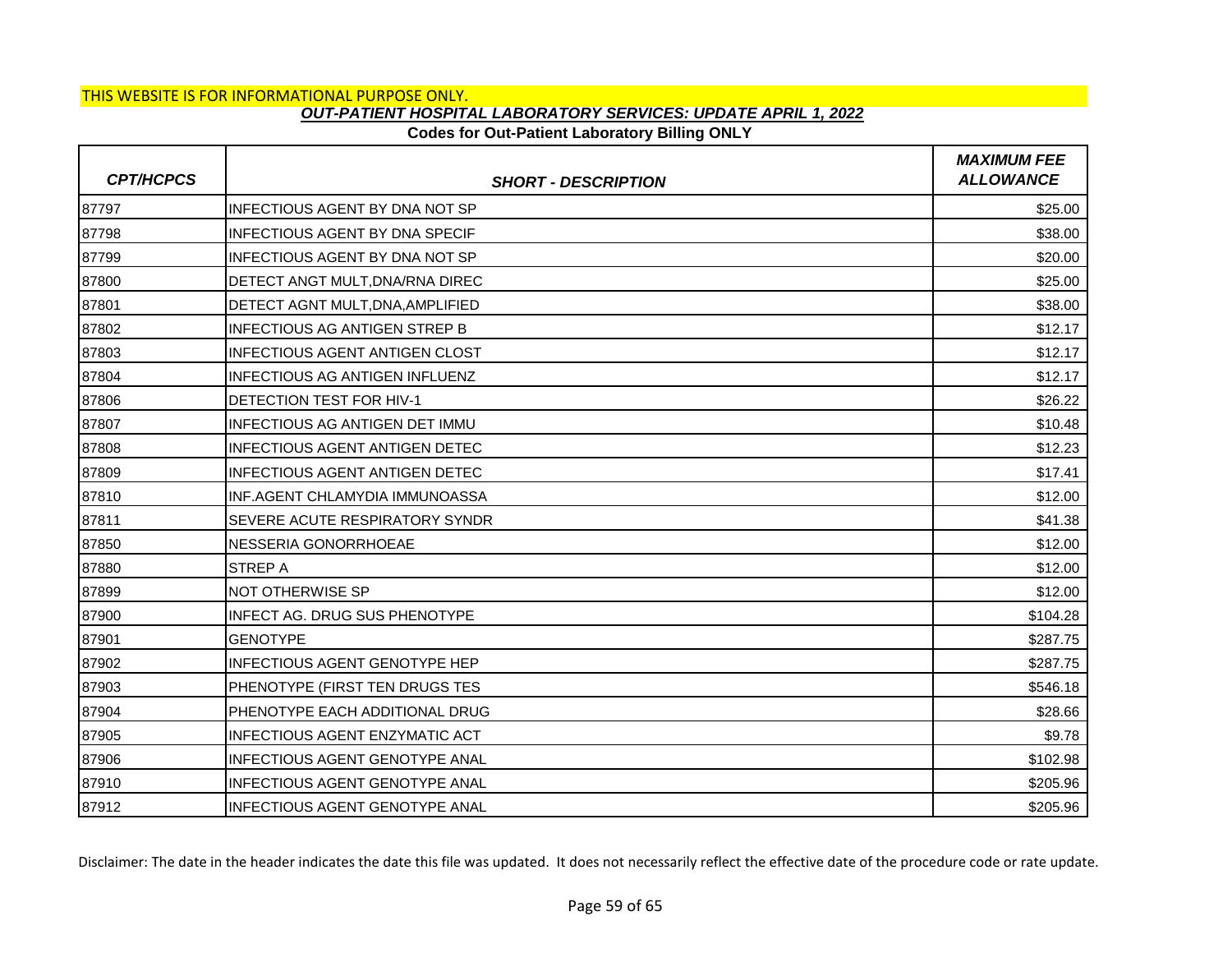THIS WEBSITE IS FOR INFORMATIONAL PURPOSE ONLY.

## *OUT-PATIENT HOSPITAL LABORATORY SERVICES: UPDATE APRIL 1, 2022*

### Codes for Out-Patient Laboratory Billing ONLY

| *CPT/HCPCS* | *SHORT - DESCRIPTION* | *MAXIMUM FEE ALLOWANCE* |
|---|---|---|
| 87797 | INFECTIOUS AGENT BY DNA NOT SP | $25.00 |
| 87798 | INFECTIOUS AGENT BY DNA SPECIF | $38.00 |
| 87799 | INFECTIOUS AGENT BY DNA NOT SP | $20.00 |
| 87800 | DETECT ANGT MULT,DNA/RNA DIREC | $25.00 |
| 87801 | DETECT AGNT MULT,DNA,AMPLIFIED | $38.00 |
| 87802 | INFECTIOUS AG ANTIGEN STREP B | $12.17 |
| 87803 | INFECTIOUS AGENT ANTIGEN CLOST | $12.17 |
| 87804 | INFECTIOUS AG ANTIGEN INFLUENZ | $12.17 |
| 87806 | DETECTION TEST FOR HIV-1 | $26.22 |
| 87807 | INFECTIOUS AG ANTIGEN DET IMMU | $10.48 |
| 87808 | INFECTIOUS AGENT ANTIGEN DETEC | $12.23 |
| 87809 | INFECTIOUS AGENT ANTIGEN DETEC | $17.41 |
| 87810 | INF.AGENT CHLAMYDIA IMMUNOASSA | $12.00 |
| 87811 | SEVERE ACUTE RESPIRATORY SYNDR | $41.38 |
| 87850 | NESSERIA GONORRHOEAE | $12.00 |
| 87880 | STREP A | $12.00 |
| 87899 | NOT OTHERWISE SP | $12.00 |
| 87900 | INFECT AG. DRUG SUS PHENOTYPE | $104.28 |
| 87901 | GENOTYPE | $287.75 |
| 87902 | INFECTIOUS AGENT GENOTYPE HEP | $287.75 |
| 87903 | PHENOTYPE (FIRST TEN DRUGS TES | $546.18 |
| 87904 | PHENOTYPE EACH ADDITIONAL DRUG | $28.66 |
| 87905 | INFECTIOUS AGENT ENZYMATIC ACT | $9.78 |
| 87906 | INFECTIOUS AGENT GENOTYPE ANAL | $102.98 |
| 87910 | INFECTIOUS AGENT GENOTYPE ANAL | $205.96 |
| 87912 | INFECTIOUS AGENT GENOTYPE ANAL | $205.96 |

Disclaimer: The date in the header indicates the date this file was updated. It does not necessarily reflect the effective date of the procedure code or rate update.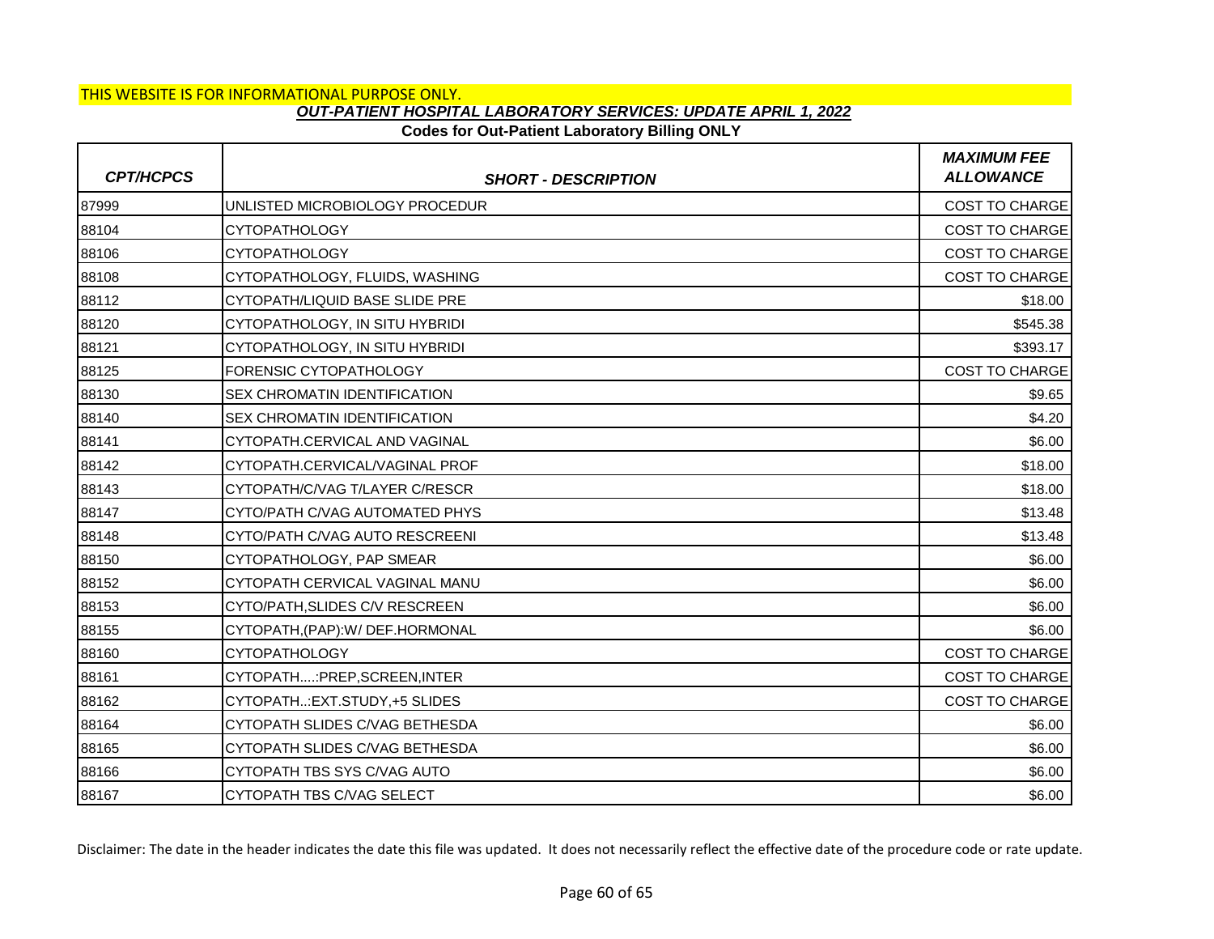THIS WEBSITE IS FOR INFORMATIONAL PURPOSE ONLY.

***OUT-PATIENT HOSPITAL LABORATORY SERVICES: UPDATE APRIL 1, 2022***

**Codes for Out-Patient Laboratory Billing ONLY**

| *CPT/HCPCS* | *SHORT - DESCRIPTION* | *MAXIMUM FEE ALLOWANCE* |
|---|---|---|
| 87999 | UNLISTED MICROBIOLOGY PROCEDUR | COST TO CHARGE |
| 88104 | CYTOPATHOLOGY | COST TO CHARGE |
| 88106 | CYTOPATHOLOGY | COST TO CHARGE |
| 88108 | CYTOPATHOLOGY, FLUIDS, WASHING | COST TO CHARGE |
| 88112 | CYTOPATH/LIQUID BASE SLIDE PRE | $18.00 |
| 88120 | CYTOPATHOLOGY, IN SITU HYBRIDI | $545.38 |
| 88121 | CYTOPATHOLOGY, IN SITU HYBRIDI | $393.17 |
| 88125 | FORENSIC CYTOPATHOLOGY | COST TO CHARGE |
| 88130 | SEX CHROMATIN IDENTIFICATION | $9.65 |
| 88140 | SEX CHROMATIN IDENTIFICATION | $4.20 |
| 88141 | CYTOPATH.CERVICAL AND VAGINAL | $6.00 |
| 88142 | CYTOPATH.CERVICAL/VAGINAL PROF | $18.00 |
| 88143 | CYTOPATH/C/VAG T/LAYER C/RESCR | $18.00 |
| 88147 | CYTO/PATH C/VAG AUTOMATED PHYS | $13.48 |
| 88148 | CYTO/PATH C/VAG AUTO RESCREENI | $13.48 |
| 88150 | CYTOPATHOLOGY, PAP SMEAR | $6.00 |
| 88152 | CYTOPATH CERVICAL VAGINAL MANU | $6.00 |
| 88153 | CYTO/PATH,SLIDES C/V RESCREEN | $6.00 |
| 88155 | CYTOPATH,(PAP):W/ DEF.HORMONAL | $6.00 |
| 88160 | CYTOPATHOLOGY | COST TO CHARGE |
| 88161 | CYTOPATH....:PREP,SCREEN,INTER | COST TO CHARGE |
| 88162 | CYTOPATH..:EXT.STUDY,+5 SLIDES | COST TO CHARGE |
| 88164 | CYTOPATH SLIDES C/VAG BETHESDA | $6.00 |
| 88165 | CYTOPATH SLIDES C/VAG BETHESDA | $6.00 |
| 88166 | CYTOPATH TBS SYS C/VAG AUTO | $6.00 |
| 88167 | CYTOPATH TBS C/VAG SELECT | $6.00 |

Disclaimer: The date in the header indicates the date this file was updated. It does not necessarily reflect the effective date of the procedure code or rate update.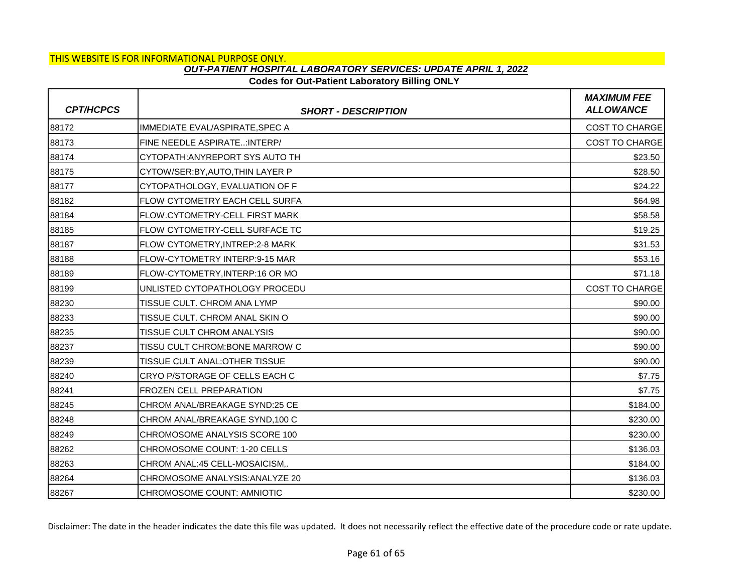THIS WEBSITE IS FOR INFORMATIONAL PURPOSE ONLY.

***OUT-PATIENT HOSPITAL LABORATORY SERVICES: UPDATE APRIL 1, 2022***

**Codes for Out-Patient Laboratory Billing ONLY**

| *CPT/HCPCS* | *SHORT - DESCRIPTION* | *MAXIMUM FEE ALLOWANCE* |
|---|---|---|
| 88172 | IMMEDIATE EVAL/ASPIRATE,SPEC A | COST TO CHARGE |
| 88173 | FINE NEEDLE ASPIRATE..:INTERP/ | COST TO CHARGE |
| 88174 | CYTOPATH:ANYREPORT SYS AUTO TH | $23.50 |
| 88175 | CYTOW/SER:BY,AUTO,THIN LAYER P | $28.50 |
| 88177 | CYTOPATHOLOGY, EVALUATION OF F | $24.22 |
| 88182 | FLOW CYTOMETRY EACH CELL SURFA | $64.98 |
| 88184 | FLOW.CYTOMETRY-CELL FIRST MARK | $58.58 |
| 88185 | FLOW CYTOMETRY-CELL SURFACE TC | $19.25 |
| 88187 | FLOW CYTOMETRY,INTREP:2-8 MARK | $31.53 |
| 88188 | FLOW-CYTOMETRY INTERP:9-15 MAR | $53.16 |
| 88189 | FLOW-CYTOMETRY,INTERP:16 OR MO | $71.18 |
| 88199 | UNLISTED CYTOPATHOLOGY PROCEDU | COST TO CHARGE |
| 88230 | TISSUE CULT. CHROM ANA LYMP | $90.00 |
| 88233 | TISSUE CULT. CHROM ANAL SKIN O | $90.00 |
| 88235 | TISSUE CULT CHROM ANALYSIS | $90.00 |
| 88237 | TISSU CULT CHROM:BONE MARROW C | $90.00 |
| 88239 | TISSUE CULT ANAL:OTHER TISSUE | $90.00 |
| 88240 | CRYO P/STORAGE OF CELLS EACH C | $7.75 |
| 88241 | FROZEN CELL PREPARATION | $7.75 |
| 88245 | CHROM ANAL/BREAKAGE SYND:25 CE | $184.00 |
| 88248 | CHROM ANAL/BREAKAGE SYND,100 C | $230.00 |
| 88249 | CHROMOSOME ANALYSIS SCORE 100 | $230.00 |
| 88262 | CHROMOSOME COUNT: 1-20 CELLS | $136.03 |
| 88263 | CHROM ANAL:45 CELL-MOSAICISM,. | $184.00 |
| 88264 | CHROMOSOME ANALYSIS:ANALYZE 20 | $136.03 |
| 88267 | CHROMOSOME COUNT: AMNIOTIC | $230.00 |

Disclaimer: The date in the header indicates the date this file was updated. It does not necessarily reflect the effective date of the procedure code or rate update.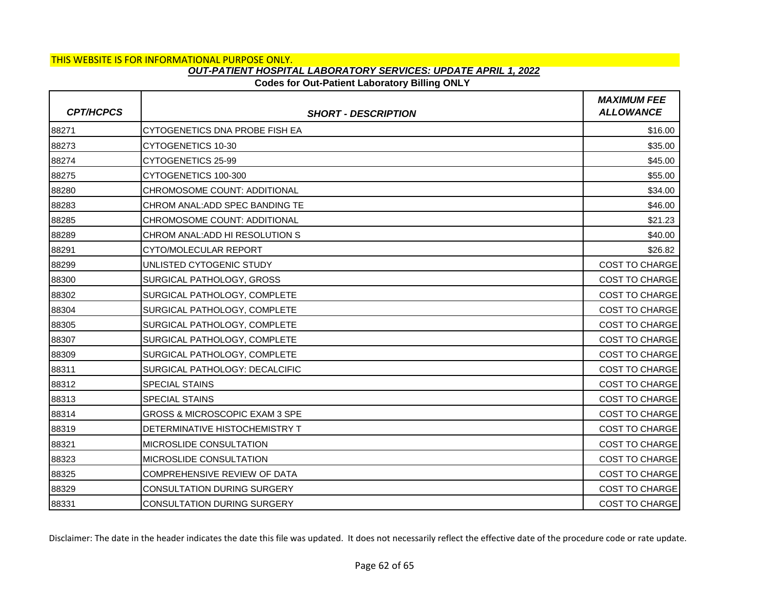THIS WEBSITE IS FOR INFORMATIONAL PURPOSE ONLY.

***OUT-PATIENT HOSPITAL LABORATORY SERVICES: UPDATE APRIL 1, 2022***

**Codes for Out-Patient Laboratory Billing ONLY**

| CPT/HCPCS | SHORT - DESCRIPTION | MAXIMUM FEE ALLOWANCE |
|---|---|---|
| 88271 | CYTOGENETICS DNA PROBE FISH EA | $16.00 |
| 88273 | CYTOGENETICS 10-30 | $35.00 |
| 88274 | CYTOGENETICS 25-99 | $45.00 |
| 88275 | CYTOGENETICS 100-300 | $55.00 |
| 88280 | CHROMOSOME COUNT: ADDITIONAL | $34.00 |
| 88283 | CHROM ANAL:ADD SPEC BANDING TE | $46.00 |
| 88285 | CHROMOSOME COUNT: ADDITIONAL | $21.23 |
| 88289 | CHROM ANAL:ADD HI RESOLUTION S | $40.00 |
| 88291 | CYTO/MOLECULAR REPORT | $26.82 |
| 88299 | UNLISTED CYTOGENIC STUDY | COST TO CHARGE |
| 88300 | SURGICAL PATHOLOGY, GROSS | COST TO CHARGE |
| 88302 | SURGICAL PATHOLOGY, COMPLETE | COST TO CHARGE |
| 88304 | SURGICAL PATHOLOGY, COMPLETE | COST TO CHARGE |
| 88305 | SURGICAL PATHOLOGY, COMPLETE | COST TO CHARGE |
| 88307 | SURGICAL PATHOLOGY, COMPLETE | COST TO CHARGE |
| 88309 | SURGICAL PATHOLOGY, COMPLETE | COST TO CHARGE |
| 88311 | SURGICAL PATHOLOGY: DECALCIFIC | COST TO CHARGE |
| 88312 | SPECIAL STAINS | COST TO CHARGE |
| 88313 | SPECIAL STAINS | COST TO CHARGE |
| 88314 | GROSS & MICROSCOPIC EXAM 3 SPE | COST TO CHARGE |
| 88319 | DETERMINATIVE HISTOCHEMISTRY T | COST TO CHARGE |
| 88321 | MICROSLIDE CONSULTATION | COST TO CHARGE |
| 88323 | MICROSLIDE CONSULTATION | COST TO CHARGE |
| 88325 | COMPREHENSIVE REVIEW OF DATA | COST TO CHARGE |
| 88329 | CONSULTATION DURING SURGERY | COST TO CHARGE |
| 88331 | CONSULTATION DURING SURGERY | COST TO CHARGE |

Disclaimer: The date in the header indicates the date this file was updated. It does not necessarily reflect the effective date of the procedure code or rate update.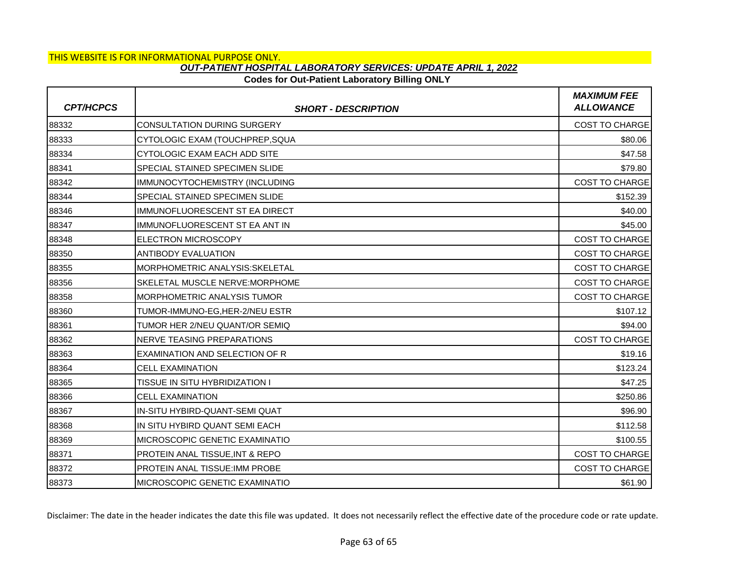THIS WEBSITE IS FOR INFORMATIONAL PURPOSE ONLY.

## *OUT-PATIENT HOSPITAL LABORATORY SERVICES: UPDATE APRIL 1, 2022*

### Codes for Out-Patient Laboratory Billing ONLY

| *CPT/HCPCS* | *SHORT - DESCRIPTION* | *MAXIMUM FEE ALLOWANCE* |
|---|---|---|
| 88332 | CONSULTATION DURING SURGERY | COST TO CHARGE |
| 88333 | CYTOLOGIC EXAM (TOUCHPREP,SQUA | $80.06 |
| 88334 | CYTOLOGIC EXAM EACH ADD SITE | $47.58 |
| 88341 | SPECIAL STAINED SPECIMEN SLIDE | $79.80 |
| 88342 | IMMUNOCYTOCHEMISTRY (INCLUDING | COST TO CHARGE |
| 88344 | SPECIAL STAINED SPECIMEN SLIDE | $152.39 |
| 88346 | IMMUNOFLUORESCENT ST EA DIRECT | $40.00 |
| 88347 | IMMUNOFLUORESCENT ST EA ANT IN | $45.00 |
| 88348 | ELECTRON MICROSCOPY | COST TO CHARGE |
| 88350 | ANTIBODY EVALUATION | COST TO CHARGE |
| 88355 | MORPHOMETRIC ANALYSIS:SKELETAL | COST TO CHARGE |
| 88356 | SKELETAL MUSCLE NERVE:MORPHOME | COST TO CHARGE |
| 88358 | MORPHOMETRIC ANALYSIS TUMOR | COST TO CHARGE |
| 88360 | TUMOR-IMMUNO-EG,HER-2/NEU ESTR | $107.12 |
| 88361 | TUMOR HER 2/NEU QUANT/OR SEMIQ | $94.00 |
| 88362 | NERVE TEASING PREPARATIONS | COST TO CHARGE |
| 88363 | EXAMINATION AND SELECTION OF R | $19.16 |
| 88364 | CELL EXAMINATION | $123.24 |
| 88365 | TISSUE IN SITU HYBRIDIZATION I | $47.25 |
| 88366 | CELL EXAMINATION | $250.86 |
| 88367 | IN-SITU HYBIRD-QUANT-SEMI QUAT | $96.90 |
| 88368 | IN SITU HYBIRD QUANT SEMI EACH | $112.58 |
| 88369 | MICROSCOPIC GENETIC EXAMINATIO | $100.55 |
| 88371 | PROTEIN ANAL TISSUE,INT & REPO | COST TO CHARGE |
| 88372 | PROTEIN ANAL TISSUE:IMM PROBE | COST TO CHARGE |
| 88373 | MICROSCOPIC GENETIC EXAMINATIO | $61.90 |

Disclaimer: The date in the header indicates the date this file was updated. It does not necessarily reflect the effective date of the procedure code or rate update.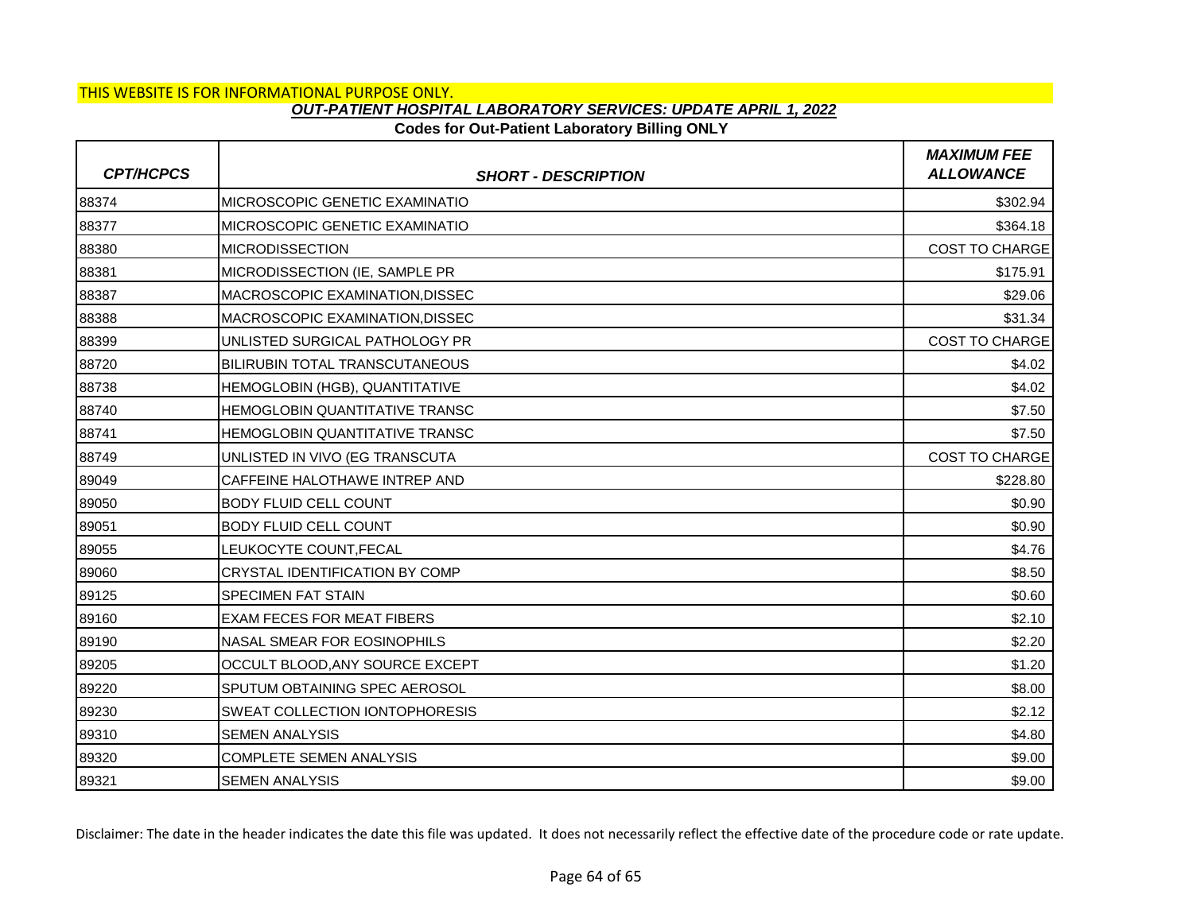THIS WEBSITE IS FOR INFORMATIONAL PURPOSE ONLY.

## *OUT-PATIENT HOSPITAL LABORATORY SERVICES: UPDATE APRIL 1, 2022*

**Codes for Out-Patient Laboratory Billing ONLY**

| *CPT/HCPCS* | *SHORT - DESCRIPTION* | *MAXIMUM FEE ALLOWANCE* |
|---|---|---|
| 88374 | MICROSCOPIC GENETIC EXAMINATIO | $302.94 |
| 88377 | MICROSCOPIC GENETIC EXAMINATIO | $364.18 |
| 88380 | MICRODISSECTION | COST TO CHARGE |
| 88381 | MICRODISSECTION (IE, SAMPLE PR | $175.91 |
| 88387 | MACROSCOPIC EXAMINATION,DISSEC | $29.06 |
| 88388 | MACROSCOPIC EXAMINATION,DISSEC | $31.34 |
| 88399 | UNLISTED SURGICAL PATHOLOGY PR | COST TO CHARGE |
| 88720 | BILIRUBIN TOTAL TRANSCUTANEOUS | $4.02 |
| 88738 | HEMOGLOBIN (HGB), QUANTITATIVE | $4.02 |
| 88740 | HEMOGLOBIN QUANTITATIVE TRANSC | $7.50 |
| 88741 | HEMOGLOBIN QUANTITATIVE TRANSC | $7.50 |
| 88749 | UNLISTED IN VIVO (EG TRANSCUTA | COST TO CHARGE |
| 89049 | CAFFEINE HALOTHAWE INTREP AND | $228.80 |
| 89050 | BODY FLUID CELL COUNT | $0.90 |
| 89051 | BODY FLUID CELL COUNT | $0.90 |
| 89055 | LEUKOCYTE COUNT,FECAL | $4.76 |
| 89060 | CRYSTAL IDENTIFICATION BY COMP | $8.50 |
| 89125 | SPECIMEN FAT STAIN | $0.60 |
| 89160 | EXAM FECES FOR MEAT FIBERS | $2.10 |
| 89190 | NASAL SMEAR FOR EOSINOPHILS | $2.20 |
| 89205 | OCCULT BLOOD,ANY SOURCE EXCEPT | $1.20 |
| 89220 | SPUTUM OBTAINING SPEC AEROSOL | $8.00 |
| 89230 | SWEAT COLLECTION IONTOPHORESIS | $2.12 |
| 89310 | SEMEN ANALYSIS | $4.80 |
| 89320 | COMPLETE SEMEN ANALYSIS | $9.00 |
| 89321 | SEMEN ANALYSIS | $9.00 |

Disclaimer: The date in the header indicates the date this file was updated. It does not necessarily reflect the effective date of the procedure code or rate update.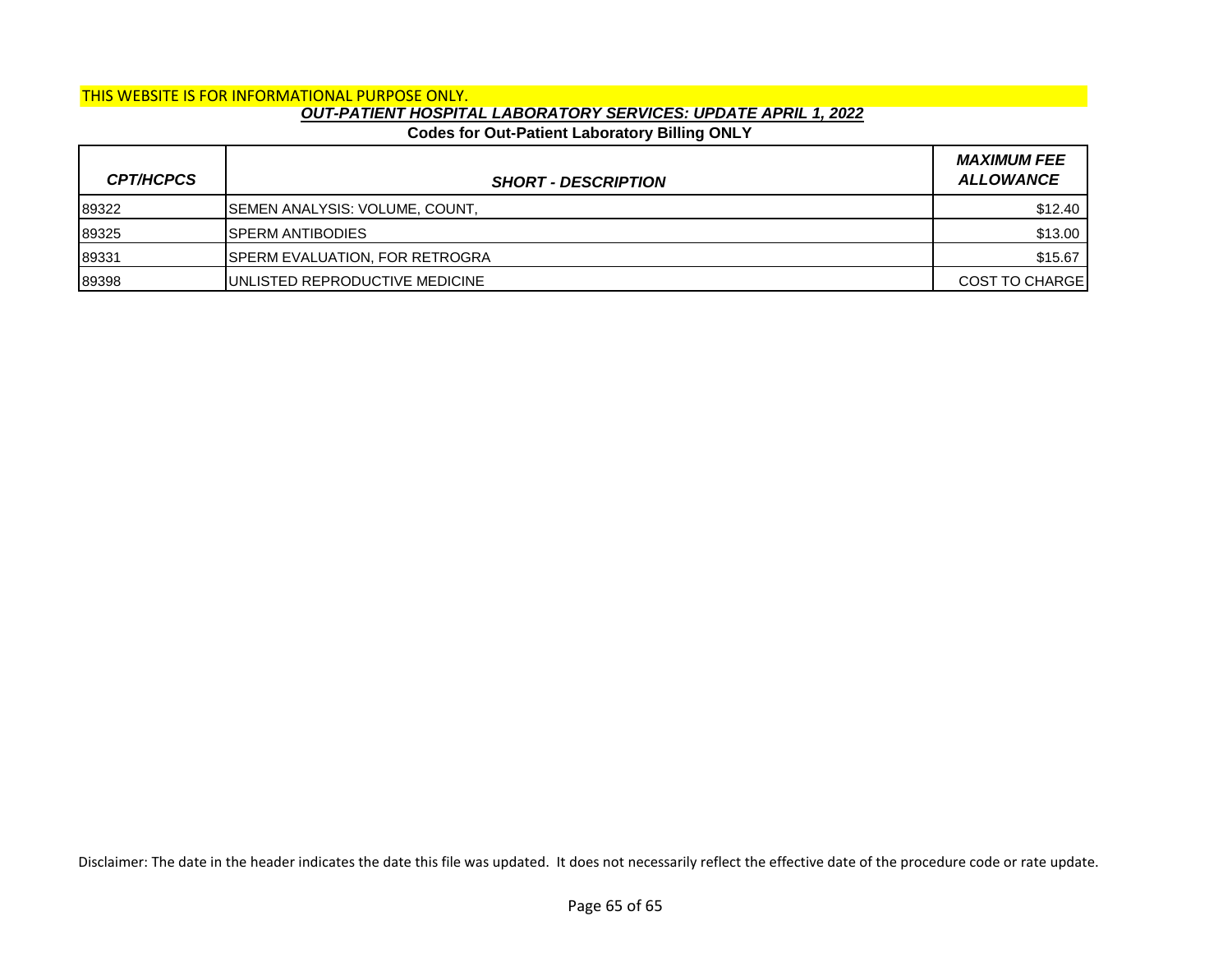THIS WEBSITE IS FOR INFORMATIONAL PURPOSE ONLY.

***OUT-PATIENT HOSPITAL LABORATORY SERVICES: UPDATE APRIL 1, 2022***

**Codes for Out-Patient Laboratory Billing ONLY**

| *CPT/HCPCS* | *SHORT - DESCRIPTION* | *MAXIMUM FEE ALLOWANCE* |
|---|---|---|
| 89322 | SEMEN ANALYSIS: VOLUME, COUNT, | $12.40 |
| 89325 | SPERM ANTIBODIES | $13.00 |
| 89331 | SPERM EVALUATION, FOR RETROGRA | $15.67 |
| 89398 | UNLISTED REPRODUCTIVE MEDICINE | COST TO CHARGE |

Disclaimer: The date in the header indicates the date this file was updated. It does not necessarily reflect the effective date of the procedure code or rate update.